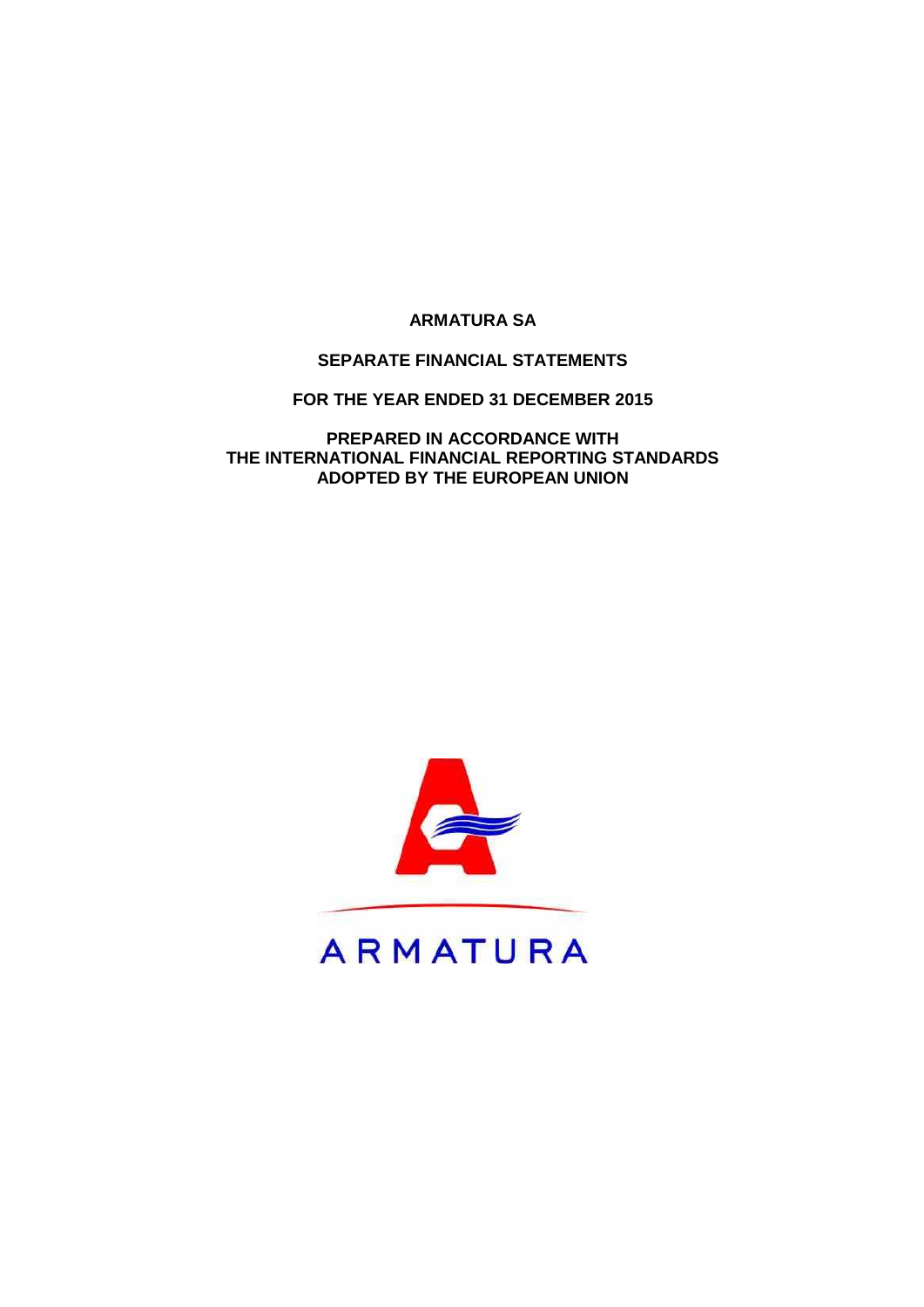# ARMATURA SA

## SEPARATE FINANCIAL STATEMENTS

## FOR THE YEAR ENDED 31 DECEMBER 2015

## PREPARED IN ACCORDANCE WITH THE INTERNATIONAL FINANCIAL REPORTING STANDARDS ADOPTED BY THE EUROPEAN UNION

ARMATURA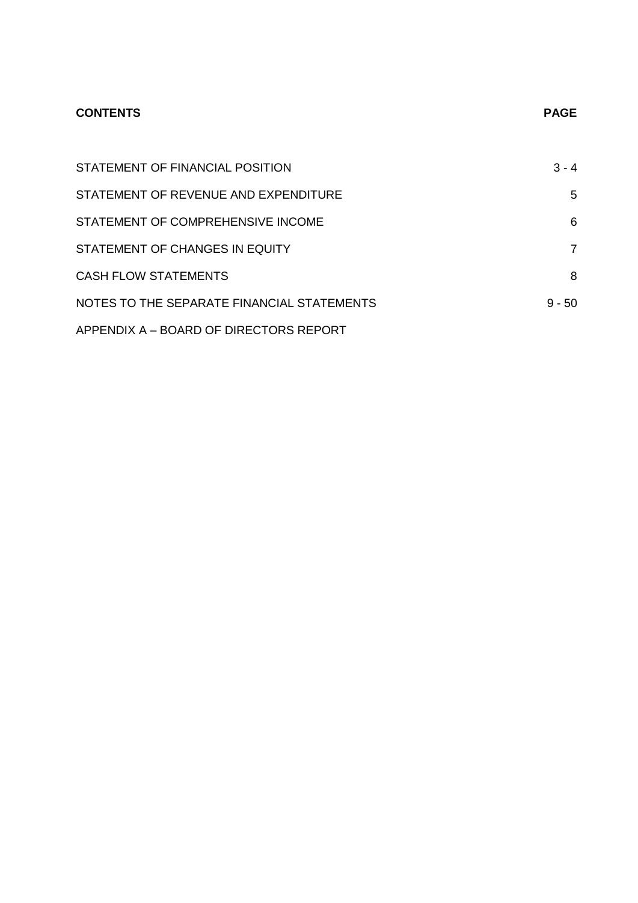| **CONTENTS** | **PAGE** |
| --- | --- |
| STATEMENT OF FINANCIAL POSITION | 3 - 4 |
| STATEMENT OF REVENUE AND EXPENDITURE | 5 |
| STATEMENT OF COMPREHENSIVE INCOME | 6 |
| STATEMENT OF CHANGES IN EQUITY | 7 |
| CASH FLOW STATEMENTS | 8 |
| NOTES TO THE SEPARATE FINANCIAL STATEMENTS | 9 - 50 |
| APPENDIX A – BOARD OF DIRECTORS REPORT | |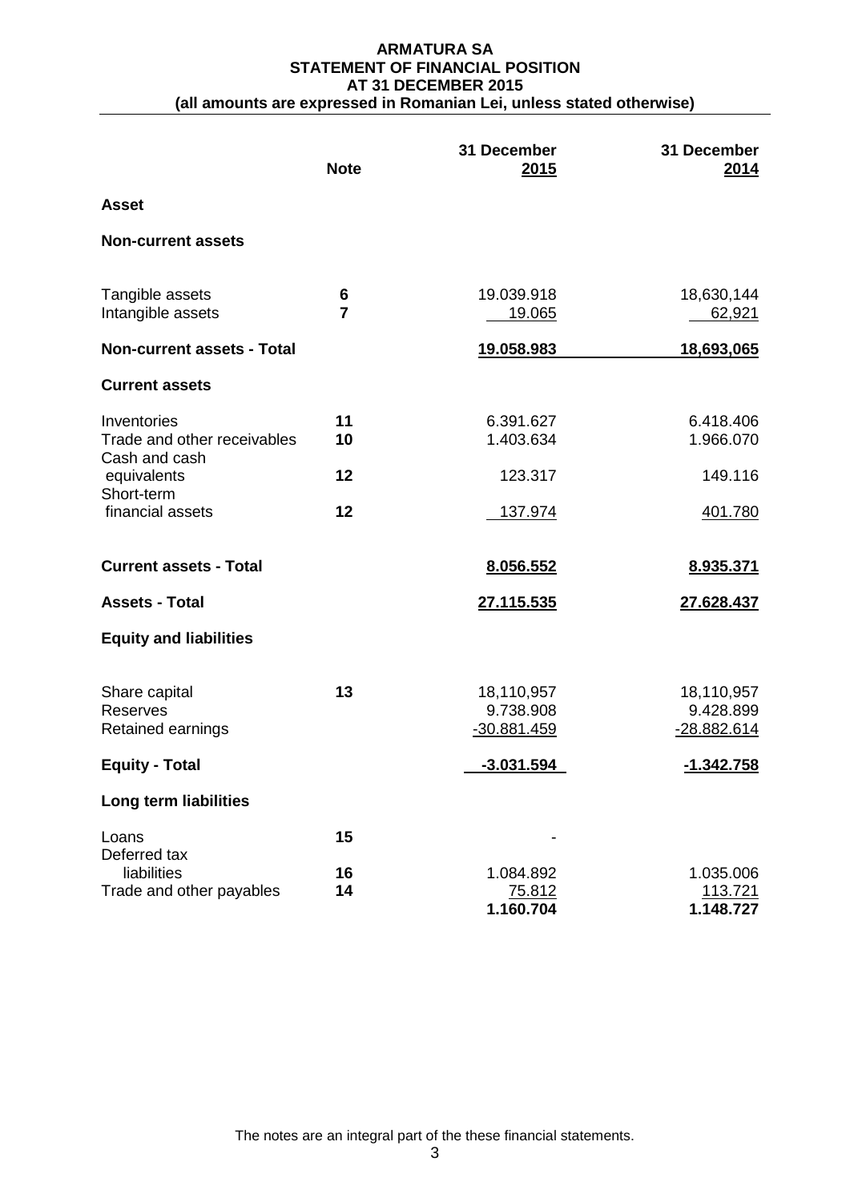# ARMATURA SA
## STATEMENT OF FINANCIAL POSITION
## AT 31 DECEMBER 2015
**(all amounts are expressed in Romanian Lei, unless stated otherwise)**

| | Note | 31 December 2015 | 31 December 2014 |
|---|---|---|---|
| **Asset** | | | |
| **Non-current assets** | | | |
| Tangible assets | **6** | 19.039.918 | 18,630,144 |
| Intangible assets | **7** | 19.065 | 62,921 |
| **Non-current assets - Total** | | **19.058.983** | **18,693,065** |
| **Current assets** | | | |
| Inventories | **11** | 6.391.627 | 6.418.406 |
| Trade and other receivables | **10** | 1.403.634 | 1.966.070 |
| Cash and cash equivalents | **12** | 123.317 | 149.116 |
| Short-term financial assets | **12** | 137.974 | 401.780 |
| **Current assets - Total** | | **8.056.552** | **8.935.371** |
| **Assets - Total** | | **27.115.535** | **27.628.437** |
| **Equity and liabilities** | | | |
| Share capital | **13** | 18,110,957 | 18,110,957 |
| Reserves | | 9.738.908 | 9.428.899 |
| Retained earnings | | -30.881.459 | -28.882.614 |
| **Equity - Total** | | **-3.031.594** | **-1.342.758** |
| **Long term liabilities** | | | |
| Loans | **15** | - | |
| Deferred tax liabilities | **16** | 1.084.892 | 1.035.006 |
| Trade and other payables | **14** | 75.812 | 113.721 |
| | | **1.160.704** | **1.148.727** |

The notes are an integral part of the these financial statements.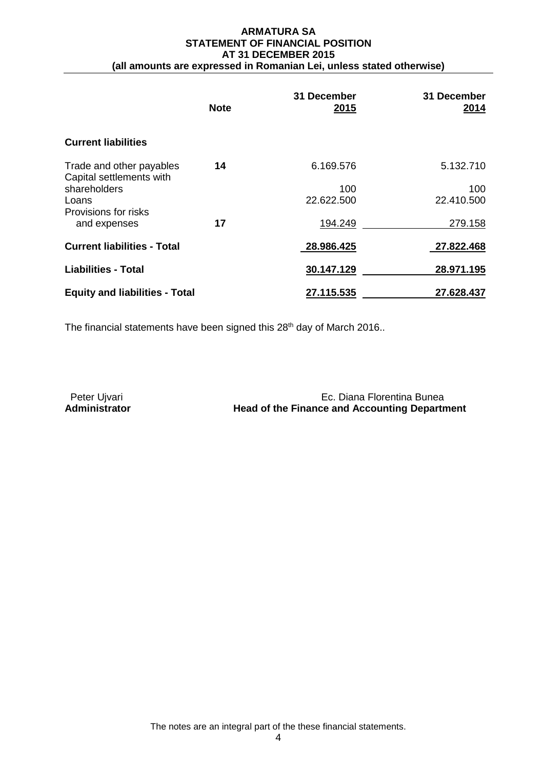**ARMATURA SA**
**STATEMENT OF FINANCIAL POSITION**
**AT 31 DECEMBER 2015**
**(all amounts are expressed in Romanian Lei, unless stated otherwise)**

| | Note | 31 December 2015 | 31 December 2014 |
|---|---|---|---|
| **Current liabilities** | | | |
| Trade and other payables | **14** | 6.169.576 | 5.132.710 |
| Capital settlements with shareholders | | 100 | 100 |
| Loans | | 22.622.500 | 22.410.500 |
| Provisions for risks and expenses | **17** | 194.249 | 279.158 |
| **Current liabilities - Total** | | **28.986.425** | **27.822.468** |
| **Liabilities - Total** | | **30.147.129** | **28.971.195** |
| **Equity and liabilities - Total** | | **27.115.535** | **27.628.437** |

The financial statements have been signed this 28th day of March 2016..

Peter Ujvari
**Administrator**

Ec. Diana Florentina Bunea
**Head of the Finance and Accounting Department**

The notes are an integral part of the these financial statements.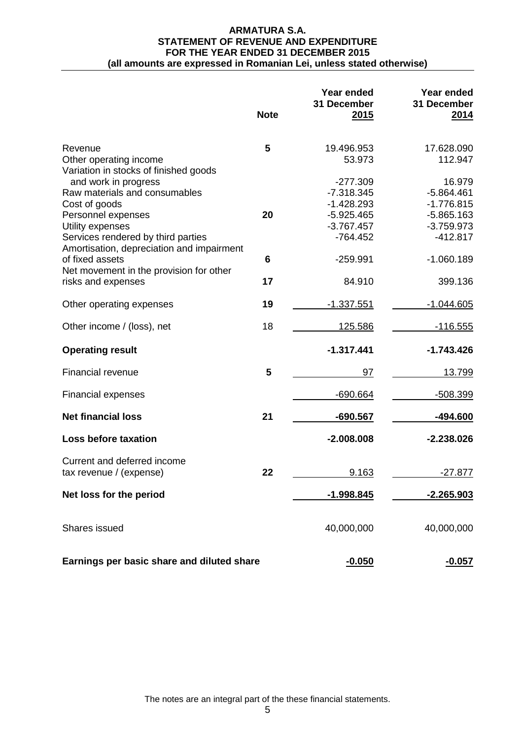**ARMATURA S.A.**
**STATEMENT OF REVENUE AND EXPENDITURE**
**FOR THE YEAR ENDED 31 DECEMBER 2015**
**(all amounts are expressed in Romanian Lei, unless stated otherwise)**

| | Note | Year ended 31 December 2015 | Year ended 31 December 2014 |
|---|---|---|---|
| Revenue | 5 | 19.496.953 | 17.628.090 |
| Other operating income | | 53.973 | 112.947 |
| Variation in stocks of finished goods and work in progress | | -277.309 | 16.979 |
| Raw materials and consumables | | -7.318.345 | -5.864.461 |
| Cost of goods | | -1.428.293 | -1.776.815 |
| Personnel expenses | 20 | -5.925.465 | -5.865.163 |
| Utility expenses | | -3.767.457 | -3.759.973 |
| Services rendered by third parties | | -764.452 | -412.817 |
| Amortisation, depreciation and impairment of fixed assets | 6 | -259.991 | -1.060.189 |
| Net movement in the provision for other risks and expenses | 17 | 84.910 | 399.136 |
| Other operating expenses | 19 | -1.337.551 | -1.044.605 |
| Other income / (loss), net | 18 | 125.586 | -116.555 |
| **Operating result** | | **-1.317.441** | **-1.743.426** |
| Financial revenue | 5 | 97 | 13.799 |
| Financial expenses | | -690.664 | -508.399 |
| **Net financial loss** | 21 | **-690.567** | **-494.600** |
| **Loss before taxation** | | **-2.008.008** | **-2.238.026** |
| Current and deferred income tax revenue / (expense) | 22 | 9.163 | -27.877 |
| **Net loss for the period** | | **-1.998.845** | **-2.265.903** |
| Shares issued | | 40,000,000 | 40,000,000 |
| **Earnings per basic share and diluted share** | | **-0.050** | **-0.057** |

The notes are an integral part of the these financial statements.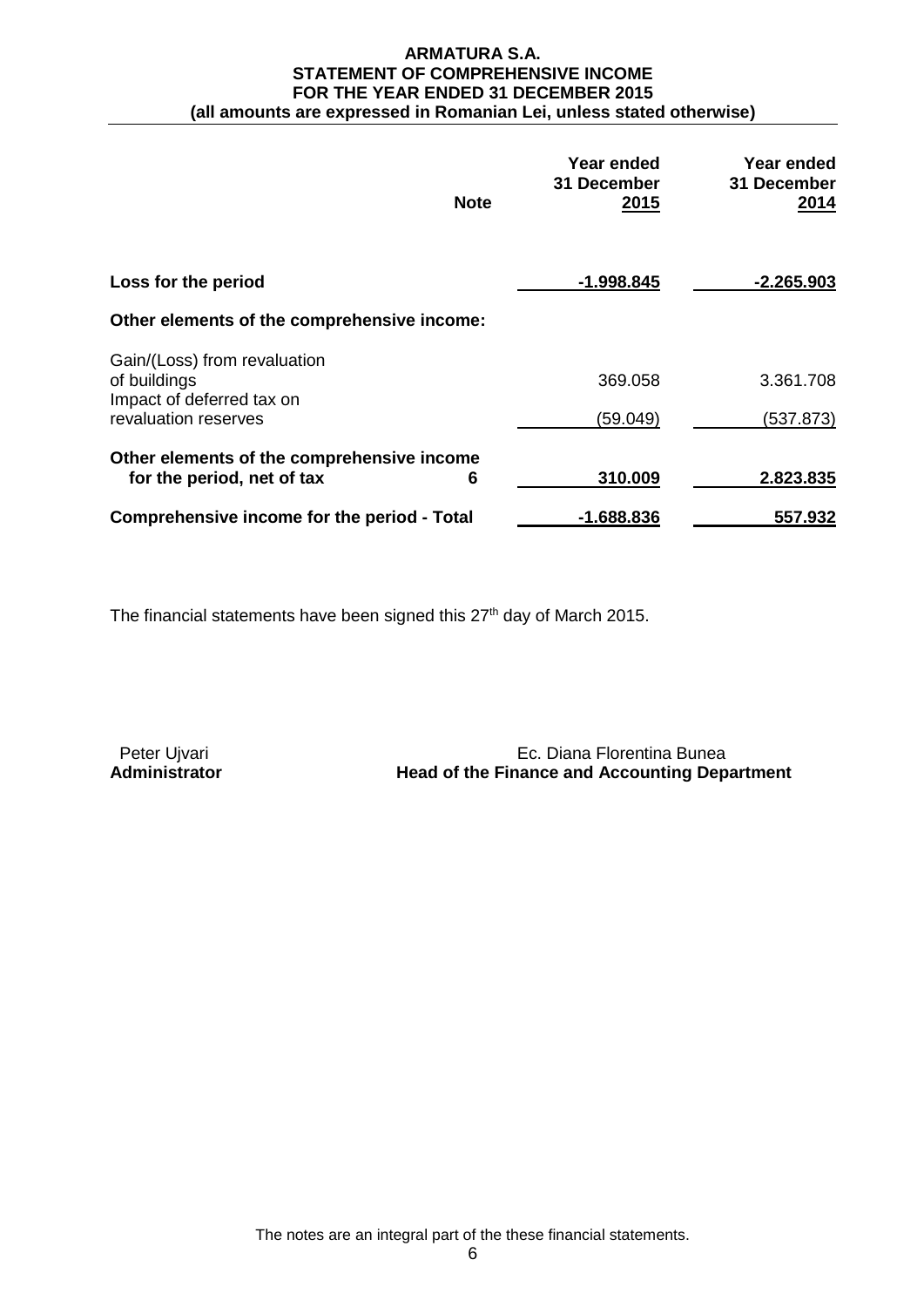**ARMATURA S.A.**
**STATEMENT OF COMPREHENSIVE INCOME**
**FOR THE YEAR ENDED 31 DECEMBER 2015**
**(all amounts are expressed in Romanian Lei, unless stated otherwise)**

| | Note | Year ended 31 December 2015 | Year ended 31 December 2014 |
|---|---|---|---|
| **Loss for the period** | | **-1.998.845** | **-2.265.903** |
| **Other elements of the comprehensive income:** | | | |
| Gain/(Loss) from revaluation of buildings | | 369.058 | 3.361.708 |
| Impact of deferred tax on revaluation reserves | | (59.049) | (537.873) |
| **Other elements of the comprehensive income for the period, net of tax** | **6** | **310.009** | **2.823.835** |
| **Comprehensive income for the period - Total** | | **-1.688.836** | **557.932** |

The financial statements have been signed this 27th day of March 2015.

Peter Ujvari
**Administrator**

Ec. Diana Florentina Bunea
**Head of the Finance and Accounting Department**

The notes are an integral part of the these financial statements.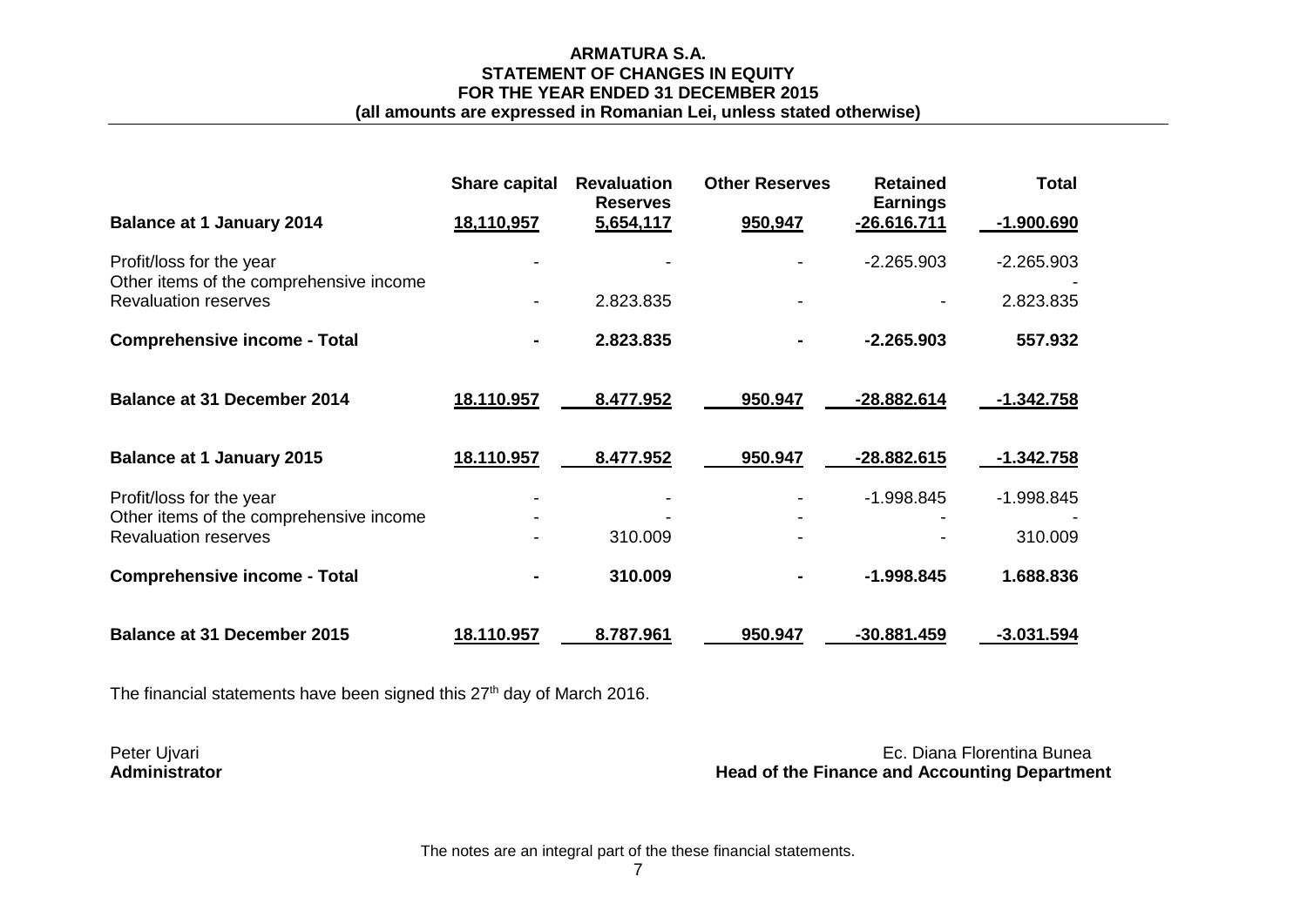**ARMATURA S.A.**
**STATEMENT OF CHANGES IN EQUITY**
**FOR THE YEAR ENDED 31 DECEMBER 2015**
**(all amounts are expressed in Romanian Lei, unless stated otherwise)**

| | Share capital | Revaluation Reserves | Other Reserves | Retained Earnings | Total |
|---|---|---|---|---|---|
| **Balance at 1 January 2014** | **18,110,957** | **5,654,117** | **950,947** | **-26.616.711** | **-1.900.690** |
| Profit/loss for the year | - | - | - | -2.265.903 | -2.265.903 |
| Other items of the comprehensive income | | | | | - |
| Revaluation reserves | - | 2.823.835 | - | - | 2.823.835 |
| **Comprehensive income - Total** | **-** | **2.823.835** | **-** | **-2.265.903** | **557.932** |
| **Balance at 31 December 2014** | **18.110.957** | **8.477.952** | **950.947** | **-28.882.614** | **-1.342.758** |
| **Balance at 1 January 2015** | **18.110.957** | **8.477.952** | **950.947** | **-28.882.615** | **-1.342.758** |
| Profit/loss for the year | - | - | - | -1.998.845 | -1.998.845 |
| Other items of the comprehensive income | - | - | - | - | - |
| Revaluation reserves | - | 310.009 | - | - | 310.009 |
| **Comprehensive income - Total** | **-** | **310.009** | **-** | **-1.998.845** | **1.688.836** |
| **Balance at 31 December 2015** | **18.110.957** | **8.787.961** | **950.947** | **-30.881.459** | **-3.031.594** |

The financial statements have been signed this 27th day of March 2016.

Peter Ujvari
**Administrator**

Ec. Diana Florentina Bunea
**Head of the Finance and Accounting Department**

The notes are an integral part of the these financial statements.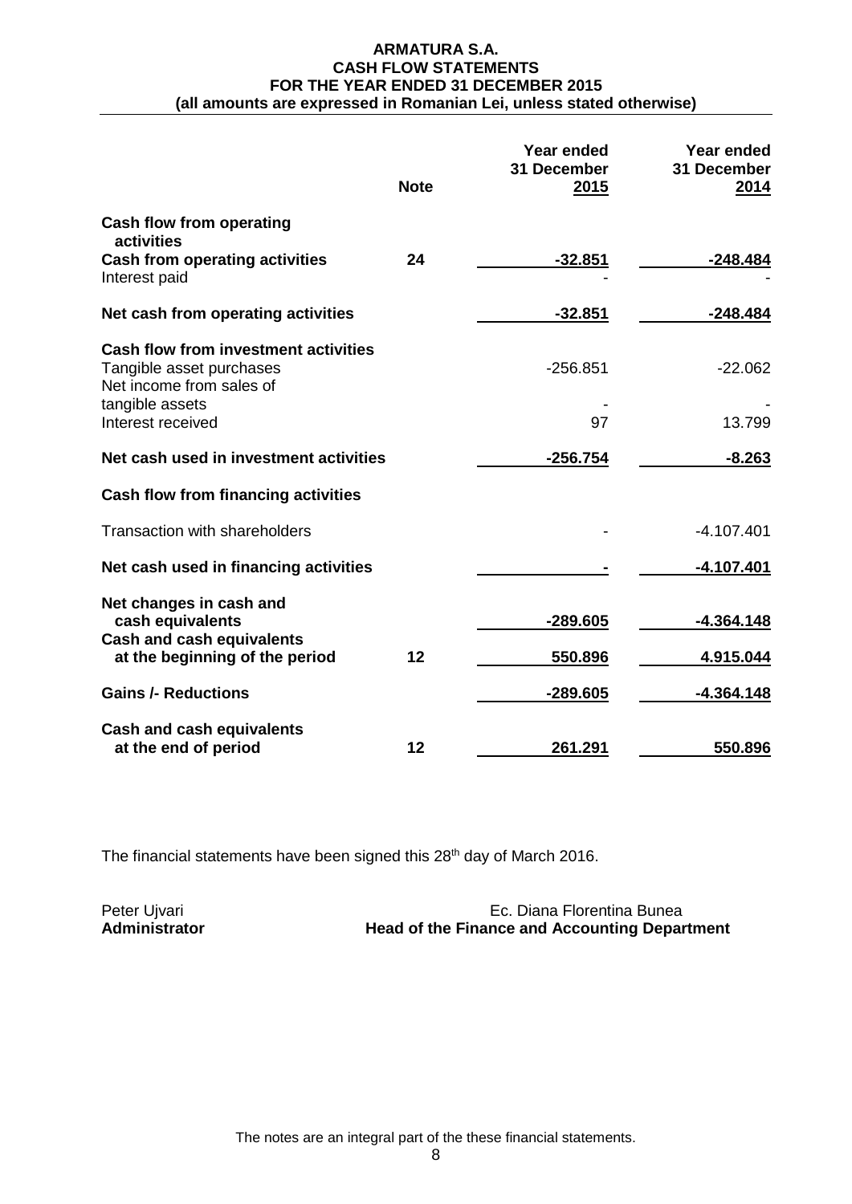# ARMATURA S.A.
## CASH FLOW STATEMENTS
## FOR THE YEAR ENDED 31 DECEMBER 2015
### (all amounts are expressed in Romanian Lei, unless stated otherwise)

| | Note | Year ended 31 December 2015 | Year ended 31 December 2014 |
|---|---|---|---|
| **Cash flow from operating activities** | | | |
| **Cash from operating activities** | **24** | **-32.851** | **-248.484** |
| Interest paid | | - | - |
| **Net cash from operating activities** | | **-32.851** | **-248.484** |
| **Cash flow from investment activities** | | | |
| Tangible asset purchases | | -256.851 | -22.062 |
| Net income from sales of tangible assets | | - | - |
| Interest received | | 97 | 13.799 |
| **Net cash used in investment activities** | | **-256.754** | **-8.263** |
| **Cash flow from financing activities** | | | |
| Transaction with shareholders | | - | -4.107.401 |
| **Net cash used in financing activities** | | **-** | **-4.107.401** |
| **Net changes in cash and cash equivalents** | | **-289.605** | **-4.364.148** |
| **Cash and cash equivalents at the beginning of the period** | **12** | **550.896** | **4.915.044** |
| **Gains /- Reductions** | | **-289.605** | **-4.364.148** |
| **Cash and cash equivalents at the end of period** | **12** | **261.291** | **550.896** |

The financial statements have been signed this 28th day of March 2016.

Peter Ujvari
**Administrator**

Ec. Diana Florentina Bunea
**Head of the Finance and Accounting Department**

The notes are an integral part of the these financial statements.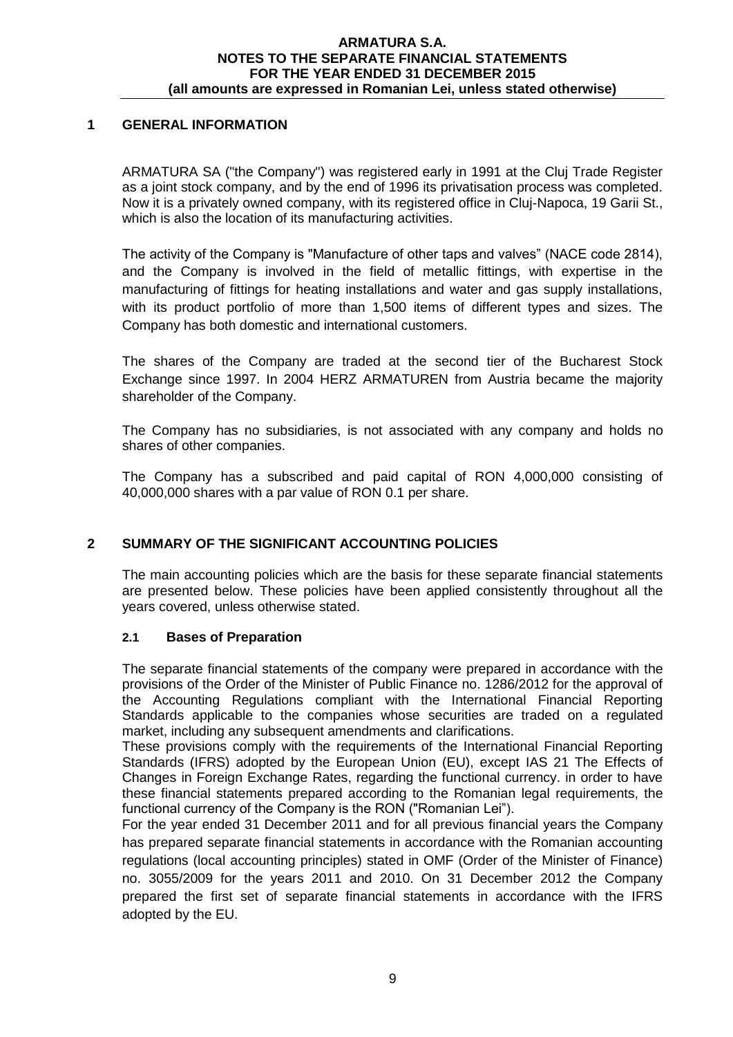## 1 GENERAL INFORMATION

ARMATURA SA ("the Company") was registered early in 1991 at the Cluj Trade Register as a joint stock company, and by the end of 1996 its privatisation process was completed. Now it is a privately owned company, with its registered office in Cluj-Napoca, 19 Garii St., which is also the location of its manufacturing activities.

The activity of the Company is "Manufacture of other taps and valves" (NACE code 2814), and the Company is involved in the field of metallic fittings, with expertise in the manufacturing of fittings for heating installations and water and gas supply installations, with its product portfolio of more than 1,500 items of different types and sizes. The Company has both domestic and international customers.

The shares of the Company are traded at the second tier of the Bucharest Stock Exchange since 1997. In 2004 HERZ ARMATUREN from Austria became the majority shareholder of the Company.

The Company has no subsidiaries, is not associated with any company and holds no shares of other companies.

The Company has a subscribed and paid capital of RON 4,000,000 consisting of 40,000,000 shares with a par value of RON 0.1 per share.

## 2 SUMMARY OF THE SIGNIFICANT ACCOUNTING POLICIES

The main accounting policies which are the basis for these separate financial statements are presented below. These policies have been applied consistently throughout all the years covered, unless otherwise stated.

### 2.1 Bases of Preparation

The separate financial statements of the company were prepared in accordance with the provisions of the Order of the Minister of Public Finance no. 1286/2012 for the approval of the Accounting Regulations compliant with the International Financial Reporting Standards applicable to the companies whose securities are traded on a regulated market, including any subsequent amendments and clarifications.

These provisions comply with the requirements of the International Financial Reporting Standards (IFRS) adopted by the European Union (EU), except IAS 21 The Effects of Changes in Foreign Exchange Rates, regarding the functional currency. in order to have these financial statements prepared according to the Romanian legal requirements, the functional currency of the Company is the RON ("Romanian Lei").

For the year ended 31 December 2011 and for all previous financial years the Company has prepared separate financial statements in accordance with the Romanian accounting regulations (local accounting principles) stated in OMF (Order of the Minister of Finance) no. 3055/2009 for the years 2011 and 2010. On 31 December 2012 the Company prepared the first set of separate financial statements in accordance with the IFRS adopted by the EU.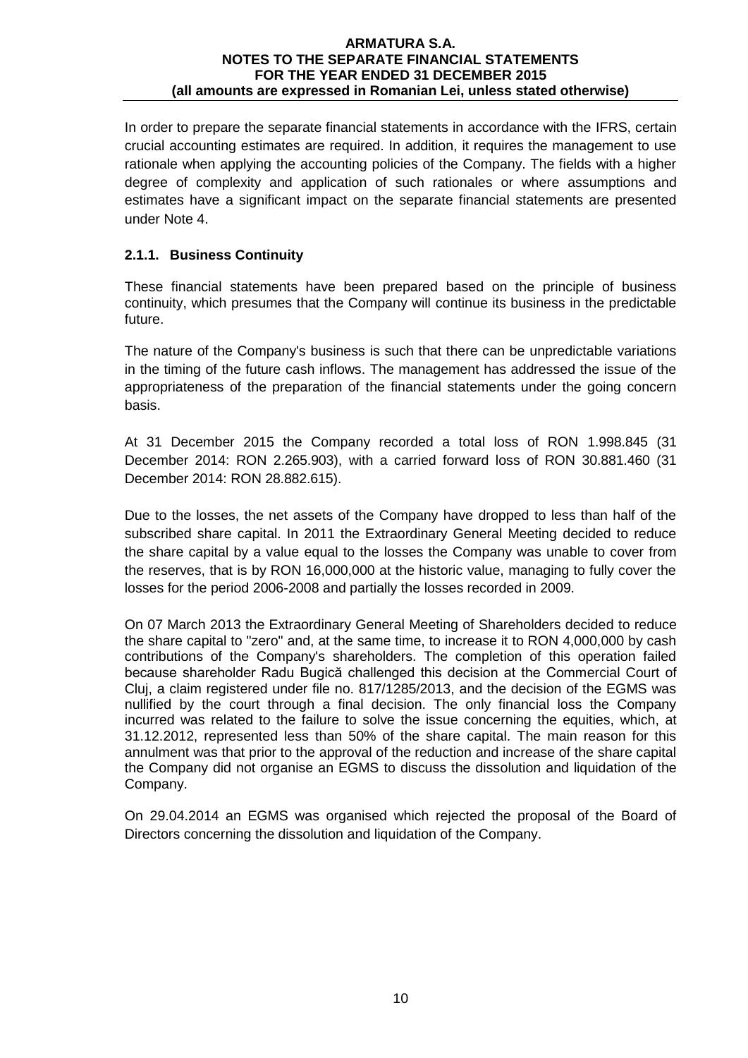In order to prepare the separate financial statements in accordance with the IFRS, certain crucial accounting estimates are required. In addition, it requires the management to use rationale when applying the accounting policies of the Company. The fields with a higher degree of complexity and application of such rationales or where assumptions and estimates have a significant impact on the separate financial statements are presented under Note 4.

### 2.1.1. Business Continuity

These financial statements have been prepared based on the principle of business continuity, which presumes that the Company will continue its business in the predictable future.

The nature of the Company's business is such that there can be unpredictable variations in the timing of the future cash inflows. The management has addressed the issue of the appropriateness of the preparation of the financial statements under the going concern basis.

At 31 December 2015 the Company recorded a total loss of RON 1.998.845 (31 December 2014: RON 2.265.903), with a carried forward loss of RON 30.881.460 (31 December 2014: RON 28.882.615).

Due to the losses, the net assets of the Company have dropped to less than half of the subscribed share capital. In 2011 the Extraordinary General Meeting decided to reduce the share capital by a value equal to the losses the Company was unable to cover from the reserves, that is by RON 16,000,000 at the historic value, managing to fully cover the losses for the period 2006-2008 and partially the losses recorded in 2009.

On 07 March 2013 the Extraordinary General Meeting of Shareholders decided to reduce the share capital to "zero" and, at the same time, to increase it to RON 4,000,000 by cash contributions of the Company's shareholders. The completion of this operation failed because shareholder Radu Bugică challenged this decision at the Commercial Court of Cluj, a claim registered under file no. 817/1285/2013, and the decision of the EGMS was nullified by the court through a final decision. The only financial loss the Company incurred was related to the failure to solve the issue concerning the equities, which, at 31.12.2012, represented less than 50% of the share capital. The main reason for this annulment was that prior to the approval of the reduction and increase of the share capital the Company did not organise an EGMS to discuss the dissolution and liquidation of the Company.

On 29.04.2014 an EGMS was organised which rejected the proposal of the Board of Directors concerning the dissolution and liquidation of the Company.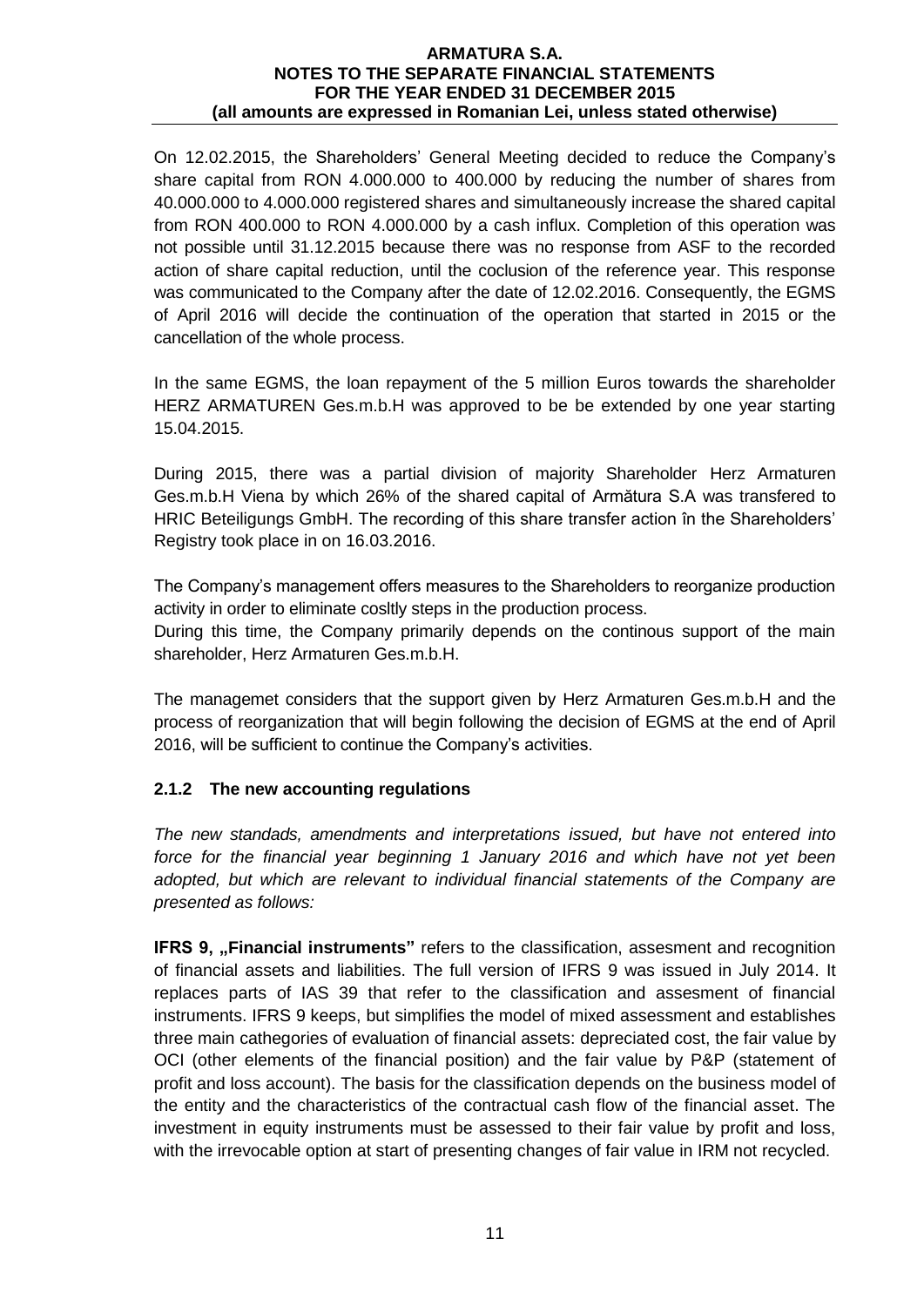On 12.02.2015, the Shareholders' General Meeting decided to reduce the Company's share capital from RON 4.000.000 to 400.000 by reducing the number of shares from 40.000.000 to 4.000.000 registered shares and simultaneously increase the shared capital from RON 400.000 to RON 4.000.000 by a cash influx. Completion of this operation was not possible until 31.12.2015 because there was no response from ASF to the recorded action of share capital reduction, until the coclusion of the reference year. This response was communicated to the Company after the date of 12.02.2016. Consequently, the EGMS of April 2016 will decide the continuation of the operation that started in 2015 or the cancellation of the whole process.

In the same EGMS, the loan repayment of the 5 million Euros towards the shareholder HERZ ARMATUREN Ges.m.b.H was approved to be be extended by one year starting 15.04.2015.

During 2015, there was a partial division of majority Shareholder Herz Armaturen Ges.m.b.H Viena by which 26% of the shared capital of Armătura S.A was transfered to HRIC Beteiligungs GmbH. The recording of this share transfer action în the Shareholders' Registry took place in on 16.03.2016.

The Company's management offers measures to the Shareholders to reorganize production activity in order to eliminate cosltly steps in the production process.
During this time, the Company primarily depends on the continous support of the main shareholder, Herz Armaturen Ges.m.b.H.

The managemet considers that the support given by Herz Armaturen Ges.m.b.H and the process of reorganization that will begin following the decision of EGMS at the end of April 2016, will be sufficient to continue the Company's activities.

### 2.1.2 The new accounting regulations

*The new standads, amendments and interpretations issued, but have not entered into force for the financial year beginning 1 January 2016 and which have not yet been adopted, but which are relevant to individual financial statements of the Company are presented as follows:*

**IFRS 9, „Financial instruments"** refers to the classification, assesment and recognition of financial assets and liabilities. The full version of IFRS 9 was issued in July 2014. It replaces parts of IAS 39 that refer to the classification and assesment of financial instruments. IFRS 9 keeps, but simplifies the model of mixed assessment and establishes three main cathegories of evaluation of financial assets: depreciated cost, the fair value by OCI (other elements of the financial position) and the fair value by P&P (statement of profit and loss account). The basis for the classification depends on the business model of the entity and the characteristics of the contractual cash flow of the financial asset. The investment in equity instruments must be assessed to their fair value by profit and loss, with the irrevocable option at start of presenting changes of fair value in IRM not recycled.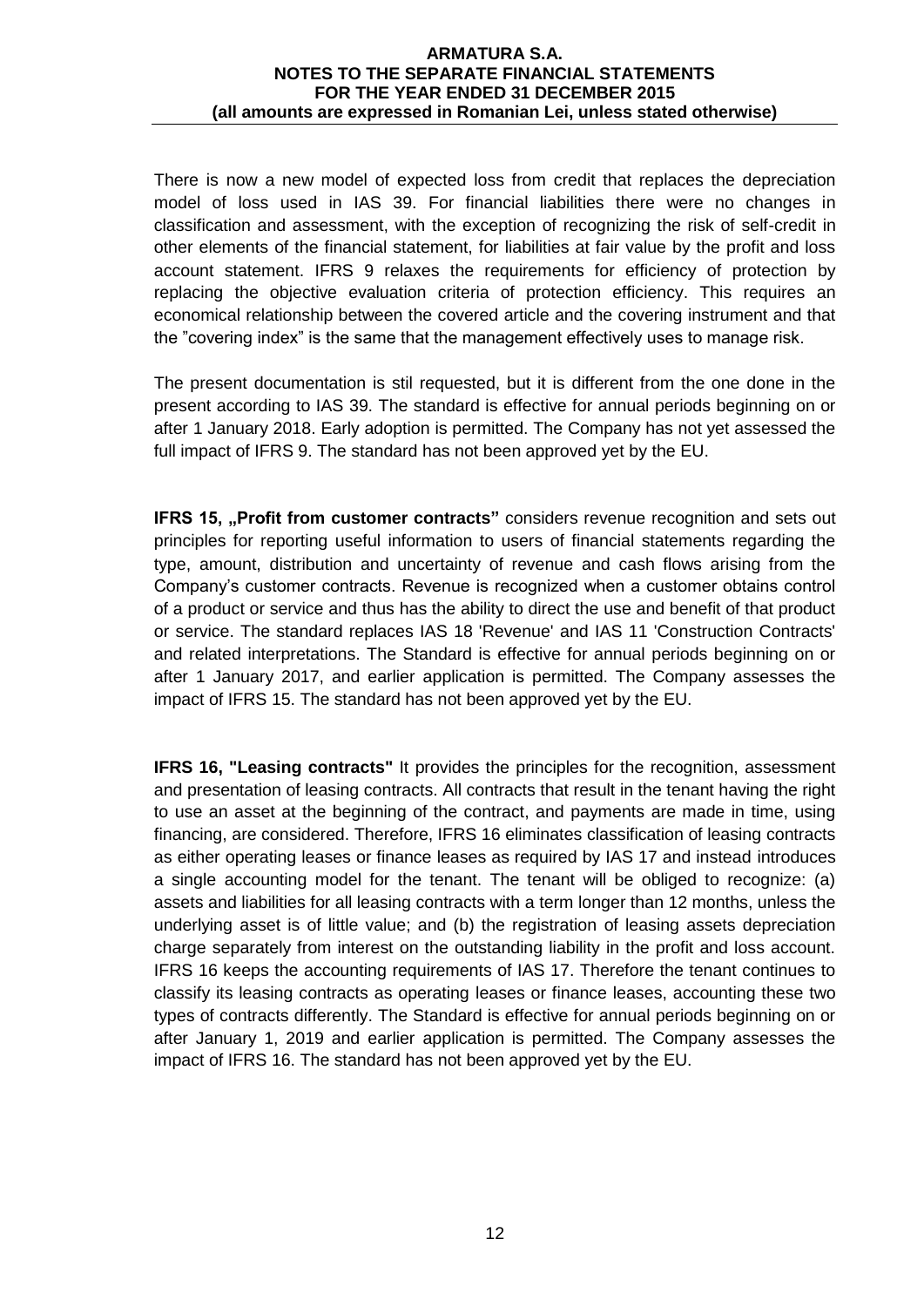There is now a new model of expected loss from credit that replaces the depreciation model of loss used in IAS 39. For financial liabilities there were no changes in classification and assessment, with the exception of recognizing the risk of self-credit in other elements of the financial statement, for liabilities at fair value by the profit and loss account statement. IFRS 9 relaxes the requirements for efficiency of protection by replacing the objective evaluation criteria of protection efficiency. This requires an economical relationship between the covered article and the covering instrument and that the "covering index" is the same that the management effectively uses to manage risk.

The present documentation is stil requested, but it is different from the one done in the present according to IAS 39. The standard is effective for annual periods beginning on or after 1 January 2018. Early adoption is permitted. The Company has not yet assessed the full impact of IFRS 9. The standard has not been approved yet by the EU.

**IFRS 15, „Profit from customer contracts"** considers revenue recognition and sets out principles for reporting useful information to users of financial statements regarding the type, amount, distribution and uncertainty of revenue and cash flows arising from the Company's customer contracts. Revenue is recognized when a customer obtains control of a product or service and thus has the ability to direct the use and benefit of that product or service. The standard replaces IAS 18 'Revenue' and IAS 11 'Construction Contracts' and related interpretations. The Standard is effective for annual periods beginning on or after 1 January 2017, and earlier application is permitted. The Company assesses the impact of IFRS 15. The standard has not been approved yet by the EU.

**IFRS 16, "Leasing contracts"** It provides the principles for the recognition, assessment and presentation of leasing contracts. All contracts that result in the tenant having the right to use an asset at the beginning of the contract, and payments are made in time, using financing, are considered. Therefore, IFRS 16 eliminates classification of leasing contracts as either operating leases or finance leases as required by IAS 17 and instead introduces a single accounting model for the tenant. The tenant will be obliged to recognize: (a) assets and liabilities for all leasing contracts with a term longer than 12 months, unless the underlying asset is of little value; and (b) the registration of leasing assets depreciation charge separately from interest on the outstanding liability in the profit and loss account. IFRS 16 keeps the accounting requirements of IAS 17. Therefore the tenant continues to classify its leasing contracts as operating leases or finance leases, accounting these two types of contracts differently. The Standard is effective for annual periods beginning on or after January 1, 2019 and earlier application is permitted. The Company assesses the impact of IFRS 16. The standard has not been approved yet by the EU.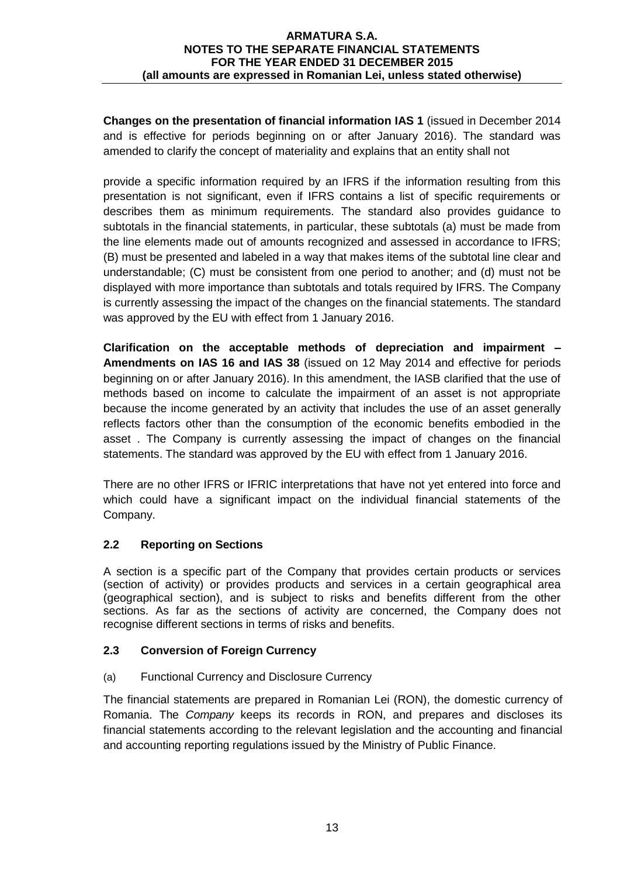**Changes on the presentation of financial information IAS 1** (issued in December 2014 and is effective for periods beginning on or after January 2016). The standard was amended to clarify the concept of materiality and explains that an entity shall not

provide a specific information required by an IFRS if the information resulting from this presentation is not significant, even if IFRS contains a list of specific requirements or describes them as minimum requirements. The standard also provides guidance to subtotals in the financial statements, in particular, these subtotals (a) must be made from the line elements made out of amounts recognized and assessed in accordance to IFRS; (B) must be presented and labeled in a way that makes items of the subtotal line clear and understandable; (C) must be consistent from one period to another; and (d) must not be displayed with more importance than subtotals and totals required by IFRS. The Company is currently assessing the impact of the changes on the financial statements. The standard was approved by the EU with effect from 1 January 2016.

**Clarification on the acceptable methods of depreciation and impairment – Amendments on IAS 16 and IAS 38** (issued on 12 May 2014 and effective for periods beginning on or after January 2016). In this amendment, the IASB clarified that the use of methods based on income to calculate the impairment of an asset is not appropriate because the income generated by an activity that includes the use of an asset generally reflects factors other than the consumption of the economic benefits embodied in the asset . The Company is currently assessing the impact of changes on the financial statements. The standard was approved by the EU with effect from 1 January 2016.

There are no other IFRS or IFRIC interpretations that have not yet entered into force and which could have a significant impact on the individual financial statements of the Company.

## 2.2 Reporting on Sections

A section is a specific part of the Company that provides certain products or services (section of activity) or provides products and services in a certain geographical area (geographical section), and is subject to risks and benefits different from the other sections. As far as the sections of activity are concerned, the Company does not recognise different sections in terms of risks and benefits.

## 2.3 Conversion of Foreign Currency

(a) Functional Currency and Disclosure Currency

The financial statements are prepared in Romanian Lei (RON), the domestic currency of Romania. The *Company* keeps its records in RON, and prepares and discloses its financial statements according to the relevant legislation and the accounting and financial and accounting reporting regulations issued by the Ministry of Public Finance.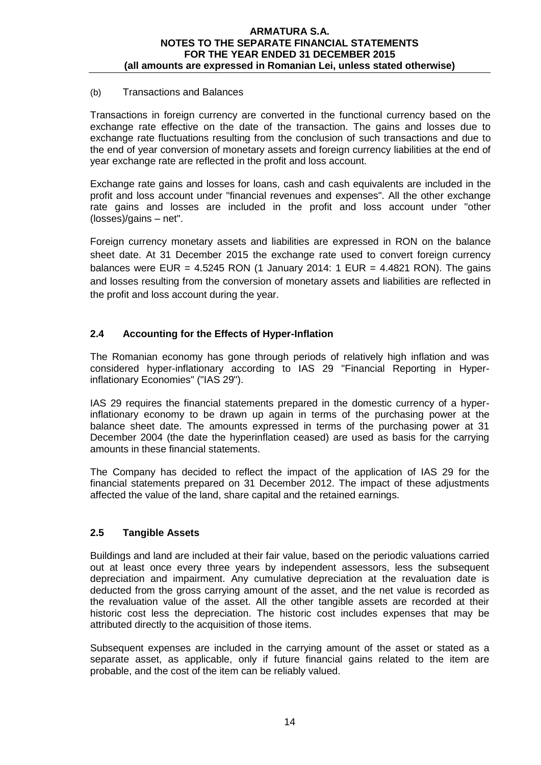(b) Transactions and Balances

Transactions in foreign currency are converted in the functional currency based on the exchange rate effective on the date of the transaction. The gains and losses due to exchange rate fluctuations resulting from the conclusion of such transactions and due to the end of year conversion of monetary assets and foreign currency liabilities at the end of year exchange rate are reflected in the profit and loss account.

Exchange rate gains and losses for loans, cash and cash equivalents are included in the profit and loss account under "financial revenues and expenses". All the other exchange rate gains and losses are included in the profit and loss account under "other (losses)/gains – net".

Foreign currency monetary assets and liabilities are expressed in RON on the balance sheet date. At 31 December 2015 the exchange rate used to convert foreign currency balances were EUR = 4.5245 RON (1 January 2014: 1 EUR = 4.4821 RON). The gains and losses resulting from the conversion of monetary assets and liabilities are reflected in the profit and loss account during the year.

## 2.4 Accounting for the Effects of Hyper-Inflation

The Romanian economy has gone through periods of relatively high inflation and was considered hyper-inflationary according to IAS 29 "Financial Reporting in Hyper-inflationary Economies" ("IAS 29").

IAS 29 requires the financial statements prepared in the domestic currency of a hyper-inflationary economy to be drawn up again in terms of the purchasing power at the balance sheet date. The amounts expressed in terms of the purchasing power at 31 December 2004 (the date the hyperinflation ceased) are used as basis for the carrying amounts in these financial statements.

The Company has decided to reflect the impact of the application of IAS 29 for the financial statements prepared on 31 December 2012. The impact of these adjustments affected the value of the land, share capital and the retained earnings.

## 2.5 Tangible Assets

Buildings and land are included at their fair value, based on the periodic valuations carried out at least once every three years by independent assessors, less the subsequent depreciation and impairment. Any cumulative depreciation at the revaluation date is deducted from the gross carrying amount of the asset, and the net value is recorded as the revaluation value of the asset. All the other tangible assets are recorded at their historic cost less the depreciation. The historic cost includes expenses that may be attributed directly to the acquisition of those items.

Subsequent expenses are included in the carrying amount of the asset or stated as a separate asset, as applicable, only if future financial gains related to the item are probable, and the cost of the item can be reliably valued.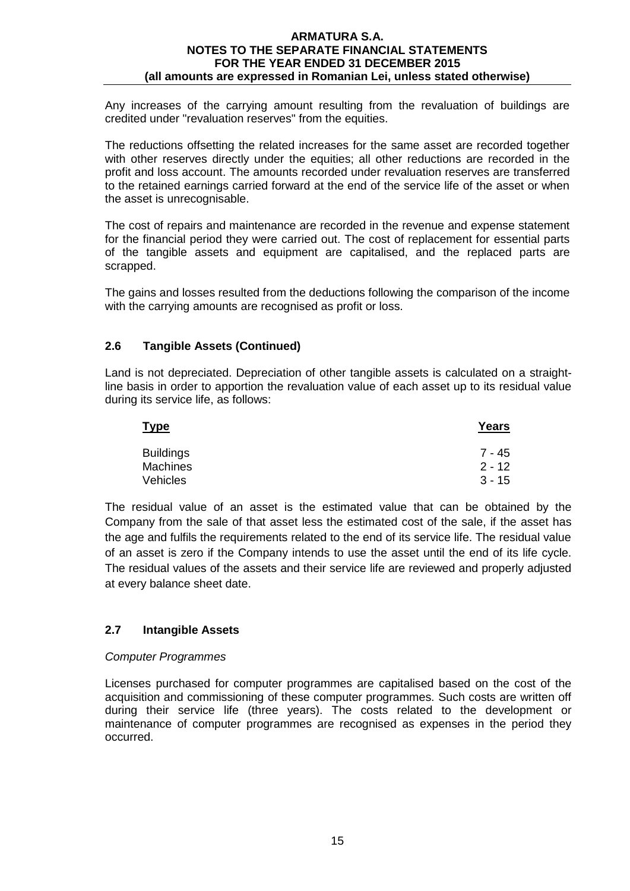Any increases of the carrying amount resulting from the revaluation of buildings are credited under "revaluation reserves" from the equities.

The reductions offsetting the related increases for the same asset are recorded together with other reserves directly under the equities; all other reductions are recorded in the profit and loss account. The amounts recorded under revaluation reserves are transferred to the retained earnings carried forward at the end of the service life of the asset or when the asset is unrecognisable.

The cost of repairs and maintenance are recorded in the revenue and expense statement for the financial period they were carried out. The cost of replacement for essential parts of the tangible assets and equipment are capitalised, and the replaced parts are scrapped.

The gains and losses resulted from the deductions following the comparison of the income with the carrying amounts are recognised as profit or loss.

## 2.6 Tangible Assets (Continued)

Land is not depreciated. Depreciation of other tangible assets is calculated on a straight-line basis in order to apportion the revaluation value of each asset up to its residual value during its service life, as follows:

| Type | Years |
|---|---|
| Buildings | 7 - 45 |
| Machines | 2 - 12 |
| Vehicles | 3 - 15 |

The residual value of an asset is the estimated value that can be obtained by the Company from the sale of that asset less the estimated cost of the sale, if the asset has the age and fulfils the requirements related to the end of its service life. The residual value of an asset is zero if the Company intends to use the asset until the end of its life cycle. The residual values of the assets and their service life are reviewed and properly adjusted at every balance sheet date.

## 2.7 Intangible Assets

*Computer Programmes*

Licenses purchased for computer programmes are capitalised based on the cost of the acquisition and commissioning of these computer programmes. Such costs are written off during their service life (three years). The costs related to the development or maintenance of computer programmes are recognised as expenses in the period they occurred.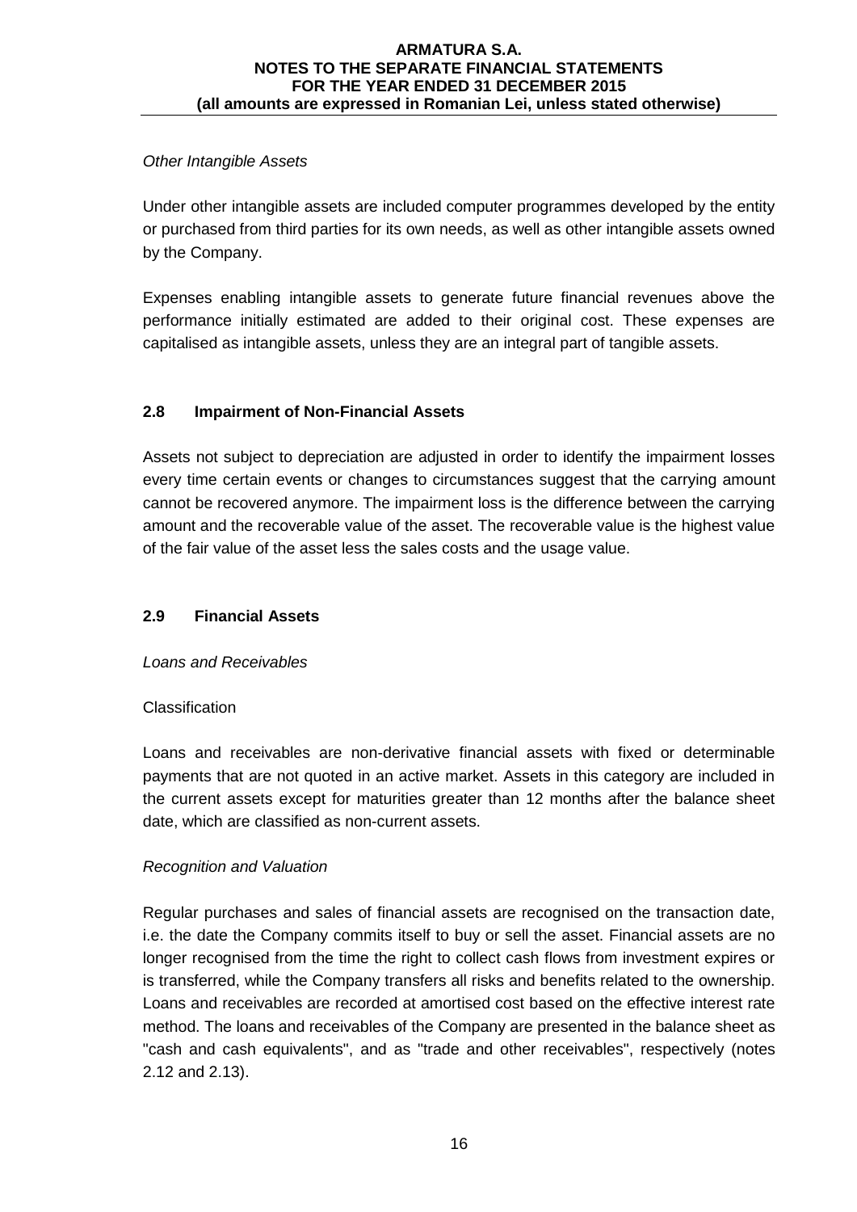*Other Intangible Assets*

Under other intangible assets are included computer programmes developed by the entity or purchased from third parties for its own needs, as well as other intangible assets owned by the Company.

Expenses enabling intangible assets to generate future financial revenues above the performance initially estimated are added to their original cost. These expenses are capitalised as intangible assets, unless they are an integral part of tangible assets.

## 2.8 Impairment of Non-Financial Assets

Assets not subject to depreciation are adjusted in order to identify the impairment losses every time certain events or changes to circumstances suggest that the carrying amount cannot be recovered anymore. The impairment loss is the difference between the carrying amount and the recoverable value of the asset. The recoverable value is the highest value of the fair value of the asset less the sales costs and the usage value.

## 2.9 Financial Assets

*Loans and Receivables*

Classification

Loans and receivables are non-derivative financial assets with fixed or determinable payments that are not quoted in an active market. Assets in this category are included in the current assets except for maturities greater than 12 months after the balance sheet date, which are classified as non-current assets.

*Recognition and Valuation*

Regular purchases and sales of financial assets are recognised on the transaction date, i.e. the date the Company commits itself to buy or sell the asset. Financial assets are no longer recognised from the time the right to collect cash flows from investment expires or is transferred, while the Company transfers all risks and benefits related to the ownership. Loans and receivables are recorded at amortised cost based on the effective interest rate method. The loans and receivables of the Company are presented in the balance sheet as "cash and cash equivalents", and as "trade and other receivables", respectively (notes 2.12 and 2.13).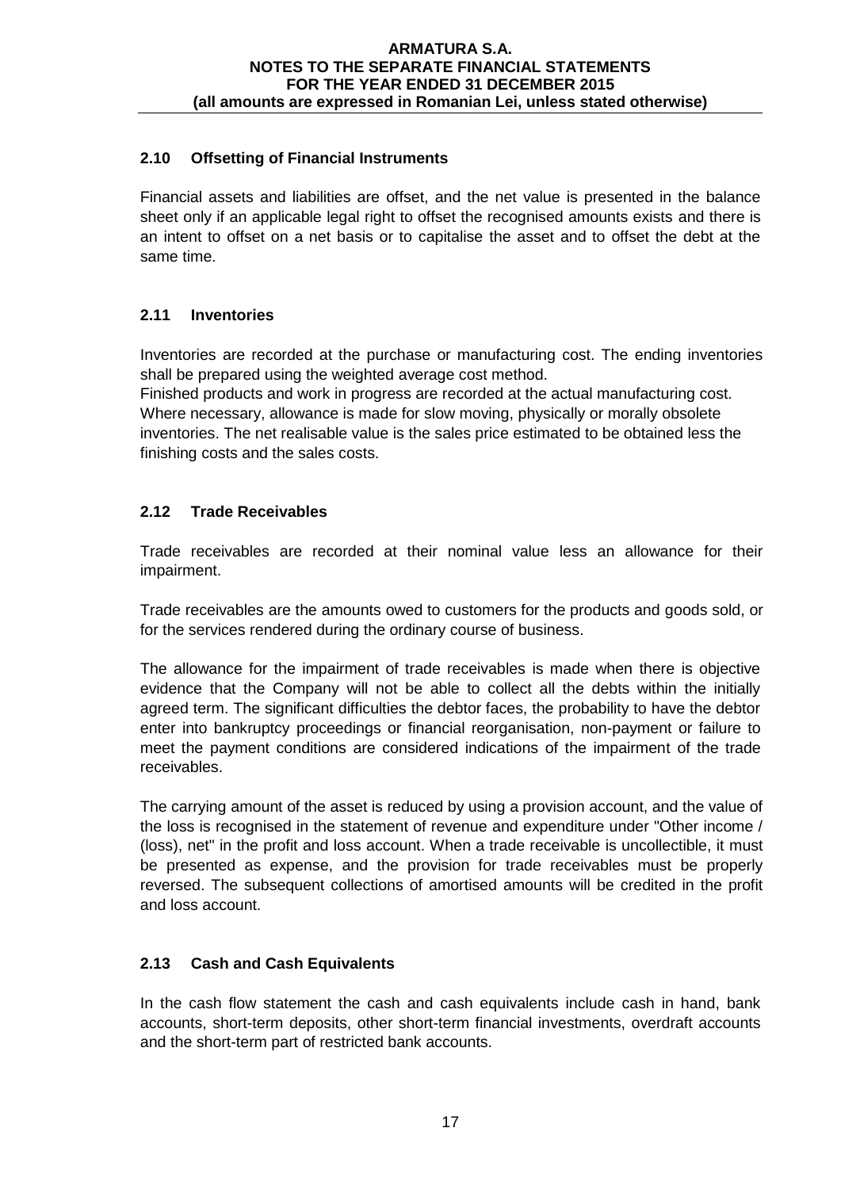### 2.10 Offsetting of Financial Instruments

Financial assets and liabilities are offset, and the net value is presented in the balance sheet only if an applicable legal right to offset the recognised amounts exists and there is an intent to offset on a net basis or to capitalise the asset and to offset the debt at the same time.

### 2.11 Inventories

Inventories are recorded at the purchase or manufacturing cost. The ending inventories shall be prepared using the weighted average cost method.
Finished products and work in progress are recorded at the actual manufacturing cost.
Where necessary, allowance is made for slow moving, physically or morally obsolete inventories. The net realisable value is the sales price estimated to be obtained less the finishing costs and the sales costs.

### 2.12 Trade Receivables

Trade receivables are recorded at their nominal value less an allowance for their impairment.

Trade receivables are the amounts owed to customers for the products and goods sold, or for the services rendered during the ordinary course of business.

The allowance for the impairment of trade receivables is made when there is objective evidence that the Company will not be able to collect all the debts within the initially agreed term. The significant difficulties the debtor faces, the probability to have the debtor enter into bankruptcy proceedings or financial reorganisation, non-payment or failure to meet the payment conditions are considered indications of the impairment of the trade receivables.

The carrying amount of the asset is reduced by using a provision account, and the value of the loss is recognised in the statement of revenue and expenditure under "Other income / (loss), net" in the profit and loss account. When a trade receivable is uncollectible, it must be presented as expense, and the provision for trade receivables must be properly reversed. The subsequent collections of amortised amounts will be credited in the profit and loss account.

### 2.13 Cash and Cash Equivalents

In the cash flow statement the cash and cash equivalents include cash in hand, bank accounts, short-term deposits, other short-term financial investments, overdraft accounts and the short-term part of restricted bank accounts.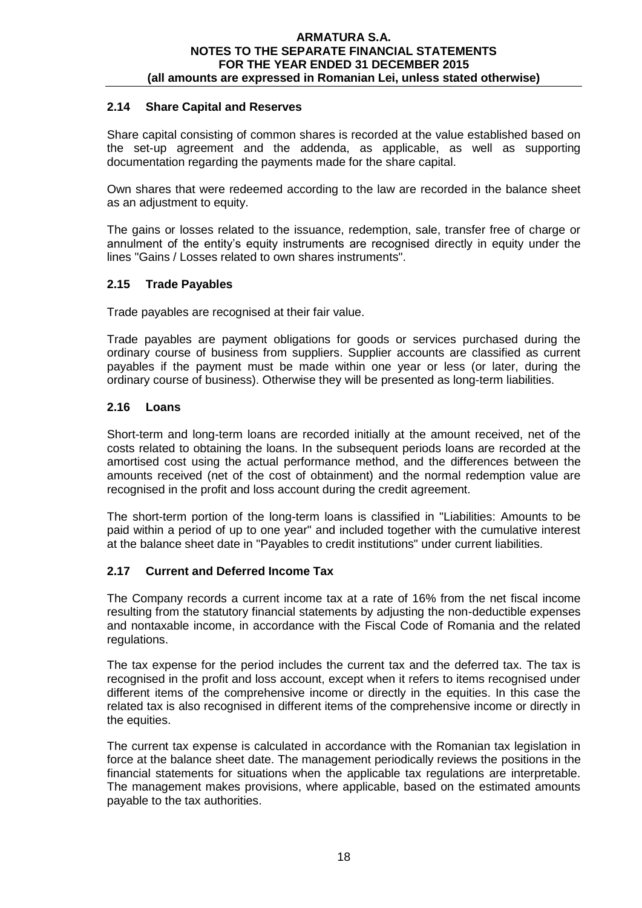## 2.14 Share Capital and Reserves

Share capital consisting of common shares is recorded at the value established based on the set-up agreement and the addenda, as applicable, as well as supporting documentation regarding the payments made for the share capital.

Own shares that were redeemed according to the law are recorded in the balance sheet as an adjustment to equity.

The gains or losses related to the issuance, redemption, sale, transfer free of charge or annulment of the entity's equity instruments are recognised directly in equity under the lines "Gains / Losses related to own shares instruments".

## 2.15 Trade Payables

Trade payables are recognised at their fair value.

Trade payables are payment obligations for goods or services purchased during the ordinary course of business from suppliers. Supplier accounts are classified as current payables if the payment must be made within one year or less (or later, during the ordinary course of business). Otherwise they will be presented as long-term liabilities.

## 2.16 Loans

Short-term and long-term loans are recorded initially at the amount received, net of the costs related to obtaining the loans. In the subsequent periods loans are recorded at the amortised cost using the actual performance method, and the differences between the amounts received (net of the cost of obtainment) and the normal redemption value are recognised in the profit and loss account during the credit agreement.

The short-term portion of the long-term loans is classified in "Liabilities: Amounts to be paid within a period of up to one year" and included together with the cumulative interest at the balance sheet date in "Payables to credit institutions" under current liabilities.

## 2.17 Current and Deferred Income Tax

The Company records a current income tax at a rate of 16% from the net fiscal income resulting from the statutory financial statements by adjusting the non-deductible expenses and nontaxable income, in accordance with the Fiscal Code of Romania and the related regulations.

The tax expense for the period includes the current tax and the deferred tax. The tax is recognised in the profit and loss account, except when it refers to items recognised under different items of the comprehensive income or directly in the equities. In this case the related tax is also recognised in different items of the comprehensive income or directly in the equities.

The current tax expense is calculated in accordance with the Romanian tax legislation in force at the balance sheet date. The management periodically reviews the positions in the financial statements for situations when the applicable tax regulations are interpretable. The management makes provisions, where applicable, based on the estimated amounts payable to the tax authorities.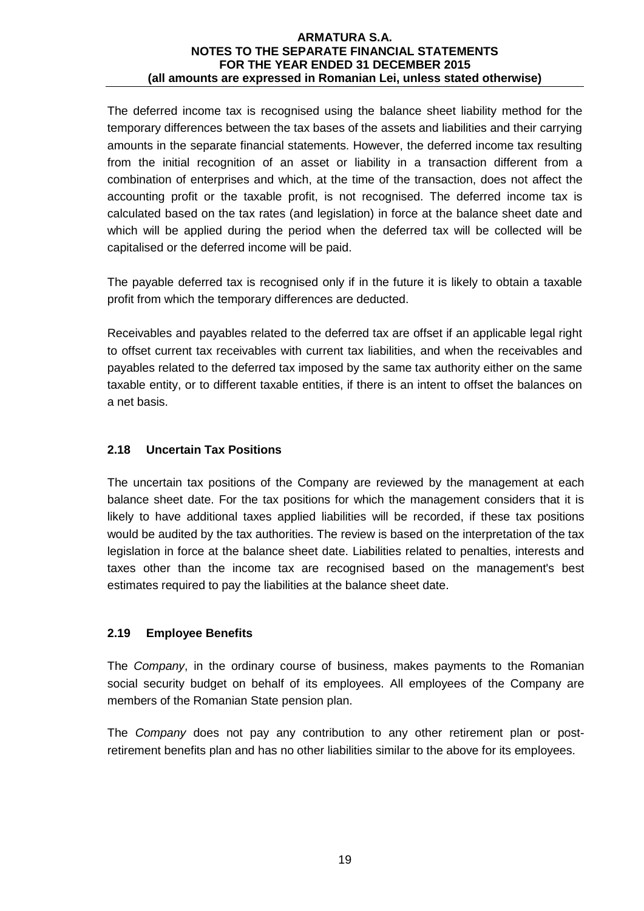The deferred income tax is recognised using the balance sheet liability method for the temporary differences between the tax bases of the assets and liabilities and their carrying amounts in the separate financial statements. However, the deferred income tax resulting from the initial recognition of an asset or liability in a transaction different from a combination of enterprises and which, at the time of the transaction, does not affect the accounting profit or the taxable profit, is not recognised. The deferred income tax is calculated based on the tax rates (and legislation) in force at the balance sheet date and which will be applied during the period when the deferred tax will be collected will be capitalised or the deferred income will be paid.

The payable deferred tax is recognised only if in the future it is likely to obtain a taxable profit from which the temporary differences are deducted.

Receivables and payables related to the deferred tax are offset if an applicable legal right to offset current tax receivables with current tax liabilities, and when the receivables and payables related to the deferred tax imposed by the same tax authority either on the same taxable entity, or to different taxable entities, if there is an intent to offset the balances on a net basis.

### 2.18 Uncertain Tax Positions

The uncertain tax positions of the Company are reviewed by the management at each balance sheet date. For the tax positions for which the management considers that it is likely to have additional taxes applied liabilities will be recorded, if these tax positions would be audited by the tax authorities. The review is based on the interpretation of the tax legislation in force at the balance sheet date. Liabilities related to penalties, interests and taxes other than the income tax are recognised based on the management's best estimates required to pay the liabilities at the balance sheet date.

### 2.19 Employee Benefits

The *Company*, in the ordinary course of business, makes payments to the Romanian social security budget on behalf of its employees. All employees of the Company are members of the Romanian State pension plan.

The *Company* does not pay any contribution to any other retirement plan or post-retirement benefits plan and has no other liabilities similar to the above for its employees.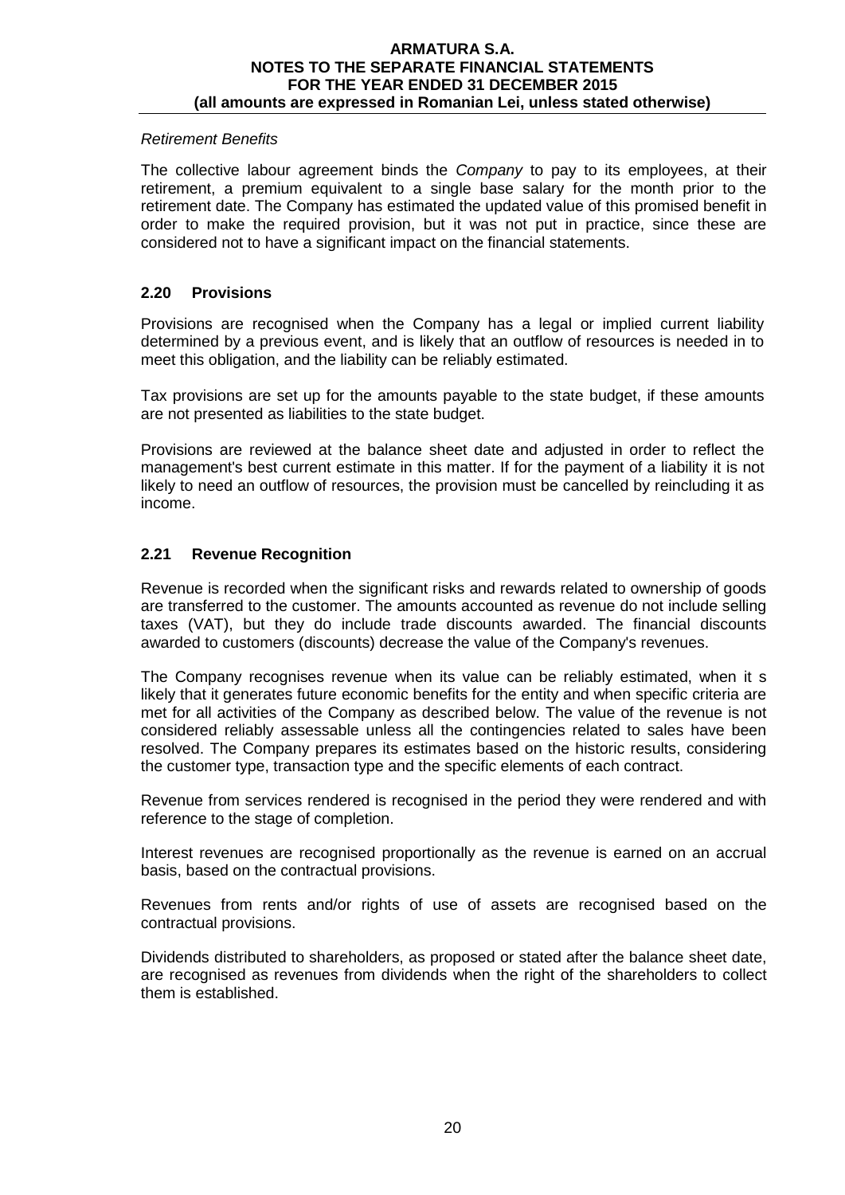*Retirement Benefits*

The collective labour agreement binds the *Company* to pay to its employees, at their retirement, a premium equivalent to a single base salary for the month prior to the retirement date. The Company has estimated the updated value of this promised benefit in order to make the required provision, but it was not put in practice, since these are considered not to have a significant impact on the financial statements.

## 2.20 Provisions

Provisions are recognised when the Company has a legal or implied current liability determined by a previous event, and is likely that an outflow of resources is needed in to meet this obligation, and the liability can be reliably estimated.

Tax provisions are set up for the amounts payable to the state budget, if these amounts are not presented as liabilities to the state budget.

Provisions are reviewed at the balance sheet date and adjusted in order to reflect the management's best current estimate in this matter. If for the payment of a liability it is not likely to need an outflow of resources, the provision must be cancelled by reincluding it as income.

## 2.21 Revenue Recognition

Revenue is recorded when the significant risks and rewards related to ownership of goods are transferred to the customer. The amounts accounted as revenue do not include selling taxes (VAT), but they do include trade discounts awarded. The financial discounts awarded to customers (discounts) decrease the value of the Company's revenues.

The Company recognises revenue when its value can be reliably estimated, when it s likely that it generates future economic benefits for the entity and when specific criteria are met for all activities of the Company as described below. The value of the revenue is not considered reliably assessable unless all the contingencies related to sales have been resolved. The Company prepares its estimates based on the historic results, considering the customer type, transaction type and the specific elements of each contract.

Revenue from services rendered is recognised in the period they were rendered and with reference to the stage of completion.

Interest revenues are recognised proportionally as the revenue is earned on an accrual basis, based on the contractual provisions.

Revenues from rents and/or rights of use of assets are recognised based on the contractual provisions.

Dividends distributed to shareholders, as proposed or stated after the balance sheet date, are recognised as revenues from dividends when the right of the shareholders to collect them is established.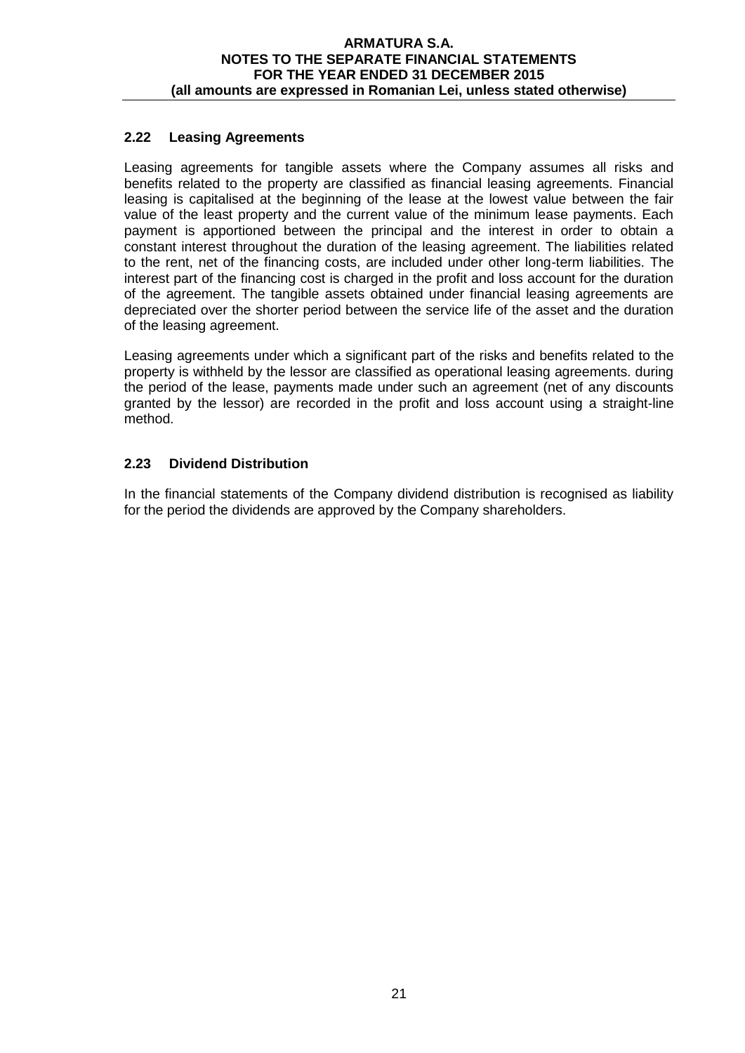### 2.22 Leasing Agreements

Leasing agreements for tangible assets where the Company assumes all risks and benefits related to the property are classified as financial leasing agreements. Financial leasing is capitalised at the beginning of the lease at the lowest value between the fair value of the least property and the current value of the minimum lease payments. Each payment is apportioned between the principal and the interest in order to obtain a constant interest throughout the duration of the leasing agreement. The liabilities related to the rent, net of the financing costs, are included under other long-term liabilities. The interest part of the financing cost is charged in the profit and loss account for the duration of the agreement. The tangible assets obtained under financial leasing agreements are depreciated over the shorter period between the service life of the asset and the duration of the leasing agreement.

Leasing agreements under which a significant part of the risks and benefits related to the property is withheld by the lessor are classified as operational leasing agreements. during the period of the lease, payments made under such an agreement (net of any discounts granted by the lessor) are recorded in the profit and loss account using a straight-line method.

### 2.23 Dividend Distribution

In the financial statements of the Company dividend distribution is recognised as liability for the period the dividends are approved by the Company shareholders.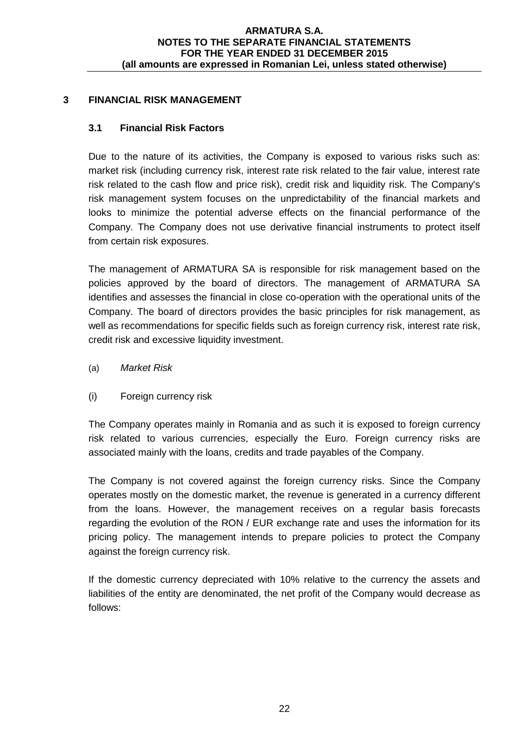## 3 FINANCIAL RISK MANAGEMENT

### 3.1 Financial Risk Factors

Due to the nature of its activities, the Company is exposed to various risks such as: market risk (including currency risk, interest rate risk related to the fair value, interest rate risk related to the cash flow and price risk), credit risk and liquidity risk. The Company's risk management system focuses on the unpredictability of the financial markets and looks to minimize the potential adverse effects on the financial performance of the Company. The Company does not use derivative financial instruments to protect itself from certain risk exposures.

The management of ARMATURA SA is responsible for risk management based on the policies approved by the board of directors. The management of ARMATURA SA identifies and assesses the financial in close co-operation with the operational units of the Company. The board of directors provides the basic principles for risk management, as well as recommendations for specific fields such as foreign currency risk, interest rate risk, credit risk and excessive liquidity investment.

(a) *Market Risk*

(i) Foreign currency risk

The Company operates mainly in Romania and as such it is exposed to foreign currency risk related to various currencies, especially the Euro. Foreign currency risks are associated mainly with the loans, credits and trade payables of the Company.

The Company is not covered against the foreign currency risks. Since the Company operates mostly on the domestic market, the revenue is generated in a currency different from the loans. However, the management receives on a regular basis forecasts regarding the evolution of the RON / EUR exchange rate and uses the information for its pricing policy. The management intends to prepare policies to protect the Company against the foreign currency risk.

If the domestic currency depreciated with 10% relative to the currency the assets and liabilities of the entity are denominated, the net profit of the Company would decrease as follows: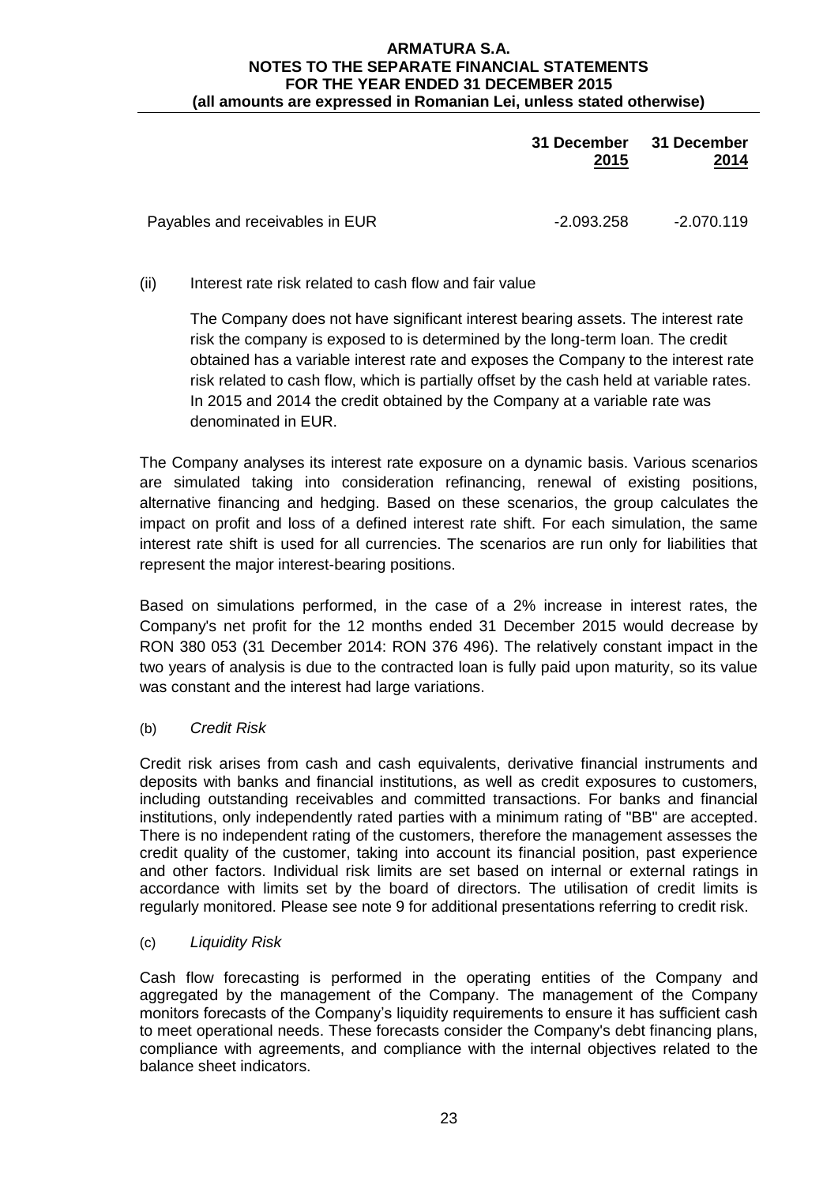| | 31 December 2015 | 31 December 2014 |
|---|---|---|
| Payables and receivables in EUR | -2.093.258 | -2.070.119 |

(ii) Interest rate risk related to cash flow and fair value

The Company does not have significant interest bearing assets. The interest rate risk the company is exposed to is determined by the long-term loan. The credit obtained has a variable interest rate and exposes the Company to the interest rate risk related to cash flow, which is partially offset by the cash held at variable rates. In 2015 and 2014 the credit obtained by the Company at a variable rate was denominated in EUR.

The Company analyses its interest rate exposure on a dynamic basis. Various scenarios are simulated taking into consideration refinancing, renewal of existing positions, alternative financing and hedging. Based on these scenarios, the group calculates the impact on profit and loss of a defined interest rate shift. For each simulation, the same interest rate shift is used for all currencies. The scenarios are run only for liabilities that represent the major interest-bearing positions.

Based on simulations performed, in the case of a 2% increase in interest rates, the Company's net profit for the 12 months ended 31 December 2015 would decrease by RON 380 053 (31 December 2014: RON 376 496). The relatively constant impact in the two years of analysis is due to the contracted loan is fully paid upon maturity, so its value was constant and the interest had large variations.

(b) *Credit Risk*

Credit risk arises from cash and cash equivalents, derivative financial instruments and deposits with banks and financial institutions, as well as credit exposures to customers, including outstanding receivables and committed transactions. For banks and financial institutions, only independently rated parties with a minimum rating of "BB" are accepted. There is no independent rating of the customers, therefore the management assesses the credit quality of the customer, taking into account its financial position, past experience and other factors. Individual risk limits are set based on internal or external ratings in accordance with limits set by the board of directors. The utilisation of credit limits is regularly monitored. Please see note 9 for additional presentations referring to credit risk.

(c) *Liquidity Risk*

Cash flow forecasting is performed in the operating entities of the Company and aggregated by the management of the Company. The management of the Company monitors forecasts of the Company's liquidity requirements to ensure it has sufficient cash to meet operational needs. These forecasts consider the Company's debt financing plans, compliance with agreements, and compliance with the internal objectives related to the balance sheet indicators.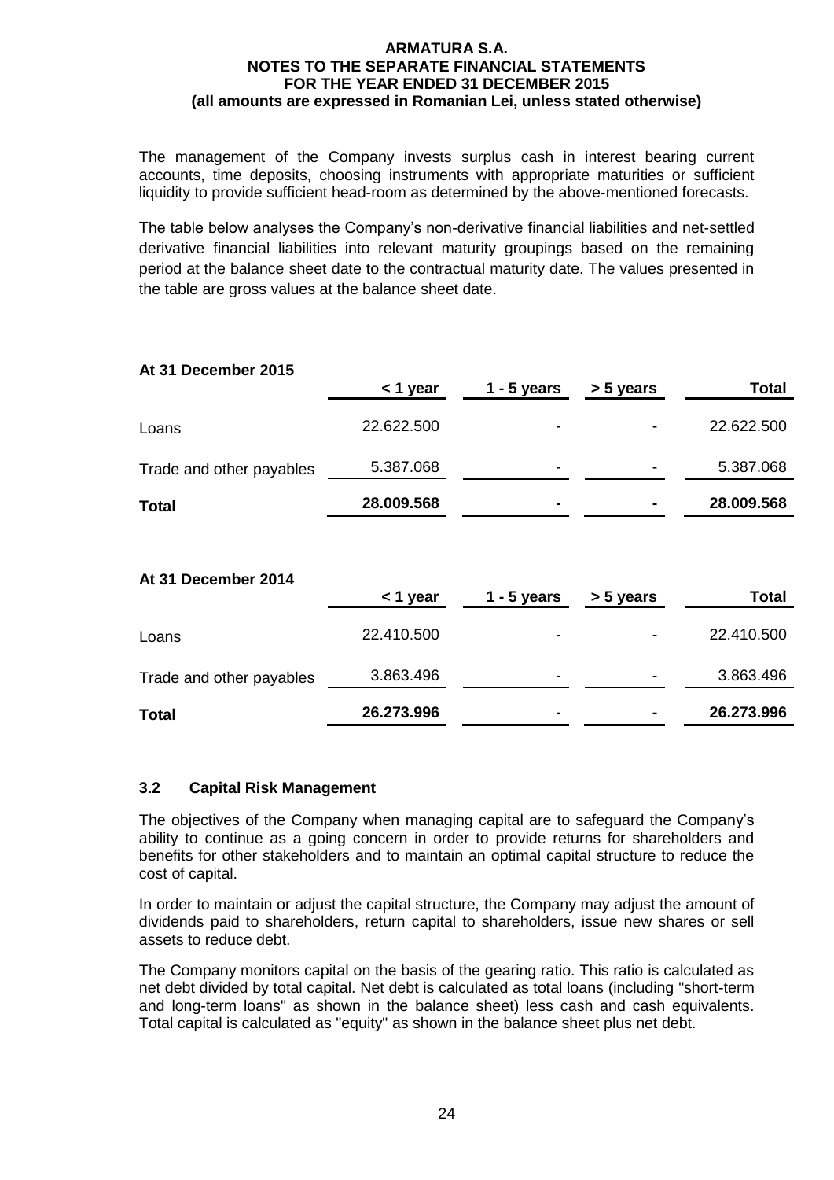The management of the Company invests surplus cash in interest bearing current accounts, time deposits, choosing instruments with appropriate maturities or sufficient liquidity to provide sufficient head-room as determined by the above-mentioned forecasts.

The table below analyses the Company's non-derivative financial liabilities and net-settled derivative financial liabilities into relevant maturity groupings based on the remaining period at the balance sheet date to the contractual maturity date. The values presented in the table are gross values at the balance sheet date.

**At 31 December 2015**

| | < 1 year | 1 - 5 years | > 5 years | Total |
|---|---|---|---|---|
| Loans | 22.622.500 | - | - | 22.622.500 |
| Trade and other payables | 5.387.068 | - | - | 5.387.068 |
| **Total** | **28.009.568** | **-** | **-** | **28.009.568** |

**At 31 December 2014**

| | < 1 year | 1 - 5 years | > 5 years | Total |
|---|---|---|---|---|
| Loans | 22.410.500 | - | - | 22.410.500 |
| Trade and other payables | 3.863.496 | - | - | 3.863.496 |
| **Total** | **26.273.996** | **-** | **-** | **26.273.996** |

### 3.2 Capital Risk Management

The objectives of the Company when managing capital are to safeguard the Company's ability to continue as a going concern in order to provide returns for shareholders and benefits for other stakeholders and to maintain an optimal capital structure to reduce the cost of capital.

In order to maintain or adjust the capital structure, the Company may adjust the amount of dividends paid to shareholders, return capital to shareholders, issue new shares or sell assets to reduce debt.

The Company monitors capital on the basis of the gearing ratio. This ratio is calculated as net debt divided by total capital. Net debt is calculated as total loans (including "short-term and long-term loans" as shown in the balance sheet) less cash and cash equivalents. Total capital is calculated as "equity" as shown in the balance sheet plus net debt.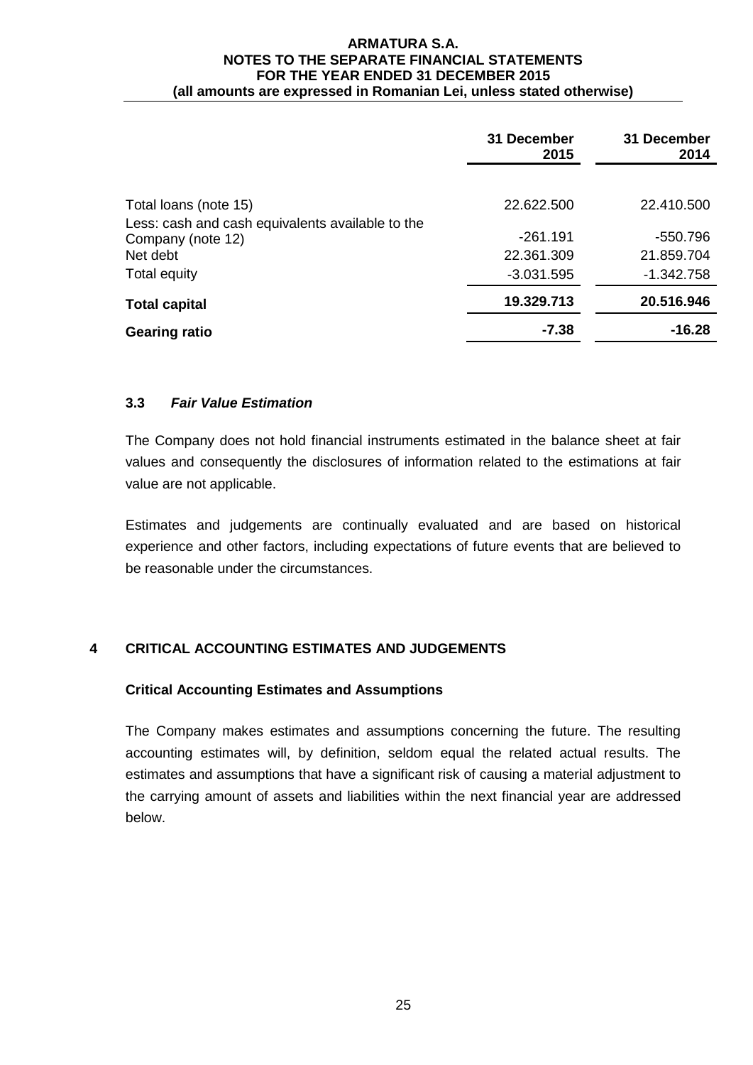| | 31 December 2015 | 31 December 2014 |
|---|---|---|
| Total loans (note 15) | 22.622.500 | 22.410.500 |
| Less: cash and cash equivalents available to the Company (note 12) | -261.191 | -550.796 |
| Net debt | 22.361.309 | 21.859.704 |
| Total equity | -3.031.595 | -1.342.758 |
| **Total capital** | **19.329.713** | **20.516.946** |
| **Gearing ratio** | **-7.38** | **-16.28** |

### 3.3 *Fair Value Estimation*

The Company does not hold financial instruments estimated in the balance sheet at fair values and consequently the disclosures of information related to the estimations at fair value are not applicable.

Estimates and judgements are continually evaluated and are based on historical experience and other factors, including expectations of future events that are believed to be reasonable under the circumstances.

## 4 CRITICAL ACCOUNTING ESTIMATES AND JUDGEMENTS

### Critical Accounting Estimates and Assumptions

The Company makes estimates and assumptions concerning the future. The resulting accounting estimates will, by definition, seldom equal the related actual results. The estimates and assumptions that have a significant risk of causing a material adjustment to the carrying amount of assets and liabilities within the next financial year are addressed below.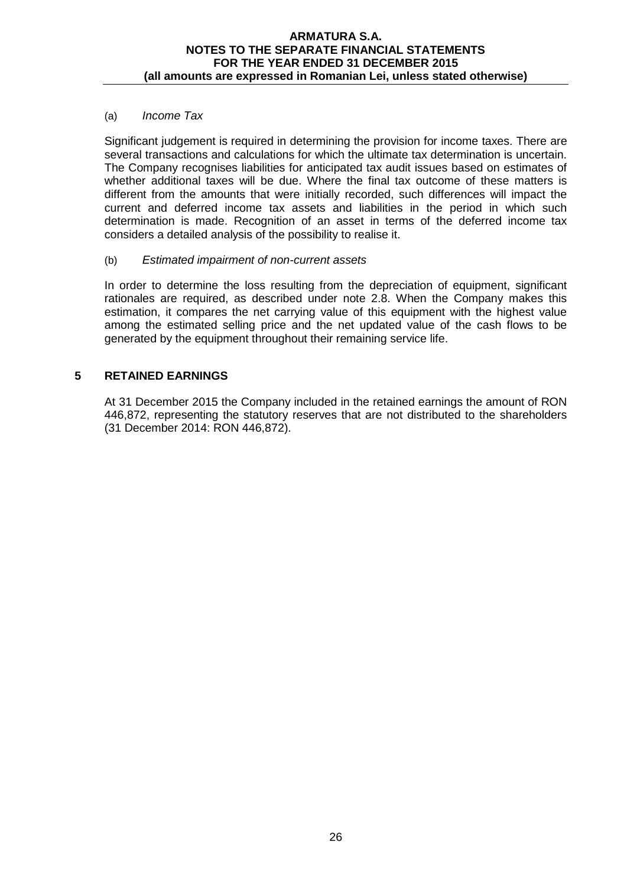(a) *Income Tax*

Significant judgement is required in determining the provision for income taxes. There are several transactions and calculations for which the ultimate tax determination is uncertain. The Company recognises liabilities for anticipated tax audit issues based on estimates of whether additional taxes will be due. Where the final tax outcome of these matters is different from the amounts that were initially recorded, such differences will impact the current and deferred income tax assets and liabilities in the period in which such determination is made. Recognition of an asset in terms of the deferred income tax considers a detailed analysis of the possibility to realise it.

(b) *Estimated impairment of non-current assets*

In order to determine the loss resulting from the depreciation of equipment, significant rationales are required, as described under note 2.8. When the Company makes this estimation, it compares the net carrying value of this equipment with the highest value among the estimated selling price and the net updated value of the cash flows to be generated by the equipment throughout their remaining service life.

## 5 RETAINED EARNINGS

At 31 December 2015 the Company included in the retained earnings the amount of RON 446,872, representing the statutory reserves that are not distributed to the shareholders (31 December 2014: RON 446,872).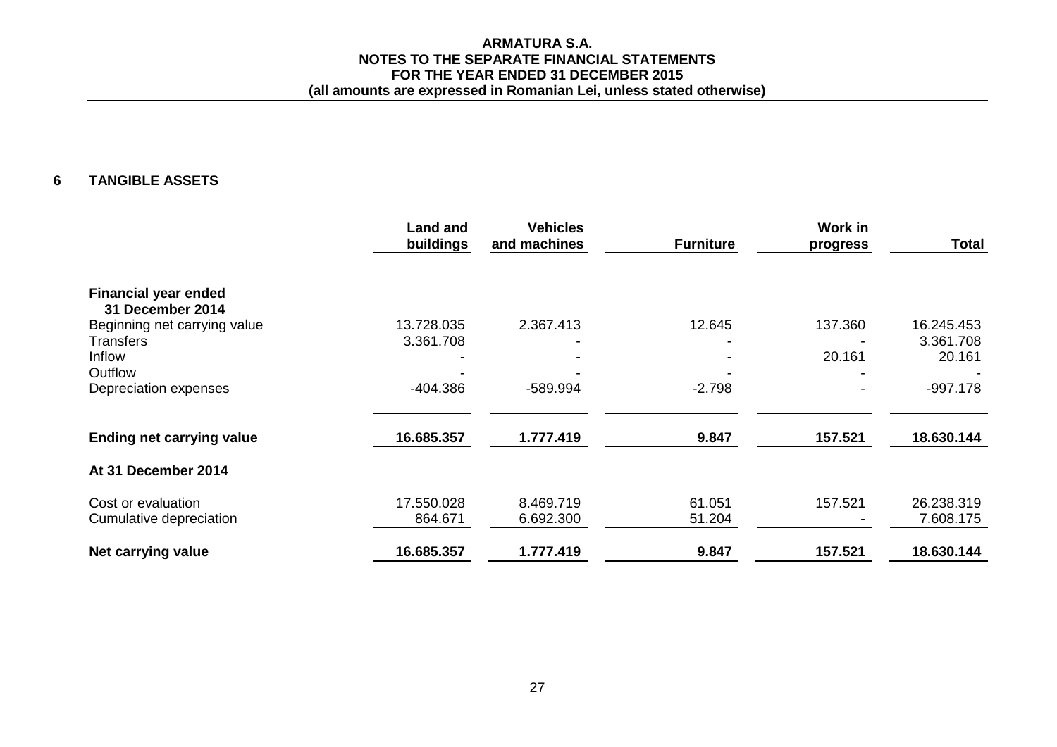## 6 TANGIBLE ASSETS

| | Land and buildings | Vehicles and machines | Furniture | Work in progress | Total |
|---|---|---|---|---|---|
| **Financial year ended 31 December 2014** | | | | | |
| Beginning net carrying value | 13.728.035 | 2.367.413 | 12.645 | 137.360 | 16.245.453 |
| Transfers | 3.361.708 | - | - | - | 3.361.708 |
| Inflow | - | - | - | 20.161 | 20.161 |
| Outflow | - | - | - | - | - |
| Depreciation expenses | -404.386 | -589.994 | -2.798 | - | -997.178 |
| **Ending net carrying value** | **16.685.357** | **1.777.419** | **9.847** | **157.521** | **18.630.144** |
| **At 31 December 2014** | | | | | |
| Cost or evaluation | 17.550.028 | 8.469.719 | 61.051 | 157.521 | 26.238.319 |
| Cumulative depreciation | 864.671 | 6.692.300 | 51.204 | - | 7.608.175 |
| **Net carrying value** | **16.685.357** | **1.777.419** | **9.847** | **157.521** | **18.630.144** |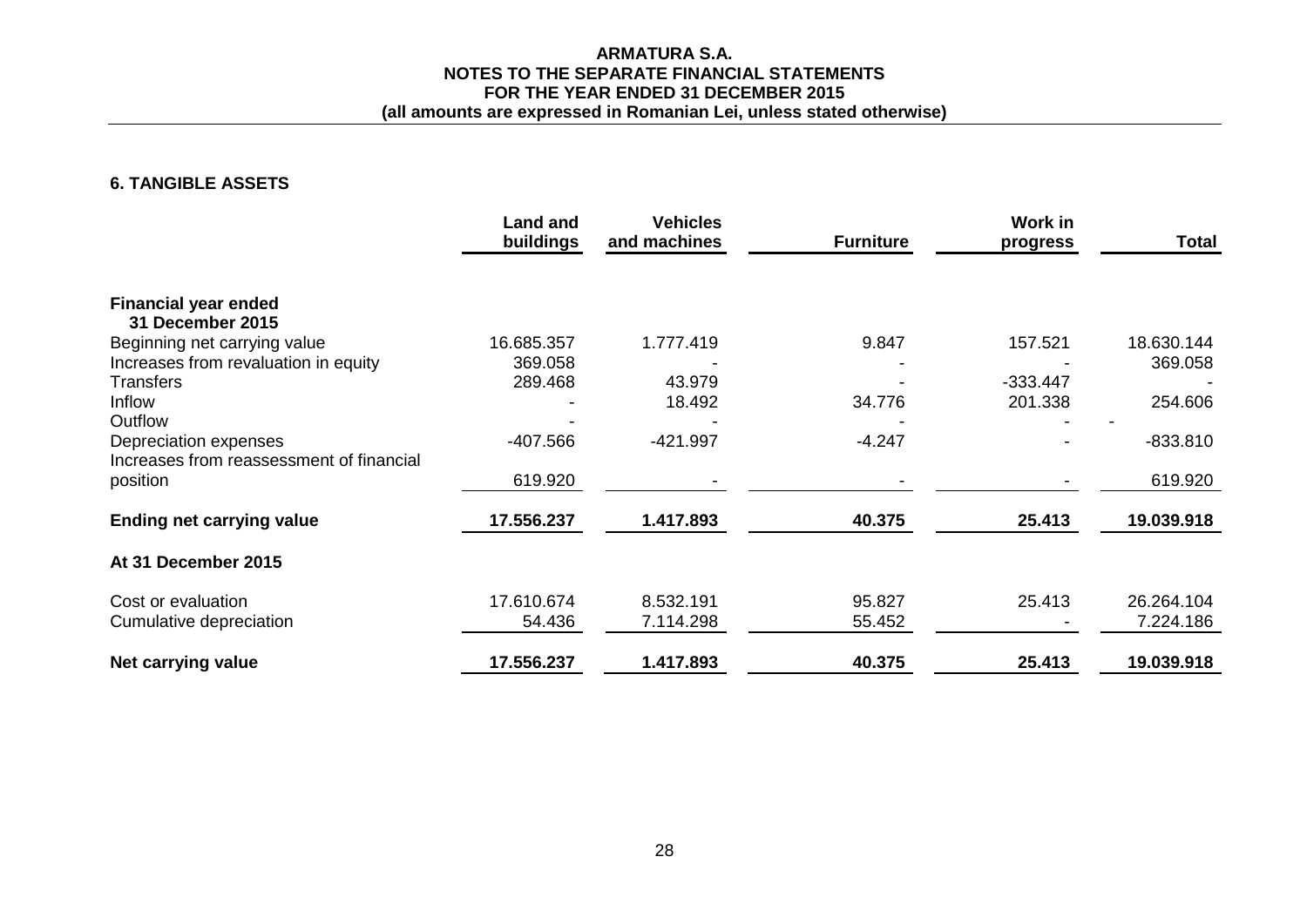## 6. TANGIBLE ASSETS

| | Land and buildings | Vehicles and machines | Furniture | Work in progress | Total |
|---|---|---|---|---|---|
| **Financial year ended 31 December 2015** | | | | | |
| Beginning net carrying value | 16.685.357 | 1.777.419 | 9.847 | 157.521 | 18.630.144 |
| Increases from revaluation in equity | 369.058 | - | - | - | 369.058 |
| Transfers | 289.468 | 43.979 | - | -333.447 | - |
| Inflow | - | 18.492 | 34.776 | 201.338 | 254.606 |
| Outflow | - | - | - | - | - |
| Depreciation expenses | -407.566 | -421.997 | -4.247 | - | -833.810 |
| Increases from reassessment of financial position | 619.920 | - | - | - | 619.920 |
| **Ending net carrying value** | **17.556.237** | **1.417.893** | **40.375** | **25.413** | **19.039.918** |
| **At 31 December 2015** | | | | | |
| Cost or evaluation | 17.610.674 | 8.532.191 | 95.827 | 25.413 | 26.264.104 |
| Cumulative depreciation | 54.436 | 7.114.298 | 55.452 | - | 7.224.186 |
| **Net carrying value** | **17.556.237** | **1.417.893** | **40.375** | **25.413** | **19.039.918** |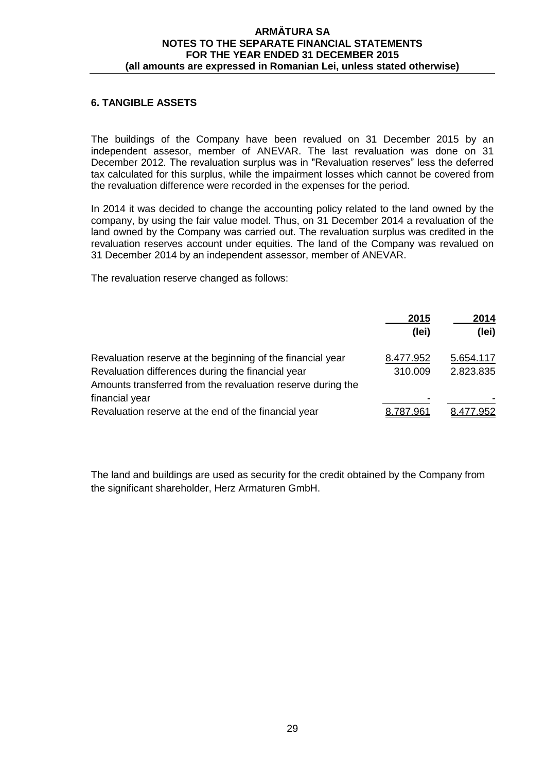## 6. TANGIBLE ASSETS

The buildings of the Company have been revalued on 31 December 2015 by an independent assesor, member of ANEVAR. The last revaluation was done on 31 December 2012. The revaluation surplus was in "Revaluation reserves" less the deferred tax calculated for this surplus, while the impairment losses which cannot be covered from the revaluation difference were recorded in the expenses for the period.

In 2014 it was decided to change the accounting policy related to the land owned by the company, by using the fair value model. Thus, on 31 December 2014 a revaluation of the land owned by the Company was carried out. The revaluation surplus was credited in the revaluation reserves account under equities. The land of the Company was revalued on 31 December 2014 by an independent assessor, member of ANEVAR.

The revaluation reserve changed as follows:

| | 2015 (lei) | 2014 (lei) |
|---|---|---|
| Revaluation reserve at the beginning of the financial year | 8.477.952 | 5.654.117 |
| Revaluation differences during the financial year | 310.009 | 2.823.835 |
| Amounts transferred from the revaluation reserve during the financial year | - | - |
| Revaluation reserve at the end of the financial year | 8.787.961 | 8.477.952 |

The land and buildings are used as security for the credit obtained by the Company from the significant shareholder, Herz Armaturen GmbH.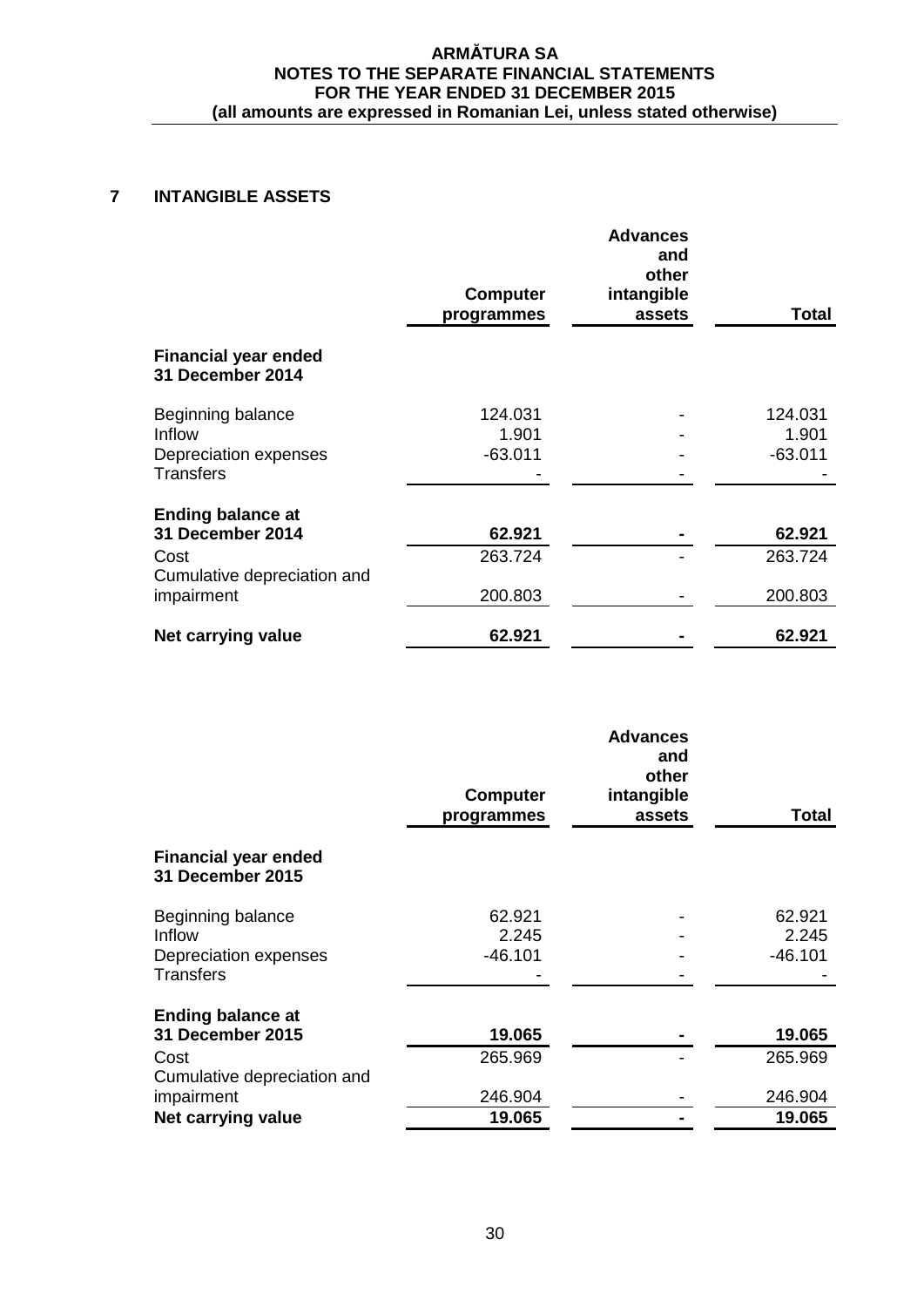## 7 INTANGIBLE ASSETS

| | Computer programmes | Advances and other intangible assets | Total |
|---|---|---|---|
| **Financial year ended 31 December 2014** | | | |
| Beginning balance | 124.031 | - | 124.031 |
| Inflow | 1.901 | - | 1.901 |
| Depreciation expenses | -63.011 | - | -63.011 |
| Transfers | - | - | - |
| **Ending balance at 31 December 2014** | **62.921** | **-** | **62.921** |
| Cost | 263.724 | - | 263.724 |
| Cumulative depreciation and impairment | 200.803 | - | 200.803 |
| **Net carrying value** | **62.921** | **-** | **62.921** |

| | Computer programmes | Advances and other intangible assets | Total |
|---|---|---|---|
| **Financial year ended 31 December 2015** | | | |
| Beginning balance | 62.921 | - | 62.921 |
| Inflow | 2.245 | - | 2.245 |
| Depreciation expenses | -46.101 | - | -46.101 |
| Transfers | - | - | - |
| **Ending balance at 31 December 2015** | **19.065** | **-** | **19.065** |
| Cost | 265.969 | - | 265.969 |
| Cumulative depreciation and impairment | 246.904 | - | 246.904 |
| **Net carrying value** | **19.065** | **-** | **19.065** |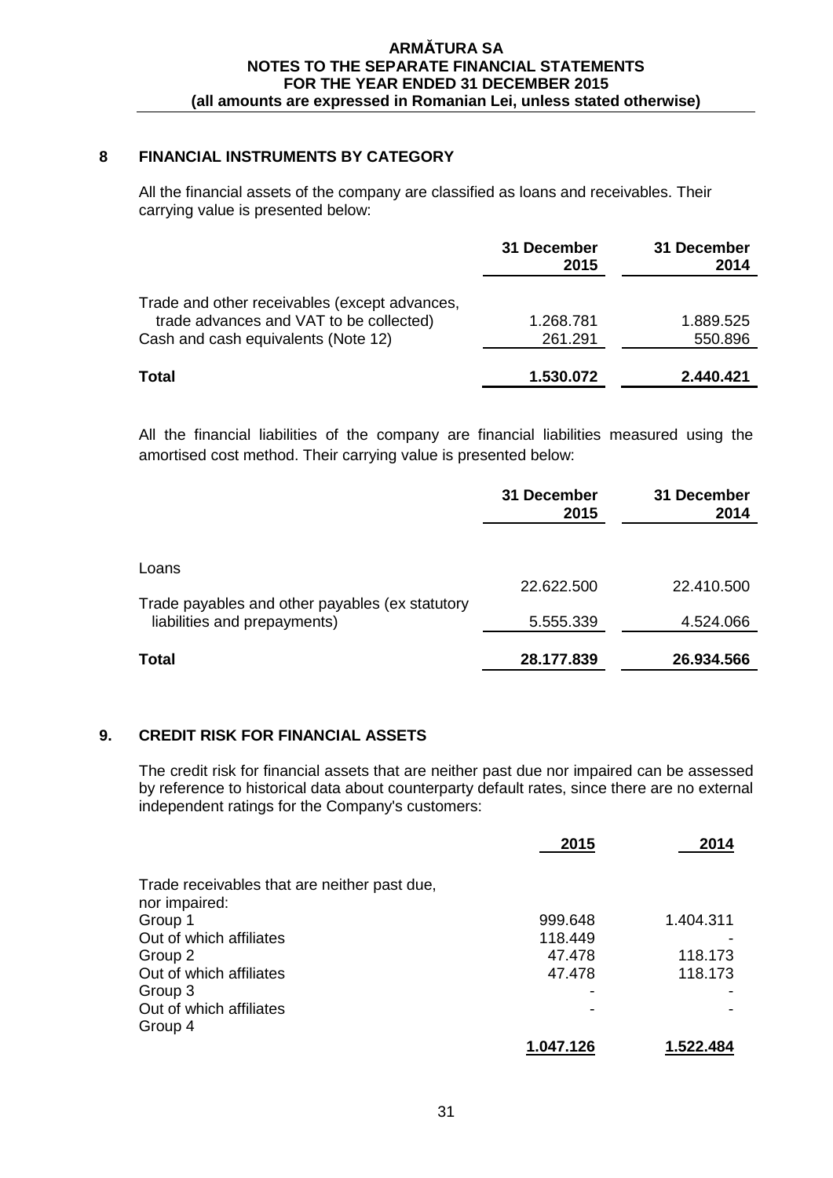## 8 FINANCIAL INSTRUMENTS BY CATEGORY

All the financial assets of the company are classified as loans and receivables. Their carrying value is presented below:

| | 31 December 2015 | 31 December 2014 |
|---|---|---|
| Trade and other receivables (except advances, trade advances and VAT to be collected) | 1.268.781 | 1.889.525 |
| Cash and cash equivalents (Note 12) | 261.291 | 550.896 |
| **Total** | **1.530.072** | **2.440.421** |

All the financial liabilities of the company are financial liabilities measured using the amortised cost method. Their carrying value is presented below:

| | 31 December 2015 | 31 December 2014 |
|---|---|---|
| Loans | 22.622.500 | 22.410.500 |
| Trade payables and other payables (ex statutory liabilities and prepayments) | 5.555.339 | 4.524.066 |
| **Total** | **28.177.839** | **26.934.566** |

## 9. CREDIT RISK FOR FINANCIAL ASSETS

The credit risk for financial assets that are neither past due nor impaired can be assessed by reference to historical data about counterparty default rates, since there are no external independent ratings for the Company's customers:

| | 2015 | 2014 |
|---|---|---|
| Trade receivables that are neither past due, nor impaired: | | |
| Group 1 | 999.648 | 1.404.311 |
| Out of which affiliates | 118.449 | - |
| Group 2 | 47.478 | 118.173 |
| Out of which affiliates | 47.478 | 118.173 |
| Group 3 | - | - |
| Out of which affiliates | - | - |
| Group 4 | | |
| | **1.047.126** | **1.522.484** |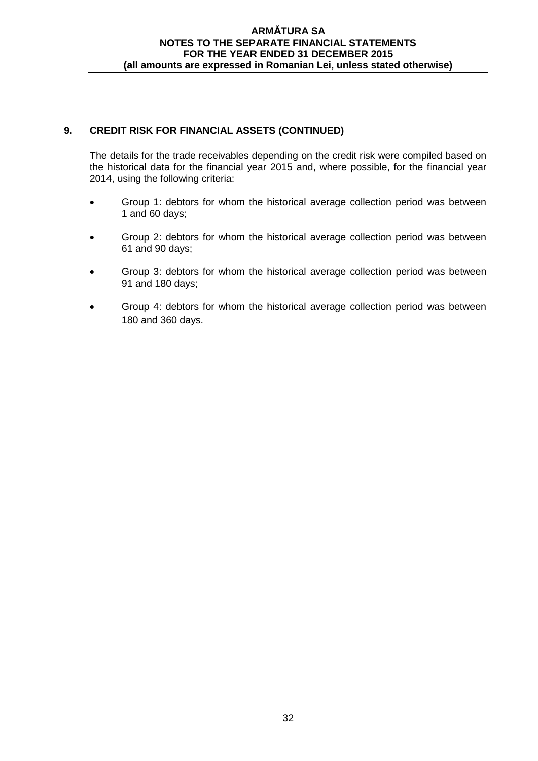## 9. CREDIT RISK FOR FINANCIAL ASSETS (CONTINUED)

The details for the trade receivables depending on the credit risk were compiled based on the historical data for the financial year 2015 and, where possible, for the financial year 2014, using the following criteria:

- Group 1: debtors for whom the historical average collection period was between 1 and 60 days;
- Group 2: debtors for whom the historical average collection period was between 61 and 90 days;
- Group 3: debtors for whom the historical average collection period was between 91 and 180 days;
- Group 4: debtors for whom the historical average collection period was between 180 and 360 days.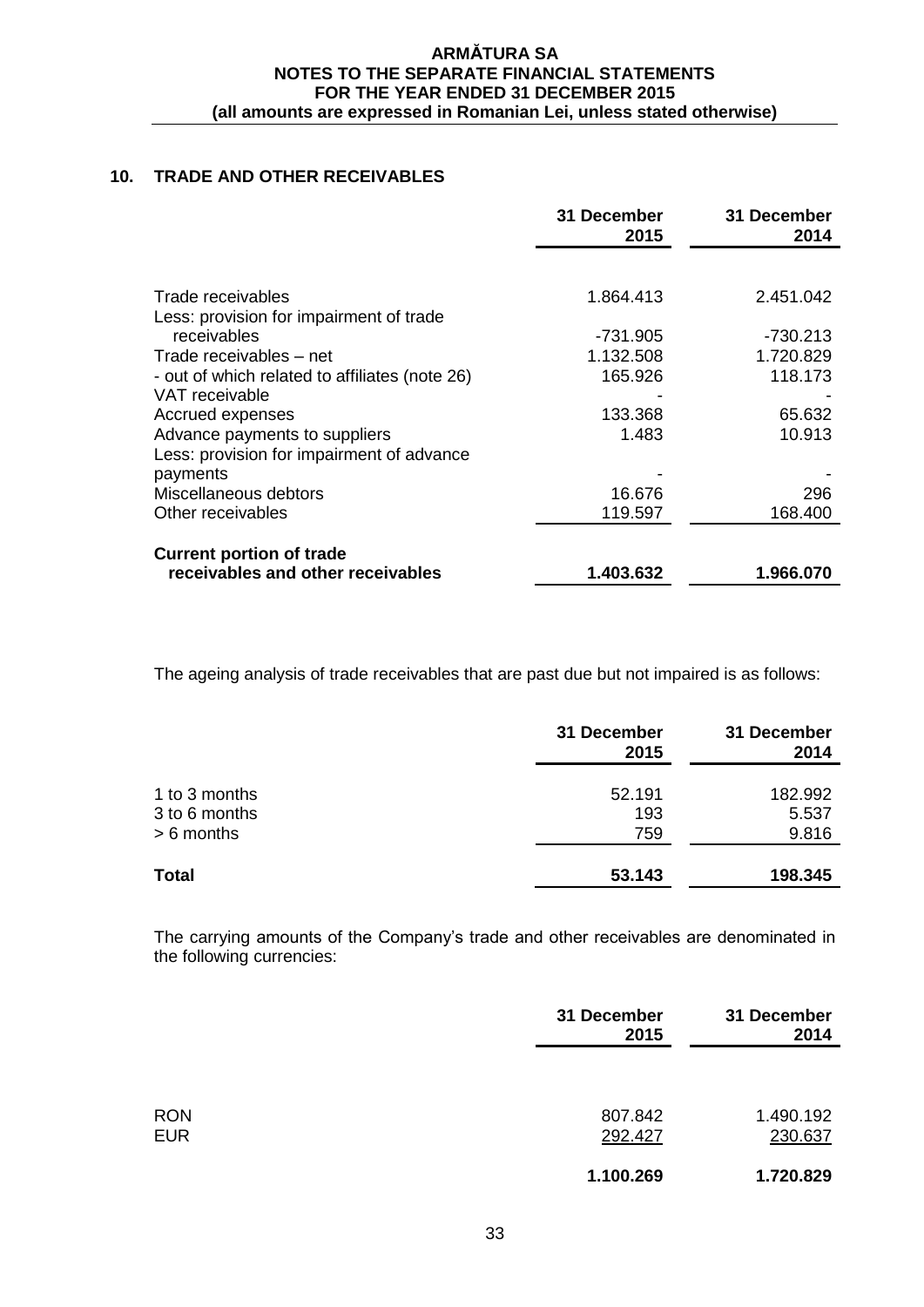## 10. TRADE AND OTHER RECEIVABLES

| | 31 December 2015 | 31 December 2014 |
|---|---|---|
| Trade receivables | 1.864.413 | 2.451.042 |
| Less: provision for impairment of trade receivables | -731.905 | -730.213 |
| Trade receivables – net | 1.132.508 | 1.720.829 |
| - out of which related to affiliates (note 26) | 165.926 | 118.173 |
| VAT receivable | - | - |
| Accrued expenses | 133.368 | 65.632 |
| Advance payments to suppliers | 1.483 | 10.913 |
| Less: provision for impairment of advance payments | - | - |
| Miscellaneous debtors | 16.676 | 296 |
| Other receivables | 119.597 | 168.400 |
| **Current portion of trade receivables and other receivables** | **1.403.632** | **1.966.070** |

The ageing analysis of trade receivables that are past due but not impaired is as follows:

| | 31 December 2015 | 31 December 2014 |
|---|---|---|
| 1 to 3 months | 52.191 | 182.992 |
| 3 to 6 months | 193 | 5.537 |
| > 6 months | 759 | 9.816 |
| **Total** | **53.143** | **198.345** |

The carrying amounts of the Company's trade and other receivables are denominated in the following currencies:

| | 31 December 2015 | 31 December 2014 |
|---|---|---|
| RON | 807.842 | 1.490.192 |
| EUR | 292.427 | 230.637 |
| | **1.100.269** | **1.720.829** |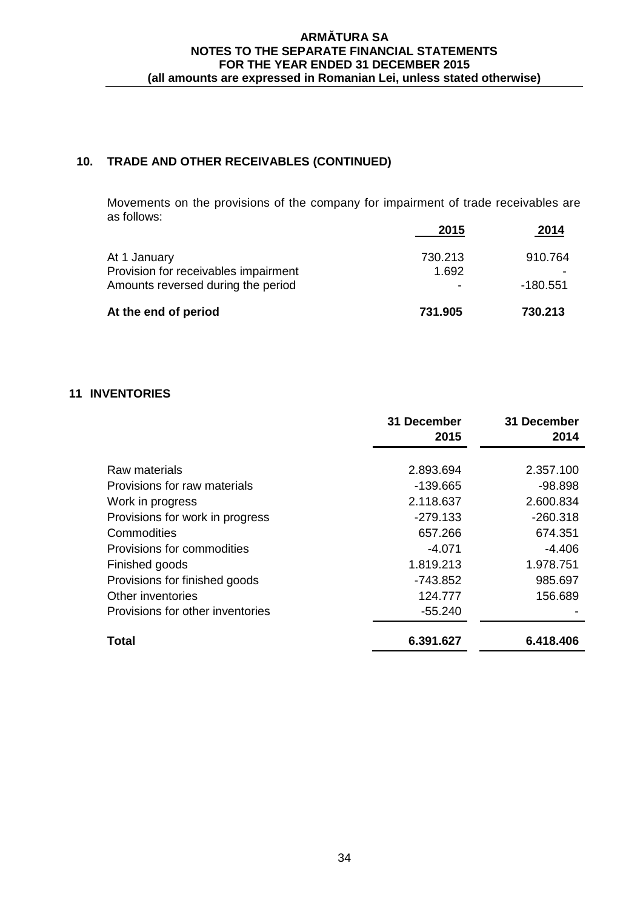## 10. TRADE AND OTHER RECEIVABLES (CONTINUED)

Movements on the provisions of the company for impairment of trade receivables are as follows:

| | 2015 | 2014 |
|---|---|---|
| At 1 January | 730.213 | 910.764 |
| Provision for receivables impairment | 1.692 | - |
| Amounts reversed during the period | - | -180.551 |
| **At the end of period** | **731.905** | **730.213** |

## 11 INVENTORIES

| | 31 December 2015 | 31 December 2014 |
|---|---|---|
| Raw materials | 2.893.694 | 2.357.100 |
| Provisions for raw materials | -139.665 | -98.898 |
| Work in progress | 2.118.637 | 2.600.834 |
| Provisions for work in progress | -279.133 | -260.318 |
| Commodities | 657.266 | 674.351 |
| Provisions for commodities | -4.071 | -4.406 |
| Finished goods | 1.819.213 | 1.978.751 |
| Provisions for finished goods | -743.852 | 985.697 |
| Other inventories | 124.777 | 156.689 |
| Provisions for other inventories | -55.240 | - |
| **Total** | **6.391.627** | **6.418.406** |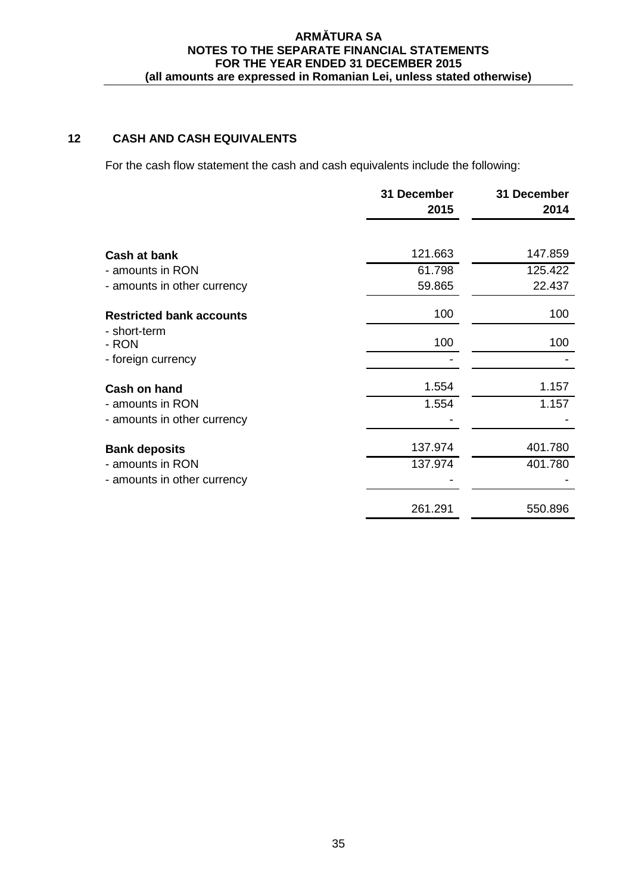## 12 CASH AND CASH EQUIVALENTS

For the cash flow statement the cash and cash equivalents include the following:

| | 31 December 2015 | 31 December 2014 |
|---|---|---|
| **Cash at bank** | 121.663 | 147.859 |
| - amounts in RON | 61.798 | 125.422 |
| - amounts in other currency | 59.865 | 22.437 |
| **Restricted bank accounts** | 100 | 100 |
| - short-term | | |
| - RON | 100 | 100 |
| - foreign currency | - | - |
| **Cash on hand** | 1.554 | 1.157 |
| - amounts in RON | 1.554 | 1.157 |
| - amounts in other currency | - | - |
| **Bank deposits** | 137.974 | 401.780 |
| - amounts in RON | 137.974 | 401.780 |
| - amounts in other currency | - | - |
| | 261.291 | 550.896 |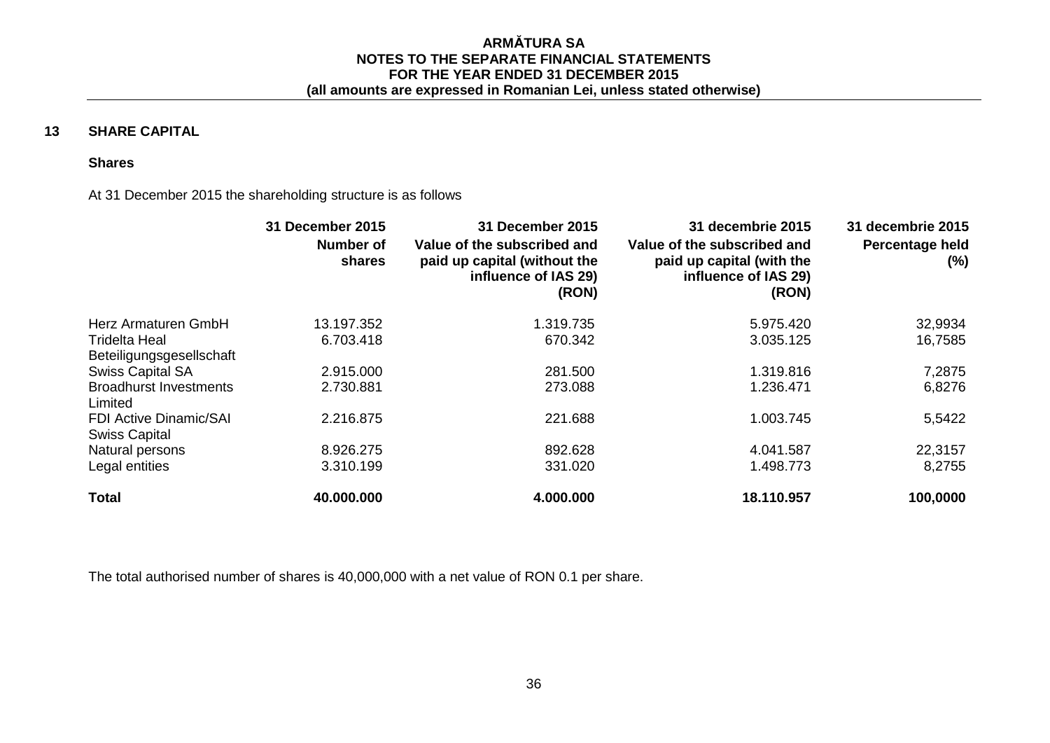## 13 SHARE CAPITAL

### Shares

At 31 December 2015 the shareholding structure is as follows

| | 31 December 2015 Number of shares | 31 December 2015 Value of the subscribed and paid up capital (without the influence of IAS 29) (RON) | 31 decembrie 2015 Value of the subscribed and paid up capital (with the influence of IAS 29) (RON) | 31 decembrie 2015 Percentage held (%) |
|---|---|---|---|---|
| Herz Armaturen GmbH | 13.197.352 | 1.319.735 | 5.975.420 | 32,9934 |
| Tridelta Heal Beteiligungsgesellschaft | 6.703.418 | 670.342 | 3.035.125 | 16,7585 |
| Swiss Capital SA | 2.915.000 | 281.500 | 1.319.816 | 7,2875 |
| Broadhurst Investments Limited | 2.730.881 | 273.088 | 1.236.471 | 6,8276 |
| FDI Active Dinamic/SAI Swiss Capital | 2.216.875 | 221.688 | 1.003.745 | 5,5422 |
| Natural persons | 8.926.275 | 892.628 | 4.041.587 | 22,3157 |
| Legal entities | 3.310.199 | 331.020 | 1.498.773 | 8,2755 |
| **Total** | **40.000.000** | **4.000.000** | **18.110.957** | **100,0000** |

The total authorised number of shares is 40,000,000 with a net value of RON 0.1 per share.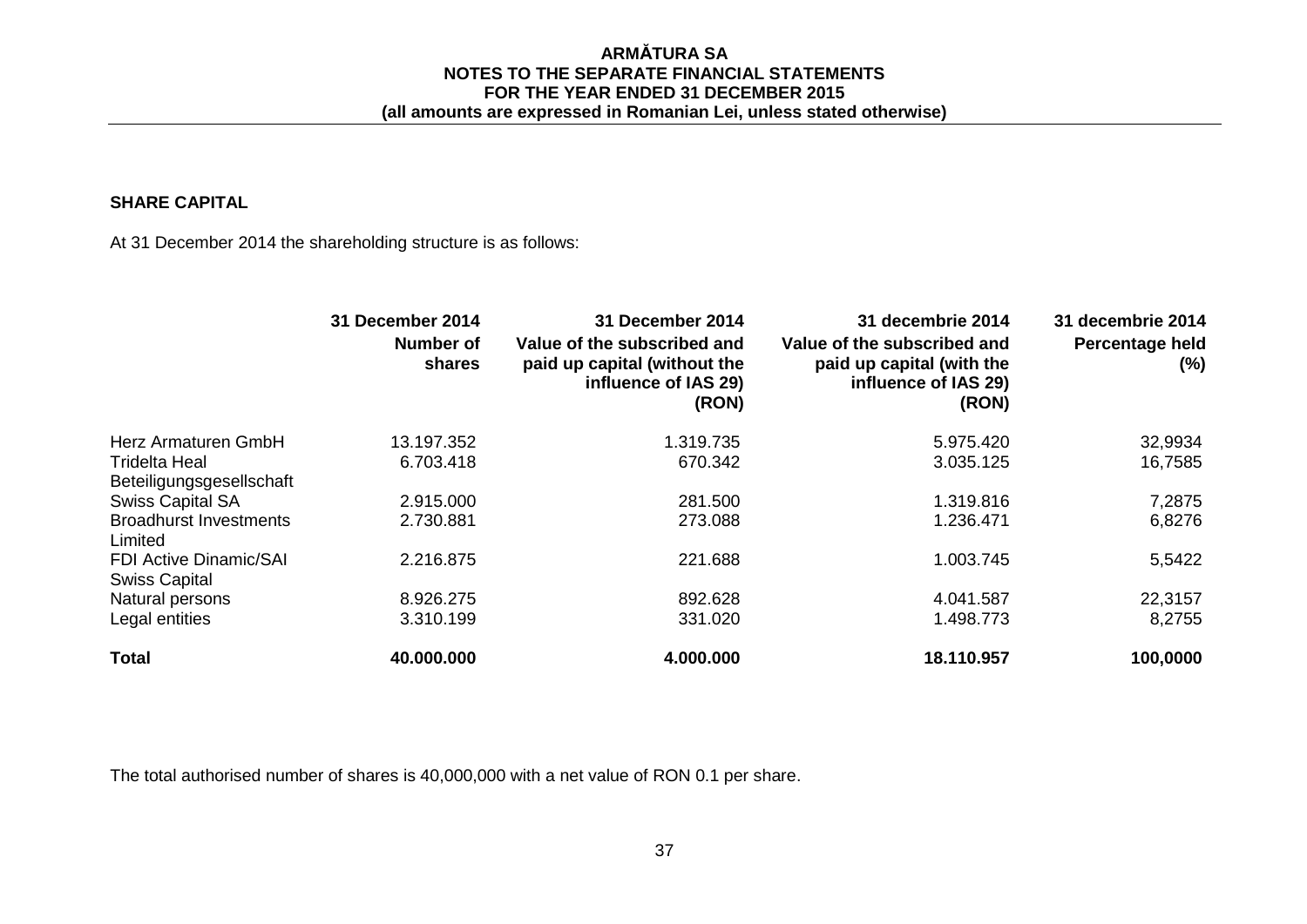## SHARE CAPITAL

At 31 December 2014 the shareholding structure is as follows:

| | 31 December 2014<br>Number of shares | 31 December 2014<br>Value of the subscribed and paid up capital (without the influence of IAS 29) (RON) | 31 decembrie 2014<br>Value of the subscribed and paid up capital (with the influence of IAS 29) (RON) | 31 decembrie 2014<br>Percentage held (%) |
|---|---|---|---|---|
| Herz Armaturen GmbH | 13.197.352 | 1.319.735 | 5.975.420 | 32,9934 |
| Tridelta Heal Beteiligungsgesellschaft | 6.703.418 | 670.342 | 3.035.125 | 16,7585 |
| Swiss Capital SA | 2.915.000 | 281.500 | 1.319.816 | 7,2875 |
| Broadhurst Investments Limited | 2.730.881 | 273.088 | 1.236.471 | 6,8276 |
| FDI Active Dinamic/SAI Swiss Capital | 2.216.875 | 221.688 | 1.003.745 | 5,5422 |
| Natural persons | 8.926.275 | 892.628 | 4.041.587 | 22,3157 |
| Legal entities | 3.310.199 | 331.020 | 1.498.773 | 8,2755 |
| **Total** | **40.000.000** | **4.000.000** | **18.110.957** | **100,0000** |

The total authorised number of shares is 40,000,000 with a net value of RON 0.1 per share.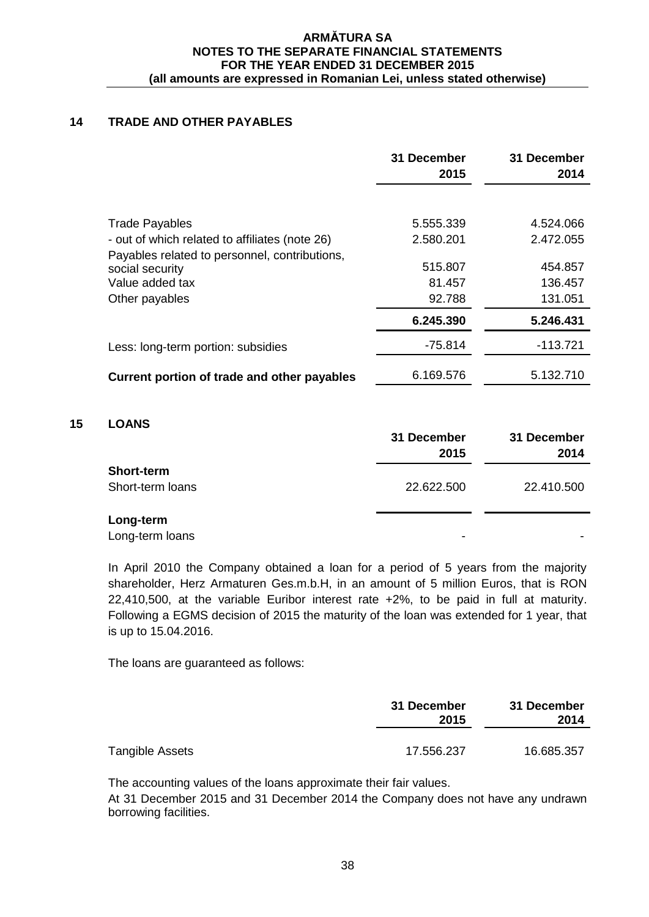## 14 TRADE AND OTHER PAYABLES

| | 31 December 2015 | 31 December 2014 |
|---|---|---|
| Trade Payables | 5.555.339 | 4.524.066 |
| - out of which related to affiliates (note 26) | 2.580.201 | 2.472.055 |
| Payables related to personnel, contributions, social security | 515.807 | 454.857 |
| Value added tax | 81.457 | 136.457 |
| Other payables | 92.788 | 131.051 |
| | **6.245.390** | **5.246.431** |
| Less: long-term portion: subsidies | -75.814 | -113.721 |
| **Current portion of trade and other payables** | 6.169.576 | 5.132.710 |

## 15 LOANS

| | 31 December 2015 | 31 December 2014 |
|---|---|---|
| **Short-term** | | |
| Short-term loans | 22.622.500 | 22.410.500 |
| **Long-term** | | |
| Long-term loans | - | - |

In April 2010 the Company obtained a loan for a period of 5 years from the majority shareholder, Herz Armaturen Ges.m.b.H, in an amount of 5 million Euros, that is RON 22,410,500, at the variable Euribor interest rate +2%, to be paid in full at maturity. Following a EGMS decision of 2015 the maturity of the loan was extended for 1 year, that is up to 15.04.2016.

The loans are guaranteed as follows:

| | 31 December 2015 | 31 December 2014 |
|---|---|---|
| Tangible Assets | 17.556.237 | 16.685.357 |

The accounting values of the loans approximate their fair values.

At 31 December 2015 and 31 December 2014 the Company does not have any undrawn borrowing facilities.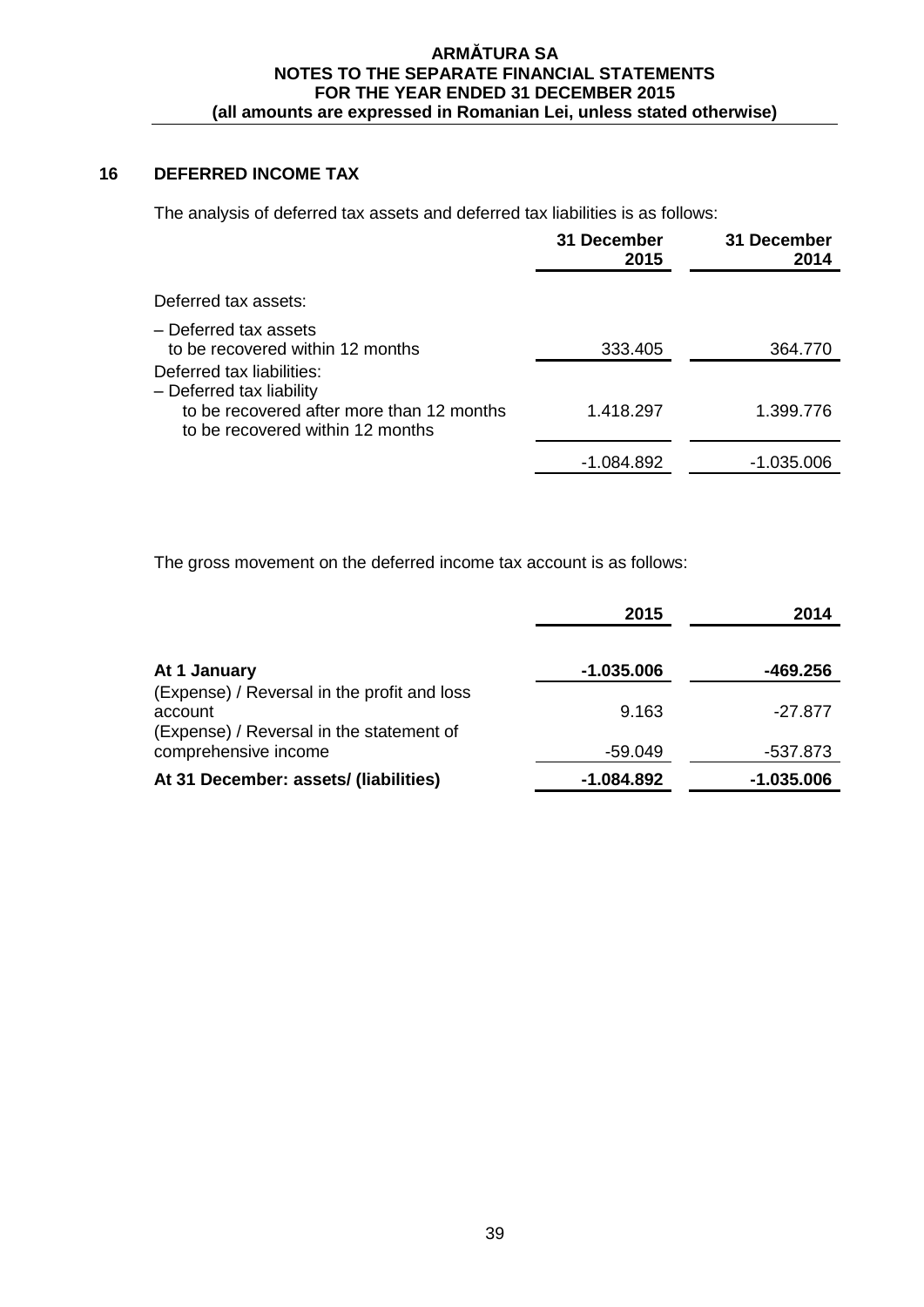## 16 DEFERRED INCOME TAX

The analysis of deferred tax assets and deferred tax liabilities is as follows:

| | 31 December 2015 | 31 December 2014 |
|---|---|---|
| Deferred tax assets: | | |
| – Deferred tax assets to be recovered within 12 months | 333.405 | 364.770 |
| Deferred tax liabilities: | | |
| – Deferred tax liability to be recovered after more than 12 months to be recovered within 12 months | 1.418.297 | 1.399.776 |
| | -1.084.892 | -1.035.006 |

The gross movement on the deferred income tax account is as follows:

| | 2015 | 2014 |
|---|---|---|
| **At 1 January** | **-1.035.006** | **-469.256** |
| (Expense) / Reversal in the profit and loss account | 9.163 | -27.877 |
| (Expense) / Reversal in the statement of comprehensive income | -59.049 | -537.873 |
| **At 31 December: assets/ (liabilities)** | **-1.084.892** | **-1.035.006** |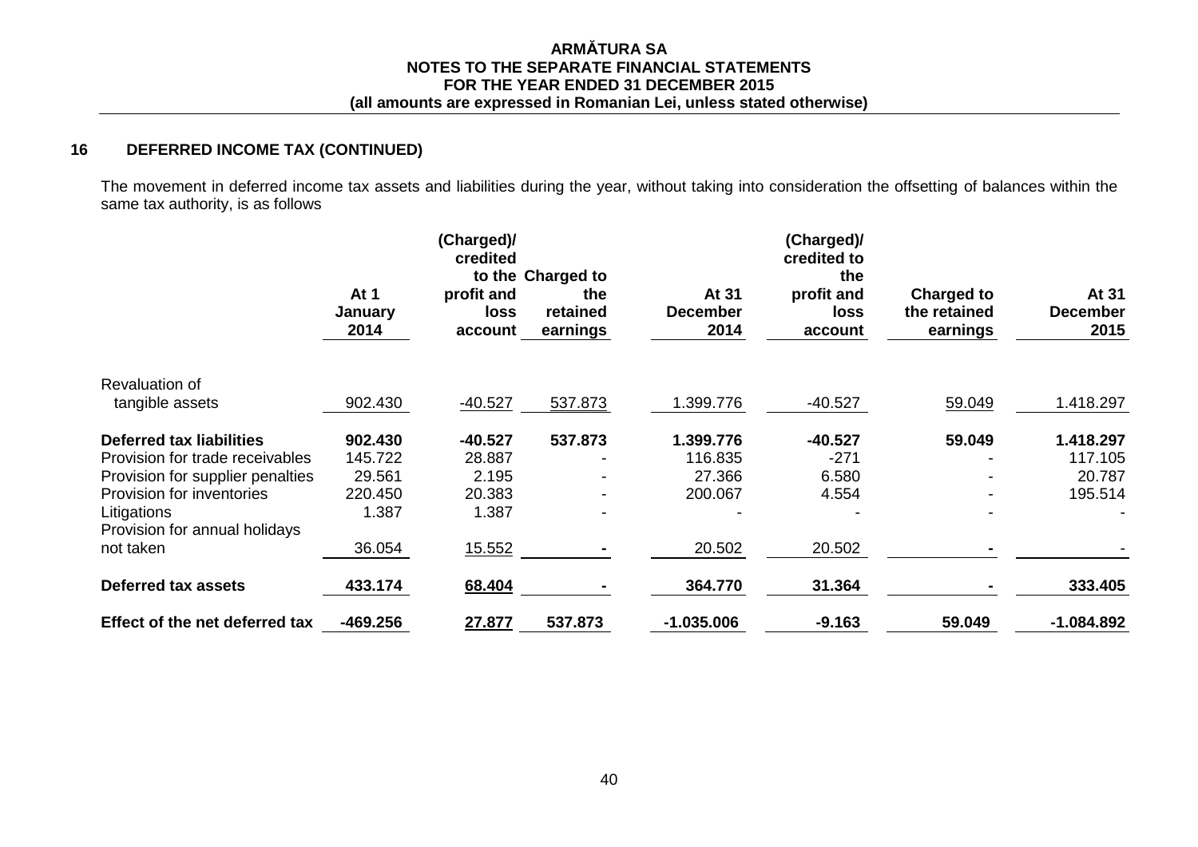## 16 DEFERRED INCOME TAX (CONTINUED)

The movement in deferred income tax assets and liabilities during the year, without taking into consideration the offsetting of balances within the same tax authority, is as follows

| | At 1 January 2014 | (Charged)/ credited to the profit and loss account | Charged to the retained earnings | At 31 December 2014 | (Charged)/ credited to the profit and loss account | Charged to the retained earnings | At 31 December 2015 |
|---|---|---|---|---|---|---|---|
| Revaluation of tangible assets | 902.430 | -40.527 | 537.873 | 1.399.776 | -40.527 | 59.049 | 1.418.297 |
| **Deferred tax liabilities** | **902.430** | **-40.527** | **537.873** | **1.399.776** | **-40.527** | **59.049** | **1.418.297** |
| Provision for trade receivables | 145.722 | 28.887 | - | 116.835 | -271 | - | 117.105 |
| Provision for supplier penalties | 29.561 | 2.195 | - | 27.366 | 6.580 | - | 20.787 |
| Provision for inventories | 220.450 | 20.383 | - | 200.067 | 4.554 | - | 195.514 |
| Litigations | 1.387 | 1.387 | - | - | - | - | - |
| Provision for annual holidays not taken | 36.054 | 15.552 | - | 20.502 | 20.502 | - | - |
| **Deferred tax assets** | **433.174** | **68.404** | **-** | **364.770** | **31.364** | **-** | **333.405** |
| **Effect of the net deferred tax** | **-469.256** | **27.877** | **537.873** | **-1.035.006** | **-9.163** | **59.049** | **-1.084.892** |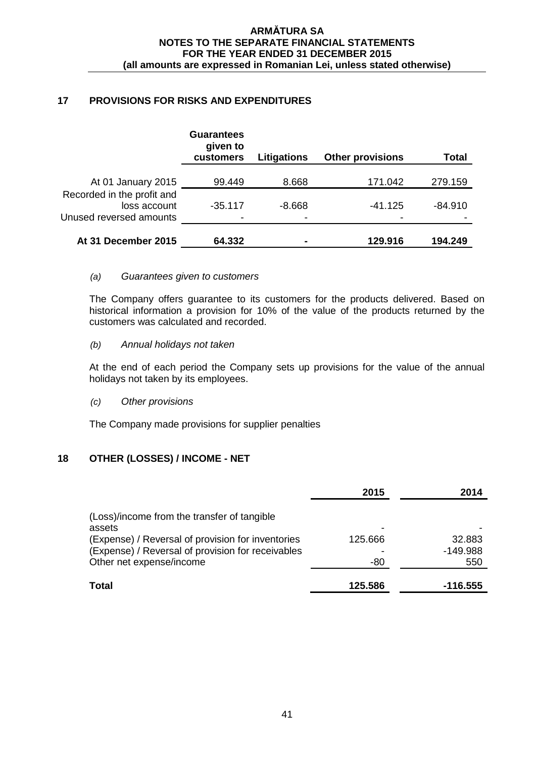## 17 PROVISIONS FOR RISKS AND EXPENDITURES

| | Guarantees given to customers | Litigations | Other provisions | Total |
|---|---|---|---|---|
| At 01 January 2015 | 99.449 | 8.668 | 171.042 | 279.159 |
| Recorded in the profit and loss account | -35.117 | -8.668 | -41.125 | -84.910 |
| Unused reversed amounts | - | - | - | - |
| **At 31 December 2015** | **64.332** | **-** | **129.916** | **194.249** |

*(a) Guarantees given to customers*

The Company offers guarantee to its customers for the products delivered. Based on historical information a provision for 10% of the value of the products returned by the customers was calculated and recorded.

*(b) Annual holidays not taken*

At the end of each period the Company sets up provisions for the value of the annual holidays not taken by its employees.

*(c) Other provisions*

The Company made provisions for supplier penalties

## 18 OTHER (LOSSES) / INCOME - NET

| | 2015 | 2014 |
|---|---|---|
| (Loss)/income from the transfer of tangible assets | - | - |
| (Expense) / Reversal of provision for inventories | 125.666 | 32.883 |
| (Expense) / Reversal of provision for receivables | - | -149.988 |
| Other net expense/income | -80 | 550 |
| **Total** | **125.586** | **-116.555** |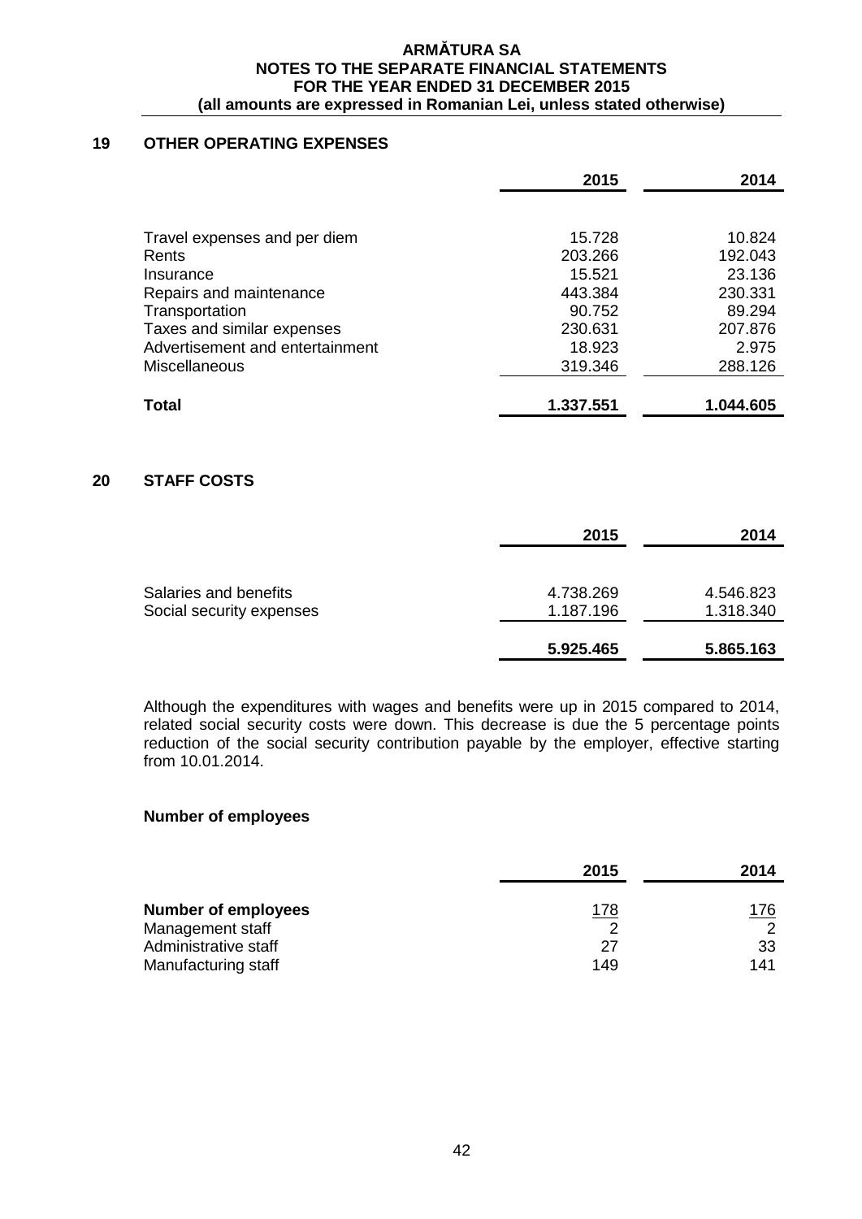## 19 OTHER OPERATING EXPENSES

| | 2015 | 2014 |
|---|---|---|
| Travel expenses and per diem | 15.728 | 10.824 |
| Rents | 203.266 | 192.043 |
| Insurance | 15.521 | 23.136 |
| Repairs and maintenance | 443.384 | 230.331 |
| Transportation | 90.752 | 89.294 |
| Taxes and similar expenses | 230.631 | 207.876 |
| Advertisement and entertainment | 18.923 | 2.975 |
| Miscellaneous | 319.346 | 288.126 |
| **Total** | **1.337.551** | **1.044.605** |

## 20 STAFF COSTS

| | 2015 | 2014 |
|---|---|---|
| Salaries and benefits | 4.738.269 | 4.546.823 |
| Social security expenses | 1.187.196 | 1.318.340 |
| | **5.925.465** | **5.865.163** |

Although the expenditures with wages and benefits were up in 2015 compared to 2014, related social security costs were down. This decrease is due the 5 percentage points reduction of the social security contribution payable by the employer, effective starting from 10.01.2014.

**Number of employees**

| | 2015 | 2014 |
|---|---|---|
| **Number of employees** | 178 | 176 |
| Management staff | 2 | 2 |
| Administrative staff | 27 | 33 |
| Manufacturing staff | 149 | 141 |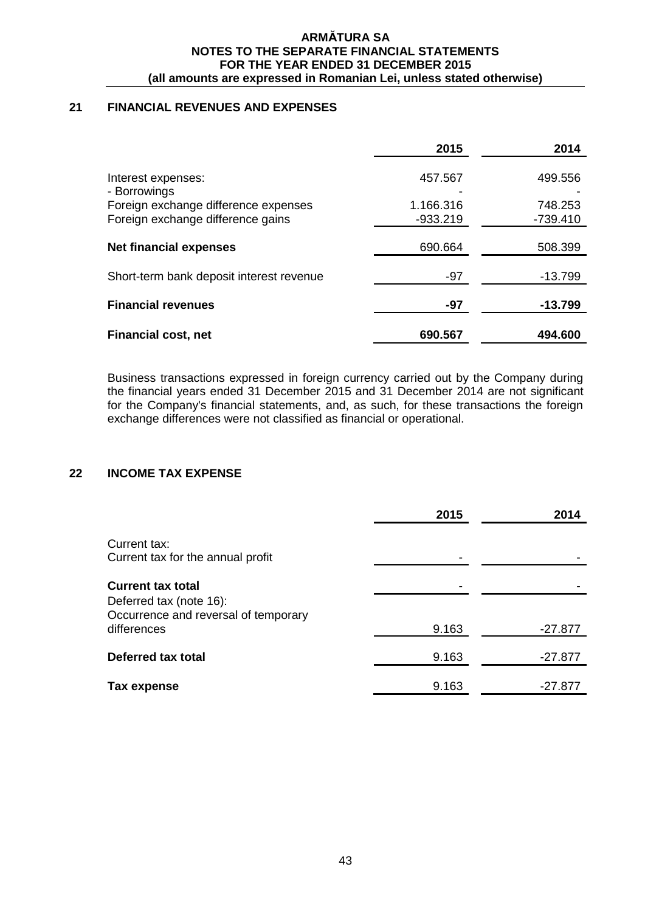## 21 FINANCIAL REVENUES AND EXPENSES

| | 2015 | 2014 |
|---|---|---|
| Interest expenses: | 457.567 | 499.556 |
| - Borrowings | - | - |
| Foreign exchange difference expenses | 1.166.316 | 748.253 |
| Foreign exchange difference gains | -933.219 | -739.410 |
| **Net financial expenses** | 690.664 | 508.399 |
| Short-term bank deposit interest revenue | -97 | -13.799 |
| **Financial revenues** | **-97** | **-13.799** |
| **Financial cost, net** | **690.567** | **494.600** |

Business transactions expressed in foreign currency carried out by the Company during the financial years ended 31 December 2015 and 31 December 2014 are not significant for the Company's financial statements, and, as such, for these transactions the foreign exchange differences were not classified as financial or operational.

## 22 INCOME TAX EXPENSE

| | 2015 | 2014 |
|---|---|---|
| Current tax: | | |
| Current tax for the annual profit | - | - |
| **Current tax total** | - | - |
| Deferred tax (note 16): | | |
| Occurrence and reversal of temporary differences | 9.163 | -27.877 |
| **Deferred tax total** | 9.163 | -27.877 |
| **Tax expense** | 9.163 | -27.877 |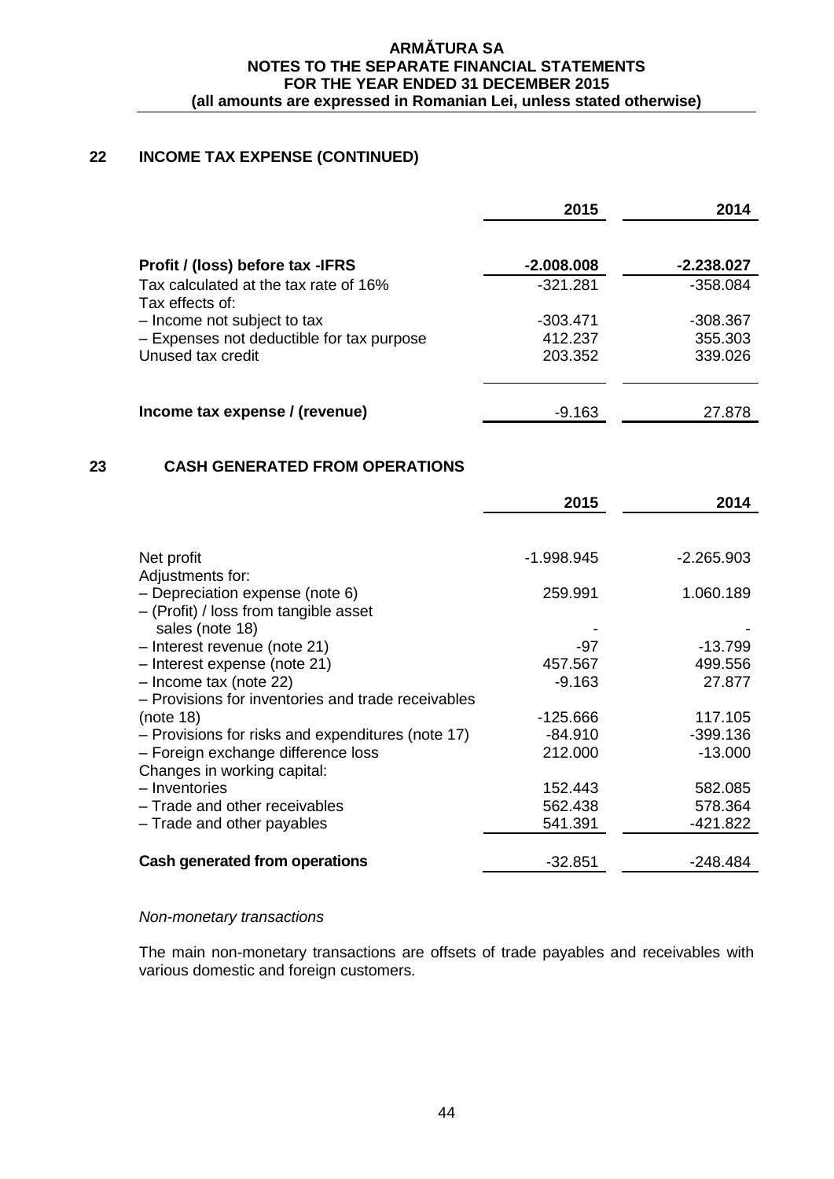## 22 INCOME TAX EXPENSE (CONTINUED)

| | 2015 | 2014 |
|---|---|---|
| **Profit / (loss) before tax -IFRS** | **-2.008.008** | **-2.238.027** |
| Tax calculated at the tax rate of 16% | -321.281 | -358.084 |
| Tax effects of: | | |
| – Income not subject to tax | -303.471 | -308.367 |
| – Expenses not deductible for tax purpose | 412.237 | 355.303 |
| Unused tax credit | 203.352 | 339.026 |
| **Income tax expense / (revenue)** | -9.163 | 27.878 |

## 23 CASH GENERATED FROM OPERATIONS

| | 2015 | 2014 |
|---|---|---|
| Net profit | -1.998.945 | -2.265.903 |
| Adjustments for: | | |
| – Depreciation expense (note 6) | 259.991 | 1.060.189 |
| – (Profit) / loss from tangible asset sales (note 18) | - | - |
| – Interest revenue (note 21) | -97 | -13.799 |
| – Interest expense (note 21) | 457.567 | 499.556 |
| – Income tax (note 22) | -9.163 | 27.877 |
| – Provisions for inventories and trade receivables (note 18) | -125.666 | 117.105 |
| – Provisions for risks and expenditures (note 17) | -84.910 | -399.136 |
| – Foreign exchange difference loss | 212.000 | -13.000 |
| Changes in working capital: | | |
| – Inventories | 152.443 | 582.085 |
| – Trade and other receivables | 562.438 | 578.364 |
| – Trade and other payables | 541.391 | -421.822 |
| **Cash generated from operations** | -32.851 | -248.484 |

*Non-monetary transactions*

The main non-monetary transactions are offsets of trade payables and receivables with various domestic and foreign customers.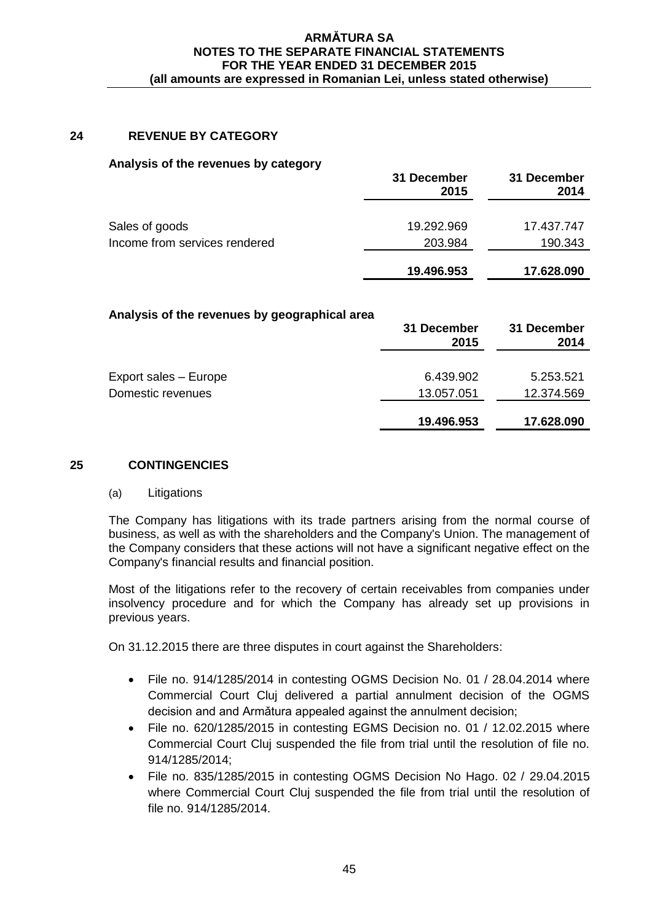## 24 REVENUE BY CATEGORY

**Analysis of the revenues by category**

| | 31 December 2015 | 31 December 2014 |
|---|---|---|
| Sales of goods | 19.292.969 | 17.437.747 |
| Income from services rendered | 203.984 | 190.343 |
| | **19.496.953** | **17.628.090** |

**Analysis of the revenues by geographical area**

| | 31 December 2015 | 31 December 2014 |
|---|---|---|
| Export sales – Europe | 6.439.902 | 5.253.521 |
| Domestic revenues | 13.057.051 | 12.374.569 |
| | **19.496.953** | **17.628.090** |

## 25 CONTINGENCIES

(a) Litigations

The Company has litigations with its trade partners arising from the normal course of business, as well as with the shareholders and the Company's Union. The management of the Company considers that these actions will not have a significant negative effect on the Company's financial results and financial position.

Most of the litigations refer to the recovery of certain receivables from companies under insolvency procedure and for which the Company has already set up provisions in previous years.

On 31.12.2015 there are three disputes in court against the Shareholders:

- File no. 914/1285/2014 in contesting OGMS Decision No. 01 / 28.04.2014 where Commercial Court Cluj delivered a partial annulment decision of the OGMS decision and and Armătura appealed against the annulment decision;
- File no. 620/1285/2015 in contesting EGMS Decision no. 01 / 12.02.2015 where Commercial Court Cluj suspended the file from trial until the resolution of file no. 914/1285/2014;
- File no. 835/1285/2015 in contesting OGMS Decision No Hago. 02 / 29.04.2015 where Commercial Court Cluj suspended the file from trial until the resolution of file no. 914/1285/2014.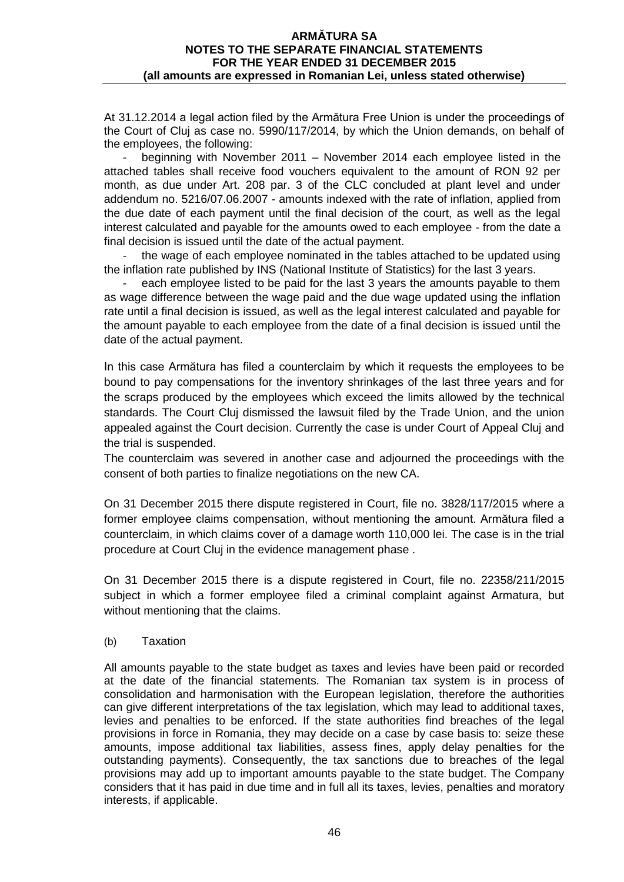At 31.12.2014 a legal action filed by the Armătura Free Union is under the proceedings of the Court of Cluj as case no. 5990/117/2014, by which the Union demands, on behalf of the employees, the following:

- beginning with November 2011 – November 2014 each employee listed in the attached tables shall receive food vouchers equivalent to the amount of RON 92 per month, as due under Art. 208 par. 3 of the CLC concluded at plant level and under addendum no. 5216/07.06.2007 - amounts indexed with the rate of inflation, applied from the due date of each payment until the final decision of the court, as well as the legal interest calculated and payable for the amounts owed to each employee - from the date a final decision is issued until the date of the actual payment.
- the wage of each employee nominated in the tables attached to be updated using the inflation rate published by INS (National Institute of Statistics) for the last 3 years.
- each employee listed to be paid for the last 3 years the amounts payable to them as wage difference between the wage paid and the due wage updated using the inflation rate until a final decision is issued, as well as the legal interest calculated and payable for the amount payable to each employee from the date of a final decision is issued until the date of the actual payment.

In this case Armătura has filed a counterclaim by which it requests the employees to be bound to pay compensations for the inventory shrinkages of the last three years and for the scraps produced by the employees which exceed the limits allowed by the technical standards. The Court Cluj dismissed the lawsuit filed by the Trade Union, and the union appealed against the Court decision. Currently the case is under Court of Appeal Cluj and the trial is suspended.
The counterclaim was severed in another case and adjourned the proceedings with the consent of both parties to finalize negotiations on the new CA.

On 31 December 2015 there dispute registered in Court, file no. 3828/117/2015 where a former employee claims compensation, without mentioning the amount. Armătura filed a counterclaim, in which claims cover of a damage worth 110,000 lei. The case is in the trial procedure at Court Cluj in the evidence management phase .

On 31 December 2015 there is a dispute registered in Court, file no. 22358/211/2015 subject in which a former employee filed a criminal complaint against Armatura, but without mentioning that the claims.

(b) Taxation

All amounts payable to the state budget as taxes and levies have been paid or recorded at the date of the financial statements. The Romanian tax system is in process of consolidation and harmonisation with the European legislation, therefore the authorities can give different interpretations of the tax legislation, which may lead to additional taxes, levies and penalties to be enforced. If the state authorities find breaches of the legal provisions in force in Romania, they may decide on a case by case basis to: seize these amounts, impose additional tax liabilities, assess fines, apply delay penalties for the outstanding payments). Consequently, the tax sanctions due to breaches of the legal provisions may add up to important amounts payable to the state budget. The Company considers that it has paid in due time and in full all its taxes, levies, penalties and moratory interests, if applicable.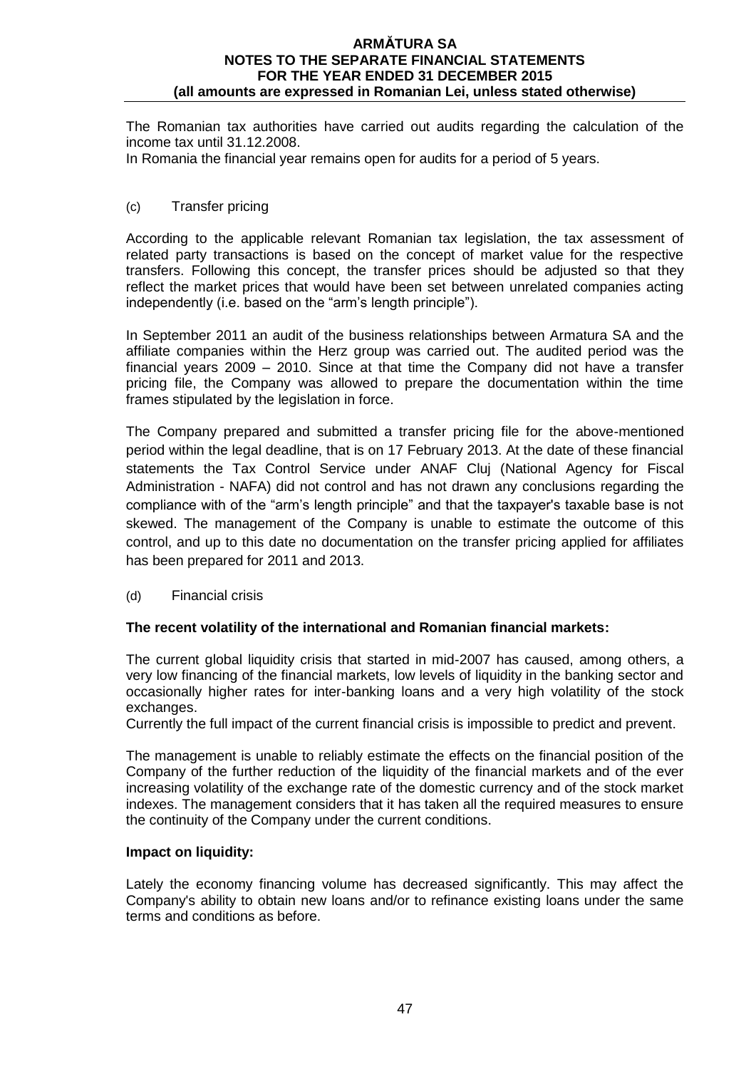The Romanian tax authorities have carried out audits regarding the calculation of the income tax until 31.12.2008.
In Romania the financial year remains open for audits for a period of 5 years.

(c) Transfer pricing

According to the applicable relevant Romanian tax legislation, the tax assessment of related party transactions is based on the concept of market value for the respective transfers. Following this concept, the transfer prices should be adjusted so that they reflect the market prices that would have been set between unrelated companies acting independently (i.e. based on the "arm's length principle").

In September 2011 an audit of the business relationships between Armatura SA and the affiliate companies within the Herz group was carried out. The audited period was the financial years 2009 – 2010. Since at that time the Company did not have a transfer pricing file, the Company was allowed to prepare the documentation within the time frames stipulated by the legislation in force.

The Company prepared and submitted a transfer pricing file for the above-mentioned period within the legal deadline, that is on 17 February 2013. At the date of these financial statements the Tax Control Service under ANAF Cluj (National Agency for Fiscal Administration - NAFA) did not control and has not drawn any conclusions regarding the compliance with of the "arm's length principle" and that the taxpayer's taxable base is not skewed. The management of the Company is unable to estimate the outcome of this control, and up to this date no documentation on the transfer pricing applied for affiliates has been prepared for 2011 and 2013.

(d) Financial crisis

**The recent volatility of the international and Romanian financial markets:**

The current global liquidity crisis that started in mid-2007 has caused, among others, a very low financing of the financial markets, low levels of liquidity in the banking sector and occasionally higher rates for inter-banking loans and a very high volatility of the stock exchanges.
Currently the full impact of the current financial crisis is impossible to predict and prevent.

The management is unable to reliably estimate the effects on the financial position of the Company of the further reduction of the liquidity of the financial markets and of the ever increasing volatility of the exchange rate of the domestic currency and of the stock market indexes. The management considers that it has taken all the required measures to ensure the continuity of the Company under the current conditions.

**Impact on liquidity:**

Lately the economy financing volume has decreased significantly. This may affect the Company's ability to obtain new loans and/or to refinance existing loans under the same terms and conditions as before.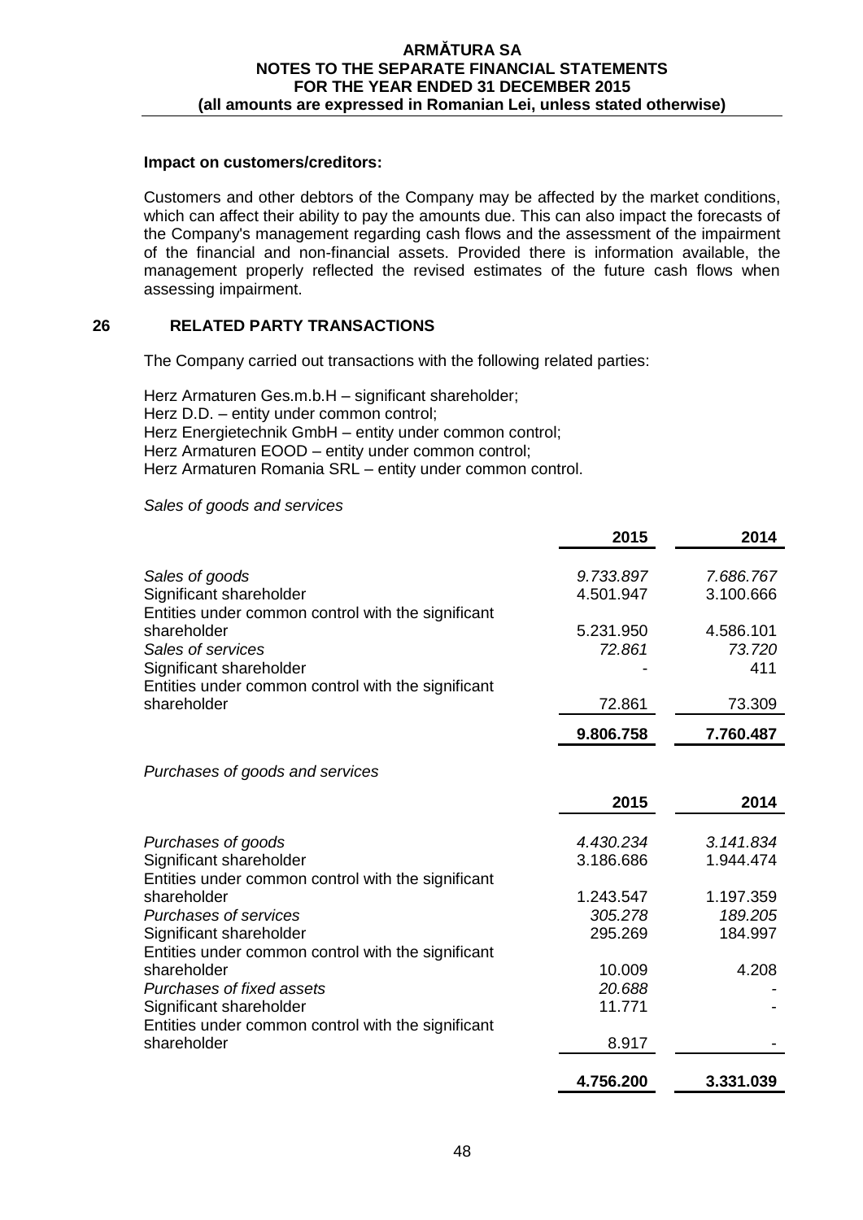**Impact on customers/creditors:**

Customers and other debtors of the Company may be affected by the market conditions, which can affect their ability to pay the amounts due. This can also impact the forecasts of the Company's management regarding cash flows and the assessment of the impairment of the financial and non-financial assets. Provided there is information available, the management properly reflected the revised estimates of the future cash flows when assessing impairment.

## 26 RELATED PARTY TRANSACTIONS

The Company carried out transactions with the following related parties:

Herz Armaturen Ges.m.b.H – significant shareholder;
Herz D.D. – entity under common control;
Herz Energietechnik GmbH – entity under common control;
Herz Armaturen EOOD – entity under common control;
Herz Armaturen Romania SRL – entity under common control.

*Sales of goods and services*

| | 2015 | 2014 |
|---|---|---|
| *Sales of goods* | *9.733.897* | *7.686.767* |
| Significant shareholder | 4.501.947 | 3.100.666 |
| Entities under common control with the significant shareholder | 5.231.950 | 4.586.101 |
| *Sales of services* | *72.861* | *73.720* |
| Significant shareholder | - | 411 |
| Entities under common control with the significant shareholder | 72.861 | 73.309 |
| | **9.806.758** | **7.760.487** |

*Purchases of goods and services*

| | 2015 | 2014 |
|---|---|---|
| *Purchases of goods* | *4.430.234* | *3.141.834* |
| Significant shareholder | 3.186.686 | 1.944.474 |
| Entities under common control with the significant shareholder | 1.243.547 | 1.197.359 |
| *Purchases of services* | *305.278* | *189.205* |
| Significant shareholder | 295.269 | 184.997 |
| Entities under common control with the significant shareholder | 10.009 | 4.208 |
| *Purchases of fixed assets* | *20.688* | - |
| Significant shareholder | 11.771 | - |
| Entities under common control with the significant shareholder | 8.917 | - |
| | **4.756.200** | **3.331.039** |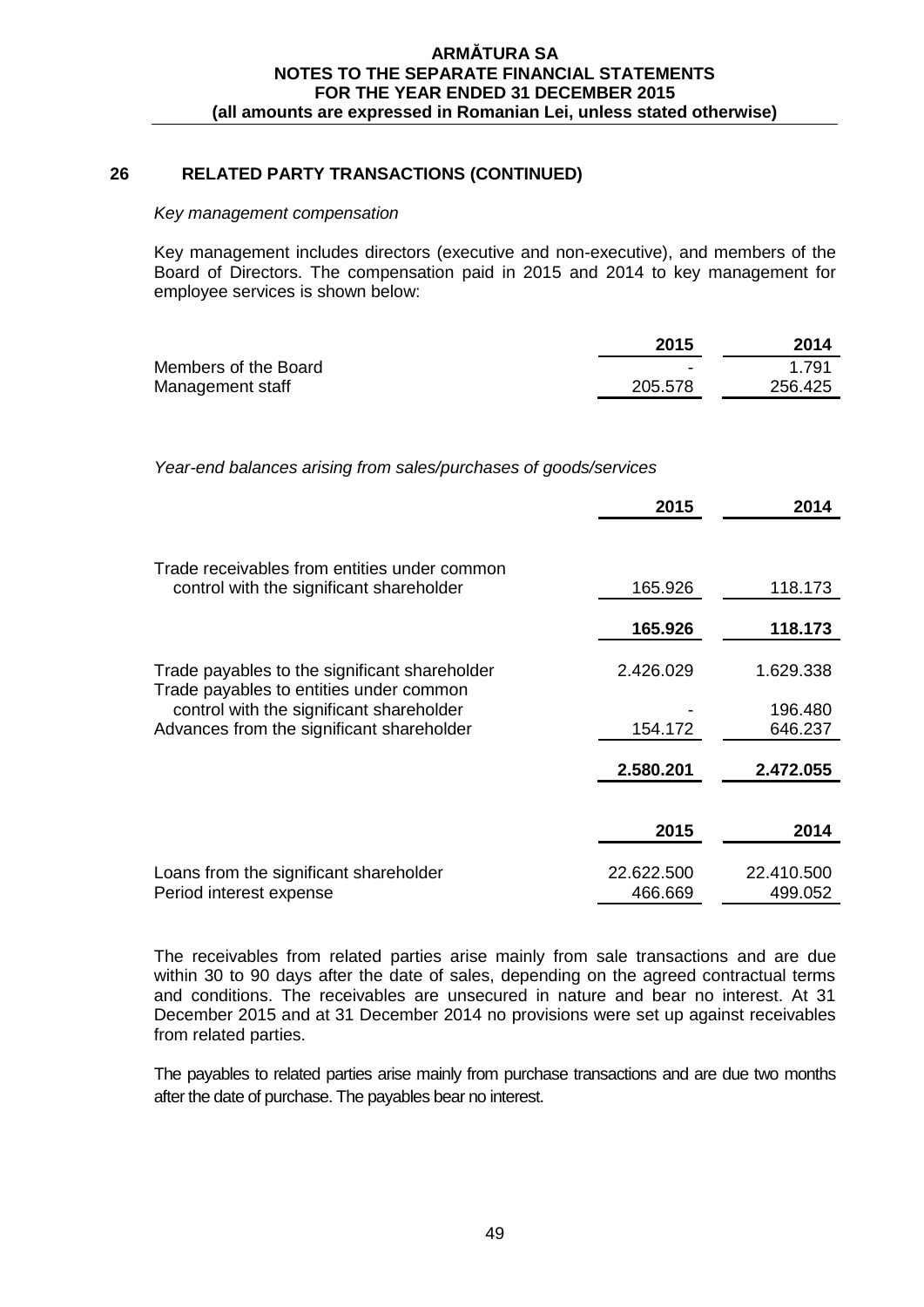## 26 RELATED PARTY TRANSACTIONS (CONTINUED)

*Key management compensation*

Key management includes directors (executive and non-executive), and members of the Board of Directors. The compensation paid in 2015 and 2014 to key management for employee services is shown below:

| | 2015 | 2014 |
|---|---|---|
| Members of the Board | - | 1.791 |
| Management staff | 205.578 | 256.425 |

*Year-end balances arising from sales/purchases of goods/services*

| | 2015 | 2014 |
|---|---|---|
| Trade receivables from entities under common control with the significant shareholder | 165.926 | 118.173 |
| | **165.926** | **118.173** |
| Trade payables to the significant shareholder | 2.426.029 | 1.629.338 |
| Trade payables to entities under common control with the significant shareholder | - | 196.480 |
| Advances from the significant shareholder | 154.172 | 646.237 |
| | **2.580.201** | **2.472.055** |

| | 2015 | 2014 |
|---|---|---|
| Loans from the significant shareholder | 22.622.500 | 22.410.500 |
| Period interest expense | 466.669 | 499.052 |

The receivables from related parties arise mainly from sale transactions and are due within 30 to 90 days after the date of sales, depending on the agreed contractual terms and conditions. The receivables are unsecured in nature and bear no interest. At 31 December 2015 and at 31 December 2014 no provisions were set up against receivables from related parties.

The payables to related parties arise mainly from purchase transactions and are due two months after the date of purchase. The payables bear no interest.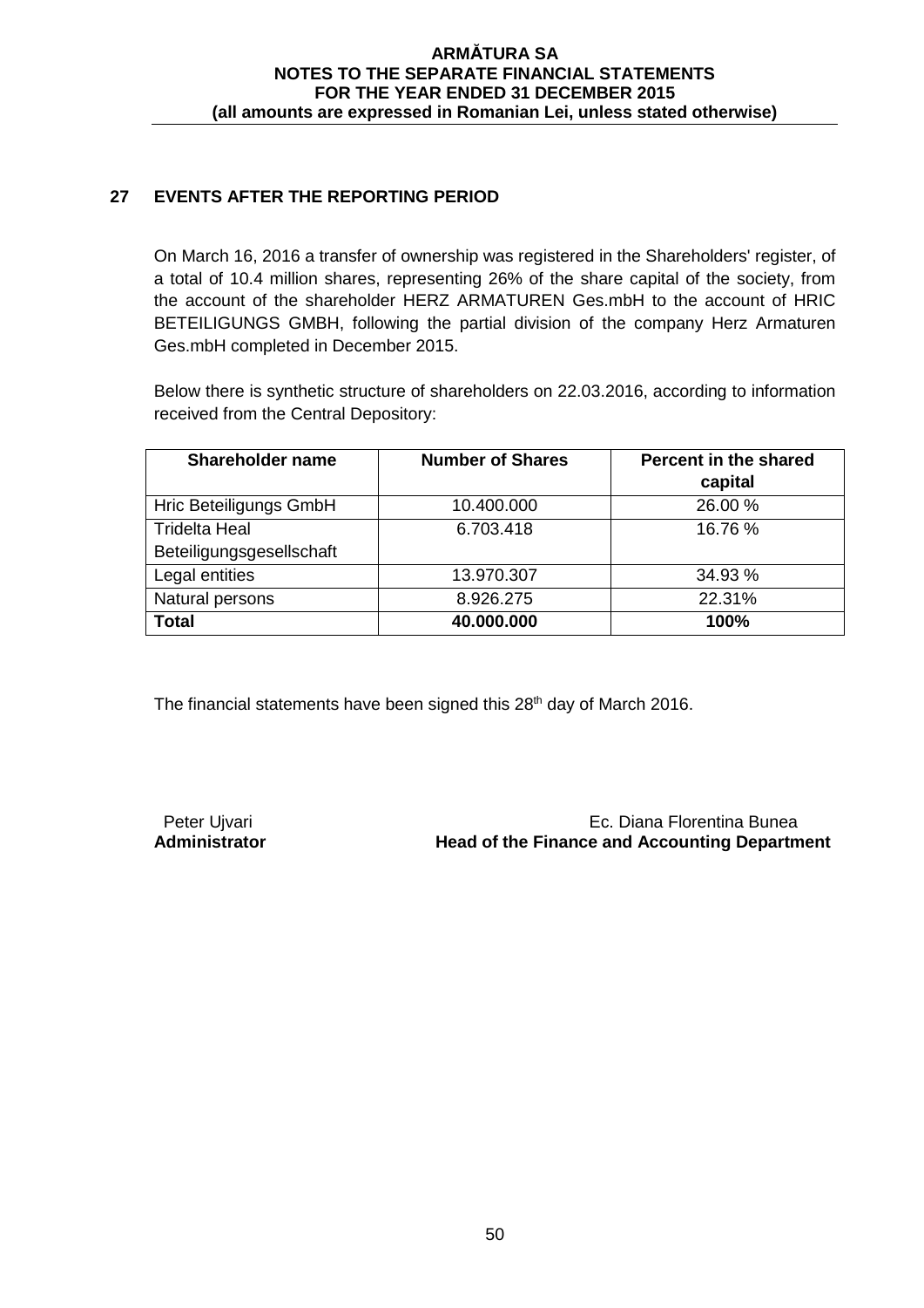## 27 EVENTS AFTER THE REPORTING PERIOD

On March 16, 2016 a transfer of ownership was registered in the Shareholders' register, of a total of 10.4 million shares, representing 26% of the share capital of the society, from the account of the shareholder HERZ ARMATUREN Ges.mbH to the account of HRIC BETEILIGUNGS GMBH, following the partial division of the company Herz Armaturen Ges.mbH completed in December 2015.

Below there is synthetic structure of shareholders on 22.03.2016, according to information received from the Central Depository:

| Shareholder name | Number of Shares | Percent in the shared capital |
|---|---|---|
| Hric Beteiligungs GmbH | 10.400.000 | 26.00 % |
| Tridelta Heal Beteiligungsgesellschaft | 6.703.418 | 16.76 % |
| Legal entities | 13.970.307 | 34.93 % |
| Natural persons | 8.926.275 | 22.31% |
| **Total** | **40.000.000** | **100%** |

The financial statements have been signed this 28th day of March 2016.

Peter Ujvari
**Administrator**

Ec. Diana Florentina Bunea
**Head of the Finance and Accounting Department**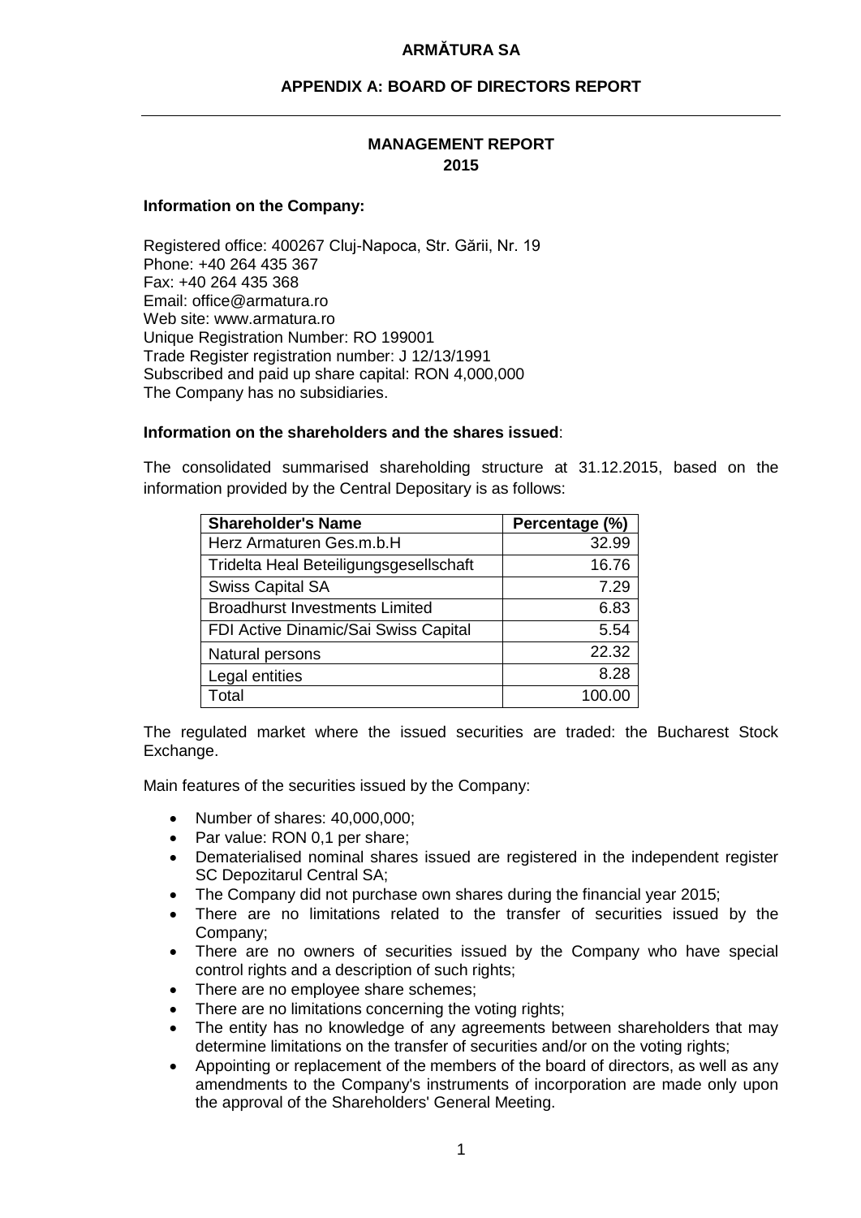**ARMĂTURA SA**

**APPENDIX A: BOARD OF DIRECTORS REPORT**

---

## MANAGEMENT REPORT
## 2015

**Information on the Company:**

Registered office: 400267 Cluj-Napoca, Str. Gării, Nr. 19
Phone: +40 264 435 367
Fax: +40 264 435 368
Email: office@armatura.ro
Web site: www.armatura.ro
Unique Registration Number: RO 199001
Trade Register registration number: J 12/13/1991
Subscribed and paid up share capital: RON 4,000,000
The Company has no subsidiaries.

**Information on the shareholders and the shares issued**:

The consolidated summarised shareholding structure at 31.12.2015, based on the information provided by the Central Depositary is as follows:

| Shareholder's Name | Percentage (%) |
|---|---|
| Herz Armaturen Ges.m.b.H | 32.99 |
| Tridelta Heal Beteiligungsgesellschaft | 16.76 |
| Swiss Capital SA | 7.29 |
| Broadhurst Investments Limited | 6.83 |
| FDI Active Dinamic/Sai Swiss Capital | 5.54 |
| Natural persons | 22.32 |
| Legal entities | 8.28 |
| Total | 100.00 |

The regulated market where the issued securities are traded: the Bucharest Stock Exchange.

Main features of the securities issued by the Company:

- Number of shares: 40,000,000;
- Par value: RON 0,1 per share;
- Dematerialised nominal shares issued are registered in the independent register SC Depozitarul Central SA;
- The Company did not purchase own shares during the financial year 2015;
- There are no limitations related to the transfer of securities issued by the Company;
- There are no owners of securities issued by the Company who have special control rights and a description of such rights;
- There are no employee share schemes;
- There are no limitations concerning the voting rights;
- The entity has no knowledge of any agreements between shareholders that may determine limitations on the transfer of securities and/or on the voting rights;
- Appointing or replacement of the members of the board of directors, as well as any amendments to the Company's instruments of incorporation are made only upon the approval of the Shareholders' General Meeting.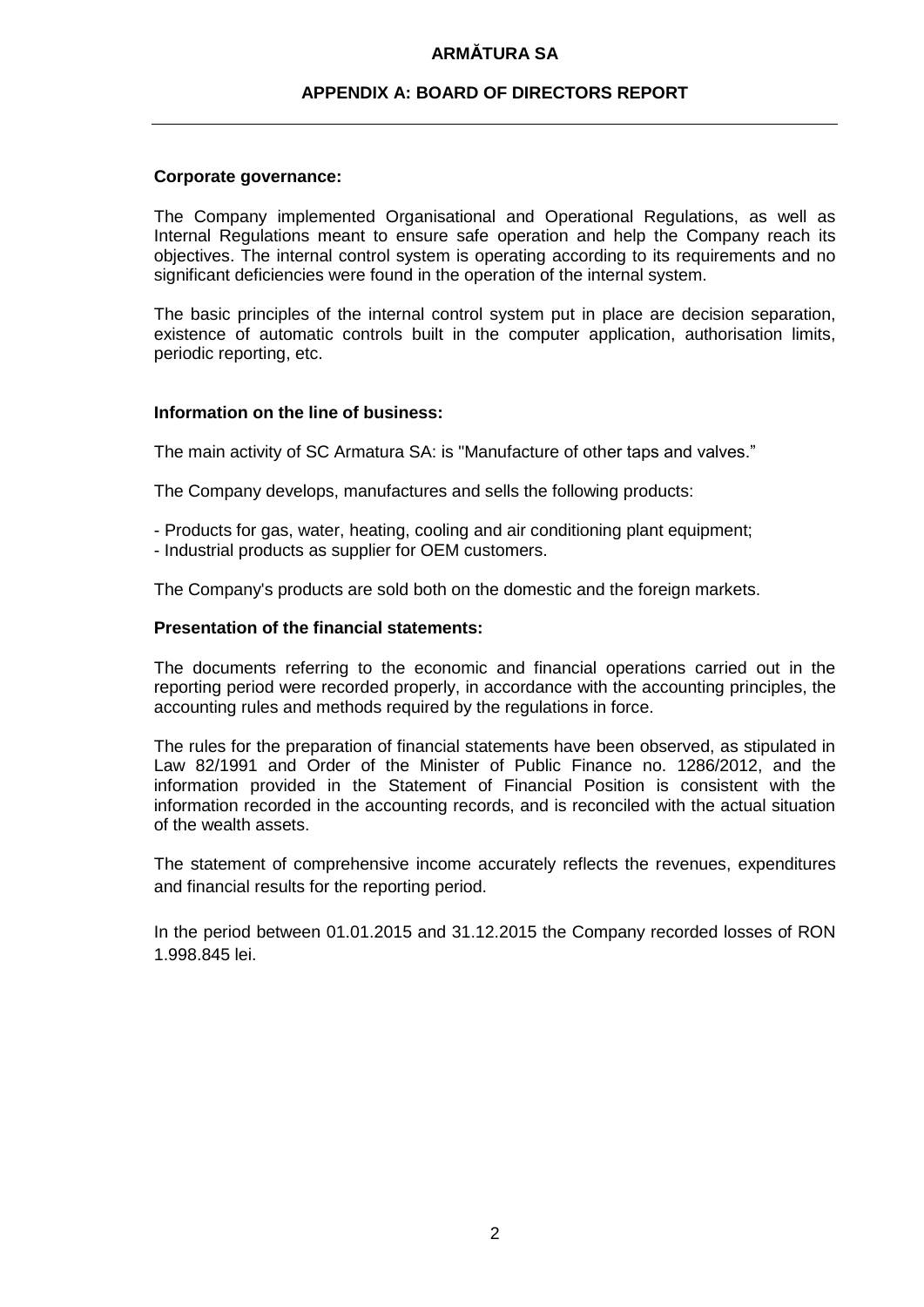**Corporate governance:**

The Company implemented Organisational and Operational Regulations, as well as Internal Regulations meant to ensure safe operation and help the Company reach its objectives. The internal control system is operating according to its requirements and no significant deficiencies were found in the operation of the internal system.

The basic principles of the internal control system put in place are decision separation, existence of automatic controls built in the computer application, authorisation limits, periodic reporting, etc.

**Information on the line of business:**

The main activity of SC Armatura SA: is "Manufacture of other taps and valves."

The Company develops, manufactures and sells the following products:

- Products for gas, water, heating, cooling and air conditioning plant equipment;
- Industrial products as supplier for OEM customers.

The Company's products are sold both on the domestic and the foreign markets.

**Presentation of the financial statements:**

The documents referring to the economic and financial operations carried out in the reporting period were recorded properly, in accordance with the accounting principles, the accounting rules and methods required by the regulations in force.

The rules for the preparation of financial statements have been observed, as stipulated in Law 82/1991 and Order of the Minister of Public Finance no. 1286/2012, and the information provided in the Statement of Financial Position is consistent with the information recorded in the accounting records, and is reconciled with the actual situation of the wealth assets.

The statement of comprehensive income accurately reflects the revenues, expenditures and financial results for the reporting period.

In the period between 01.01.2015 and 31.12.2015 the Company recorded losses of RON 1.998.845 lei.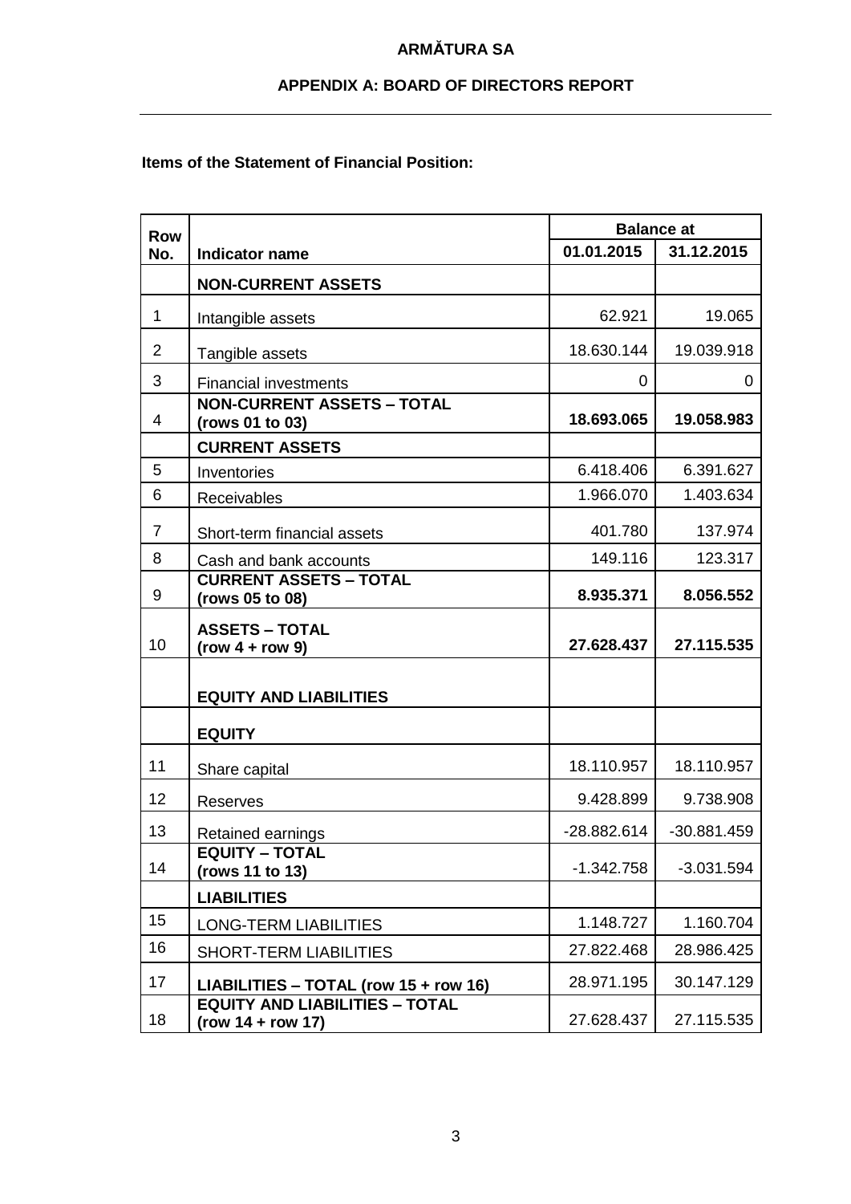**ARMĂTURA SA**

**APPENDIX A: BOARD OF DIRECTORS REPORT**

---

**Items of the Statement of Financial Position:**

| Row No. | Indicator name | Balance at | |
|---|---|---|---|
| | | **01.01.2015** | **31.12.2015** |
| | **NON-CURRENT ASSETS** | | |
| 1 | Intangible assets | 62.921 | 19.065 |
| 2 | Tangible assets | 18.630.144 | 19.039.918 |
| 3 | Financial investments | 0 | 0 |
| 4 | **NON-CURRENT ASSETS – TOTAL (rows 01 to 03)** | **18.693.065** | **19.058.983** |
| | **CURRENT ASSETS** | | |
| 5 | Inventories | 6.418.406 | 6.391.627 |
| 6 | Receivables | 1.966.070 | 1.403.634 |
| 7 | Short-term financial assets | 401.780 | 137.974 |
| 8 | Cash and bank accounts | 149.116 | 123.317 |
| 9 | **CURRENT ASSETS – TOTAL (rows 05 to 08)** | **8.935.371** | **8.056.552** |
| 10 | **ASSETS – TOTAL (row 4 + row 9)** | **27.628.437** | **27.115.535** |
| | **EQUITY AND LIABILITIES** | | |
| | **EQUITY** | | |
| 11 | Share capital | 18.110.957 | 18.110.957 |
| 12 | Reserves | 9.428.899 | 9.738.908 |
| 13 | Retained earnings | -28.882.614 | -30.881.459 |
| 14 | **EQUITY – TOTAL (rows 11 to 13)** | -1.342.758 | -3.031.594 |
| | **LIABILITIES** | | |
| 15 | LONG-TERM LIABILITIES | 1.148.727 | 1.160.704 |
| 16 | SHORT-TERM LIABILITIES | 27.822.468 | 28.986.425 |
| 17 | **LIABILITIES – TOTAL (row 15 + row 16)** | 28.971.195 | 30.147.129 |
| 18 | **EQUITY AND LIABILITIES – TOTAL (row 14 + row 17)** | 27.628.437 | 27.115.535 |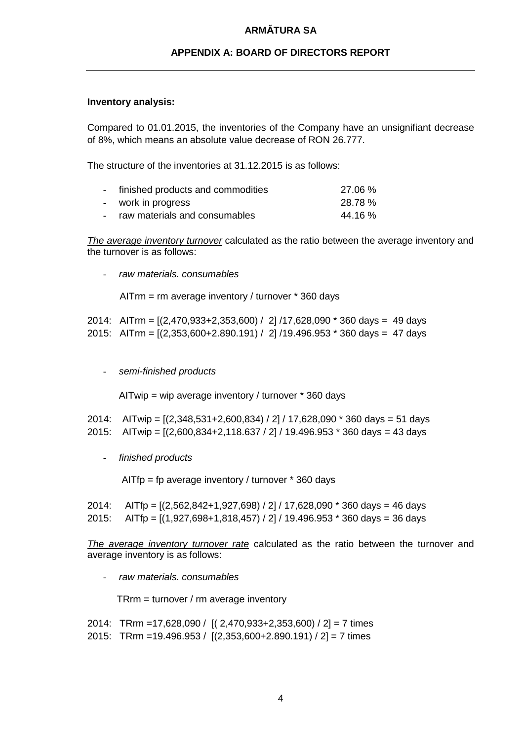**ARMĂTURA SA**

**APPENDIX A: BOARD OF DIRECTORS REPORT**

**Inventory analysis:**

Compared to 01.01.2015, the inventories of the Company have an unsignifiant decrease of 8%, which means an absolute value decrease of RON 26.777.

The structure of the inventories at 31.12.2015 is as follows:

| | |
|---|---|
| - finished products and commodities | 27.06 % |
| - work in progress | 28.78 % |
| - raw materials and consumables | 44.16 % |

*The average inventory turnover* calculated as the ratio between the average inventory and the turnover is as follows:

- *raw materials. consumables*

  AITrm = rm average inventory / turnover * 360 days

2014: AITrm = [(2,470,933+2,353,600) / 2] /17,628,090 * 360 days = 49 days
2015: AITrm = [(2,353,600+2.890.191) / 2] /19.496.953 * 360 days = 47 days

- *semi-finished products*

  AITwip = wip average inventory / turnover * 360 days

2014: AITwip = [(2,348,531+2,600,834) / 2] / 17,628,090 * 360 days = 51 days
2015: AITwip = [(2,600,834+2,118.637 / 2] / 19.496.953 * 360 days = 43 days

- *finished products*

  AITfp = fp average inventory / turnover * 360 days

2014: AITfp = [(2,562,842+1,927,698) / 2] / 17,628,090 * 360 days = 46 days
2015: AITfp = [(1,927,698+1,818,457) / 2] / 19.496.953 * 360 days = 36 days

*The average inventory turnover rate* calculated as the ratio between the turnover and average inventory is as follows:

- *raw materials. consumables*

  TRrm = turnover / rm average inventory

2014: TRrm =17,628,090 / [( 2,470,933+2,353,600) / 2] = 7 times
2015: TRrm =19.496.953 / [(2,353,600+2.890.191) / 2] = 7 times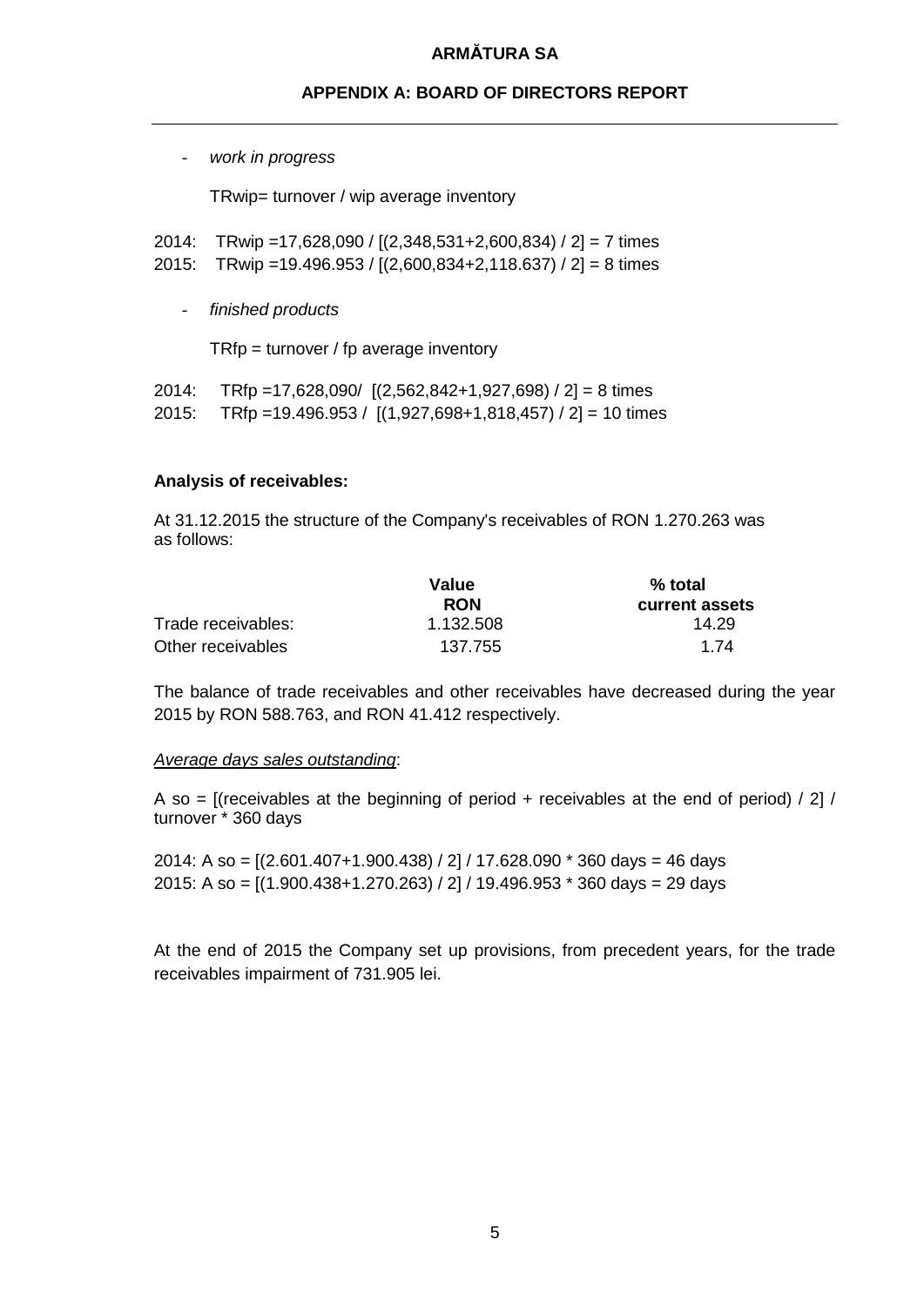- *work in progress*

  TRwip= turnover / wip average inventory

2014: TRwip =17,628,090 / [(2,348,531+2,600,834) / 2] = 7 times
2015: TRwip =19.496.953 / [(2,600,834+2,118.637) / 2] = 8 times

- *finished products*

  TRfp = turnover / fp average inventory

2014: TRfp =17,628,090/ [(2,562,842+1,927,698) / 2] = 8 times
2015: TRfp =19.496.953 / [(1,927,698+1,818,457) / 2] = 10 times

**Analysis of receivables:**

At 31.12.2015 the structure of the Company's receivables of RON 1.270.263 was as follows:

| | **Value RON** | **% total current assets** |
|---|---|---|
| Trade receivables: | 1.132.508 | 14.29 |
| Other receivables | 137.755 | 1.74 |

The balance of trade receivables and other receivables have decreased during the year 2015 by RON 588.763, and RON 41.412 respectively.

*Average days sales outstanding*:

A so = [(receivables at the beginning of period + receivables at the end of period) / 2] / turnover * 360 days

2014: A so = [(2.601.407+1.900.438) / 2] / 17.628.090 * 360 days = 46 days
2015: A so = [(1.900.438+1.270.263) / 2] / 19.496.953 * 360 days = 29 days

At the end of 2015 the Company set up provisions, from precedent years, for the trade receivables impairment of 731.905 lei.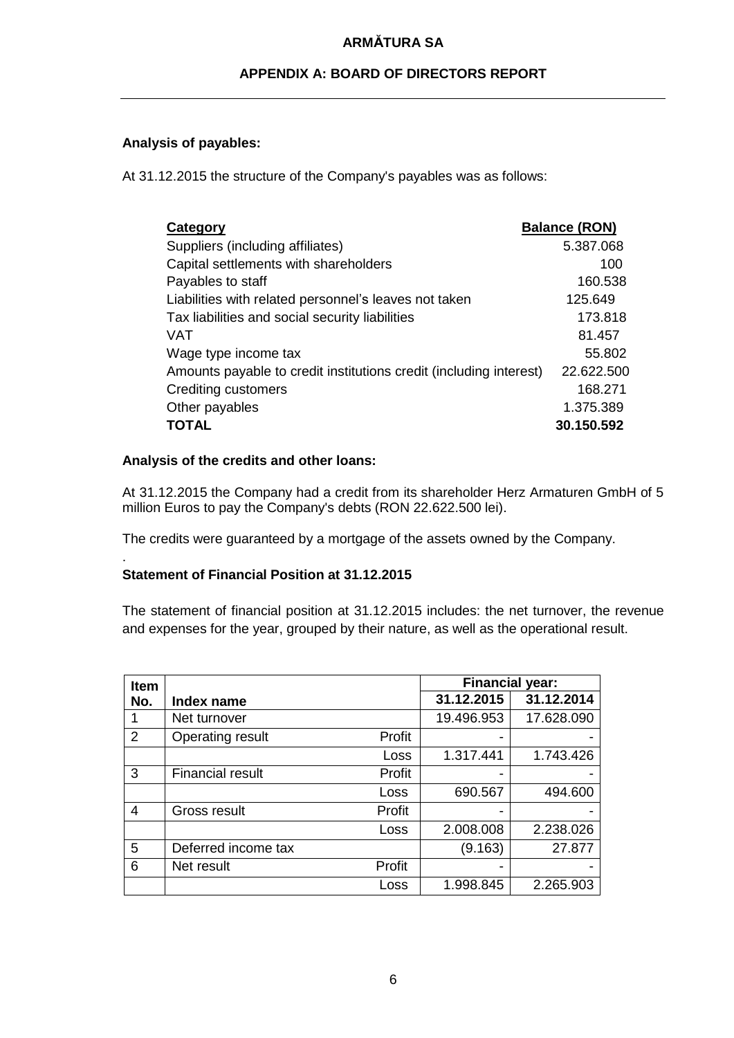**Analysis of payables:**

At 31.12.2015 the structure of the Company's payables was as follows:

| Category | Balance (RON) |
|---|---|
| Suppliers (including affiliates) | 5.387.068 |
| Capital settlements with shareholders | 100 |
| Payables to staff | 160.538 |
| Liabilities with related personnel's leaves not taken | 125.649 |
| Tax liabilities and social security liabilities | 173.818 |
| VAT | 81.457 |
| Wage type income tax | 55.802 |
| Amounts payable to credit institutions credit (including interest) | 22.622.500 |
| Crediting customers | 168.271 |
| Other payables | 1.375.389 |
| **TOTAL** | **30.150.592** |

**Analysis of the credits and other loans:**

At 31.12.2015 the Company had a credit from its shareholder Herz Armaturen GmbH of 5 million Euros to pay the Company's debts (RON 22.622.500 lei).

The credits were guaranteed by a mortgage of the assets owned by the Company.

.

**Statement of Financial Position at 31.12.2015**

The statement of financial position at 31.12.2015 includes: the net turnover, the revenue and expenses for the year, grouped by their nature, as well as the operational result.

| Item No. | Index name | | Financial year: 31.12.2015 | 31.12.2014 |
|---|---|---|---|---|
| 1 | Net turnover | | 19.496.953 | 17.628.090 |
| 2 | Operating result | Profit | - | - |
| | | Loss | 1.317.441 | 1.743.426 |
| 3 | Financial result | Profit | - | - |
| | | Loss | 690.567 | 494.600 |
| 4 | Gross result | Profit | - | - |
| | | Loss | 2.008.008 | 2.238.026 |
| 5 | Deferred income tax | | (9.163) | 27.877 |
| 6 | Net result | Profit | - | - |
| | | Loss | 1.998.845 | 2.265.903 |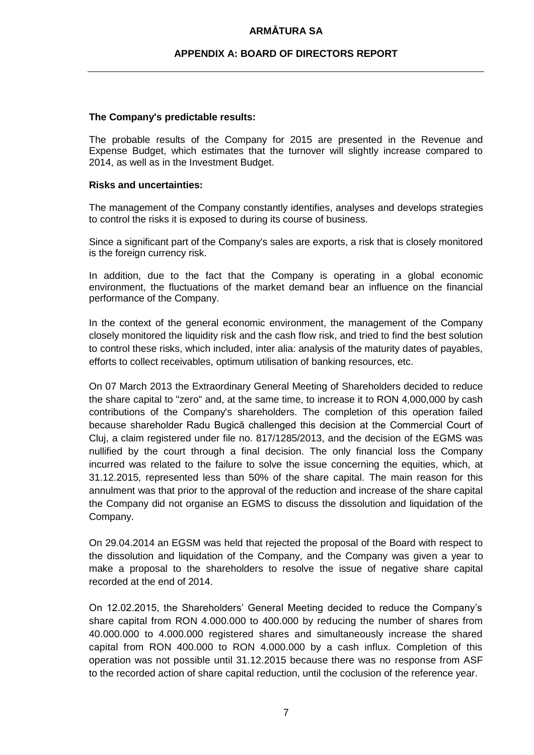**The Company's predictable results:**

The probable results of the Company for 2015 are presented in the Revenue and Expense Budget, which estimates that the turnover will slightly increase compared to 2014, as well as in the Investment Budget.

**Risks and uncertainties:**

The management of the Company constantly identifies, analyses and develops strategies to control the risks it is exposed to during its course of business.

Since a significant part of the Company's sales are exports, a risk that is closely monitored is the foreign currency risk.

In addition, due to the fact that the Company is operating in a global economic environment, the fluctuations of the market demand bear an influence on the financial performance of the Company.

In the context of the general economic environment, the management of the Company closely monitored the liquidity risk and the cash flow risk, and tried to find the best solution to control these risks, which included, inter alia: analysis of the maturity dates of payables, efforts to collect receivables, optimum utilisation of banking resources, etc.

On 07 March 2013 the Extraordinary General Meeting of Shareholders decided to reduce the share capital to "zero" and, at the same time, to increase it to RON 4,000,000 by cash contributions of the Company's shareholders. The completion of this operation failed because shareholder Radu Bugică challenged this decision at the Commercial Court of Cluj, a claim registered under file no. 817/1285/2013, and the decision of the EGMS was nullified by the court through a final decision. The only financial loss the Company incurred was related to the failure to solve the issue concerning the equities, which, at 31.12.2015, represented less than 50% of the share capital. The main reason for this annulment was that prior to the approval of the reduction and increase of the share capital the Company did not organise an EGMS to discuss the dissolution and liquidation of the Company.

On 29.04.2014 an EGSM was held that rejected the proposal of the Board with respect to the dissolution and liquidation of the Company, and the Company was given a year to make a proposal to the shareholders to resolve the issue of negative share capital recorded at the end of 2014.

On 12.02.2015, the Shareholders' General Meeting decided to reduce the Company's share capital from RON 4.000.000 to 400.000 by reducing the number of shares from 40.000.000 to 4.000.000 registered shares and simultaneously increase the shared capital from RON 400.000 to RON 4.000.000 by a cash influx. Completion of this operation was not possible until 31.12.2015 because there was no response from ASF to the recorded action of share capital reduction, until the coclusion of the reference year.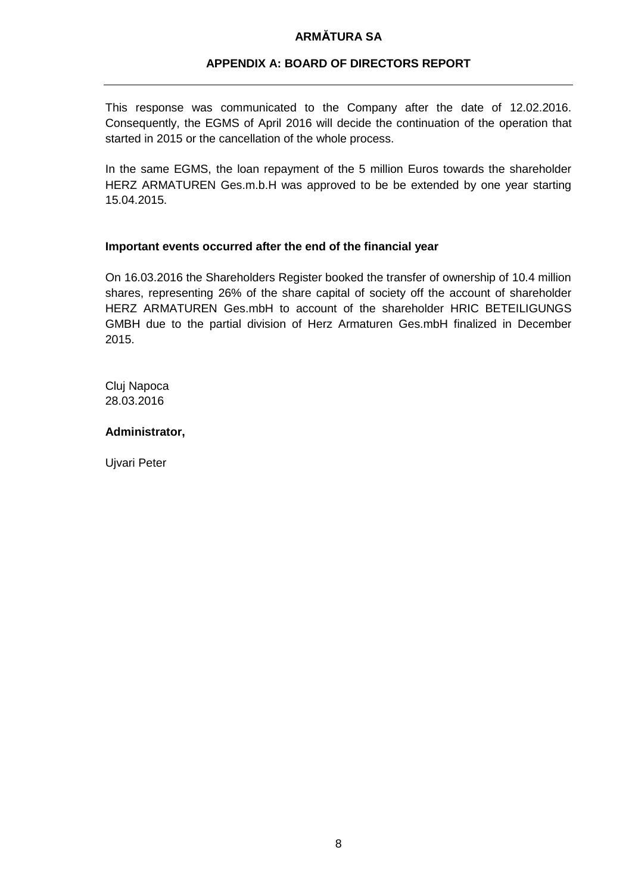This response was communicated to the Company after the date of 12.02.2016. Consequently, the EGMS of April 2016 will decide the continuation of the operation that started in 2015 or the cancellation of the whole process.

In the same EGMS, the loan repayment of the 5 million Euros towards the shareholder HERZ ARMATUREN Ges.m.b.H was approved to be be extended by one year starting 15.04.2015.

**Important events occurred after the end of the financial year**

On 16.03.2016 the Shareholders Register booked the transfer of ownership of 10.4 million shares, representing 26% of the share capital of society off the account of shareholder HERZ ARMATUREN Ges.mbH to account of the shareholder HRIC BETEILIGUNGS GMBH due to the partial division of Herz Armaturen Ges.mbH finalized in December 2015.

Cluj Napoca
28.03.2016

**Administrator,**

Ujvari Peter